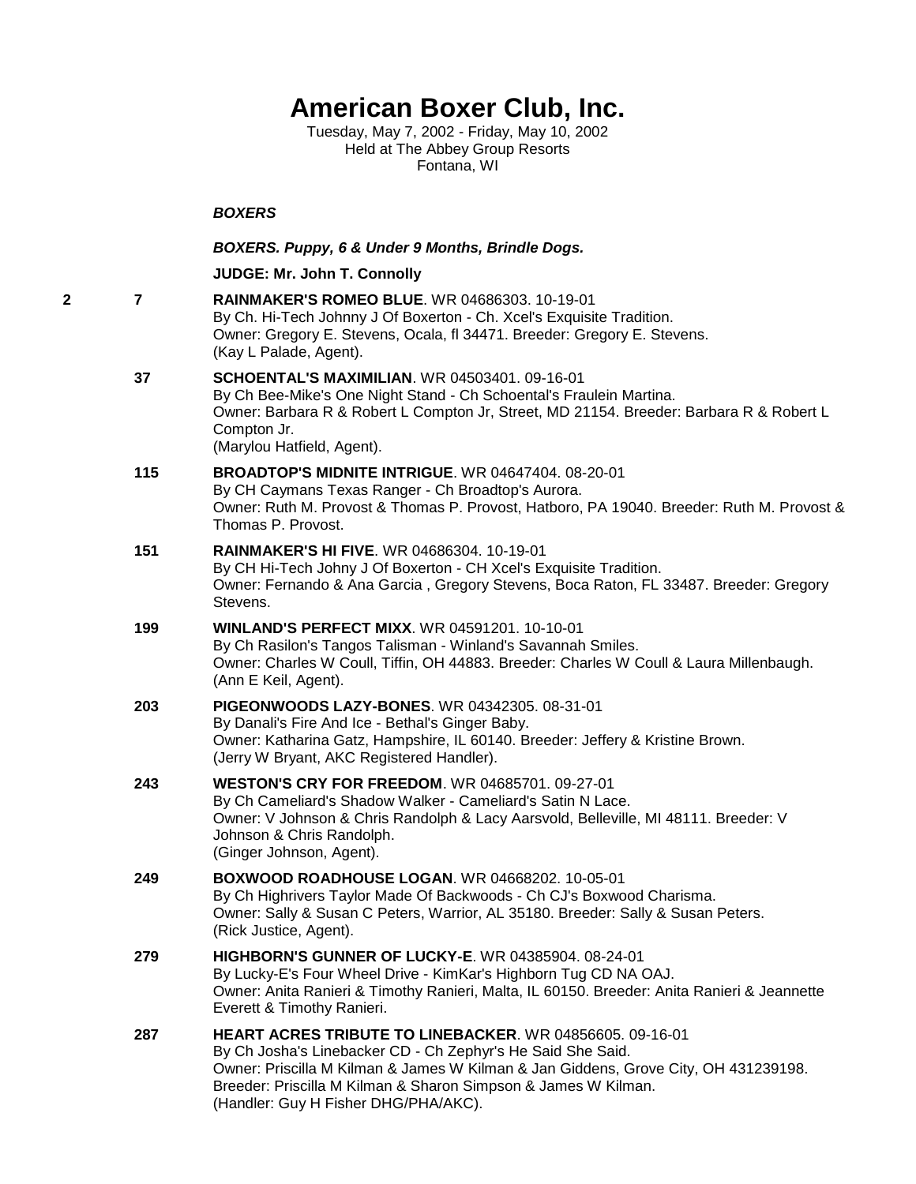# American Boxer Club, Inc.

Tuesday, May 7, 2002 - Friday, May 10, 2002
Held at The Abbey Group Resorts
Fontana, WI

***BOXERS***

***BOXERS. Puppy, 6 & Under 9 Months, Brindle Dogs.***

**JUDGE: Mr. John T. Connolly**

**2** | **7** | **RAINMAKER'S ROMEO BLUE**. WR 04686303. 10-19-01
By Ch. Hi-Tech Johnny J Of Boxerton - Ch. Xcel's Exquisite Tradition.
Owner: Gregory E. Stevens, Ocala, fl 34471. Breeder: Gregory E. Stevens.
(Kay L Palade, Agent).

**37** | **SCHOENTAL'S MAXIMILIAN**. WR 04503401. 09-16-01
By Ch Bee-Mike's One Night Stand - Ch Schoental's Fraulein Martina.
Owner: Barbara R & Robert L Compton Jr, Street, MD 21154. Breeder: Barbara R & Robert L Compton Jr.
(Marylou Hatfield, Agent).

**115** | **BROADTOP'S MIDNITE INTRIGUE**. WR 04647404. 08-20-01
By CH Caymans Texas Ranger - Ch Broadtop's Aurora.
Owner: Ruth M. Provost & Thomas P. Provost, Hatboro, PA 19040. Breeder: Ruth M. Provost & Thomas P. Provost.

**151** | **RAINMAKER'S HI FIVE**. WR 04686304. 10-19-01
By CH Hi-Tech Johny J Of Boxerton - CH Xcel's Exquisite Tradition.
Owner: Fernando & Ana Garcia , Gregory Stevens, Boca Raton, FL 33487. Breeder: Gregory Stevens.

**199** | **WINLAND'S PERFECT MIXX**. WR 04591201. 10-10-01
By Ch Rasilon's Tangos Talisman - Winland's Savannah Smiles.
Owner: Charles W Coull, Tiffin, OH 44883. Breeder: Charles W Coull & Laura Millenbaugh.
(Ann E Keil, Agent).

**203** | **PIGEONWOODS LAZY-BONES**. WR 04342305. 08-31-01
By Danali's Fire And Ice - Bethal's Ginger Baby.
Owner: Katharina Gatz, Hampshire, IL 60140. Breeder: Jeffery & Kristine Brown.
(Jerry W Bryant, AKC Registered Handler).

**243** | **WESTON'S CRY FOR FREEDOM**. WR 04685701. 09-27-01
By Ch Cameliard's Shadow Walker - Cameliard's Satin N Lace.
Owner: V Johnson & Chris Randolph & Lacy Aarsvold, Belleville, MI 48111. Breeder: V Johnson & Chris Randolph.
(Ginger Johnson, Agent).

**249** | **BOXWOOD ROADHOUSE LOGAN**. WR 04668202. 10-05-01
By Ch Highrivers Taylor Made Of Backwoods - Ch CJ's Boxwood Charisma.
Owner: Sally & Susan C Peters, Warrior, AL 35180. Breeder: Sally & Susan Peters.
(Rick Justice, Agent).

**279** | **HIGHBORN'S GUNNER OF LUCKY-E**. WR 04385904. 08-24-01
By Lucky-E's Four Wheel Drive - KimKar's Highborn Tug CD NA OAJ.
Owner: Anita Ranieri & Timothy Ranieri, Malta, IL 60150. Breeder: Anita Ranieri & Jeannette Everett & Timothy Ranieri.

**287** | **HEART ACRES TRIBUTE TO LINEBACKER**. WR 04856605. 09-16-01
By Ch Josha's Linebacker CD - Ch Zephyr's He Said She Said.
Owner: Priscilla M Kilman & James W Kilman & Jan Giddens, Grove City, OH 431239198. Breeder: Priscilla M Kilman & Sharon Simpson & James W Kilman.
(Handler: Guy H Fisher DHG/PHA/AKC).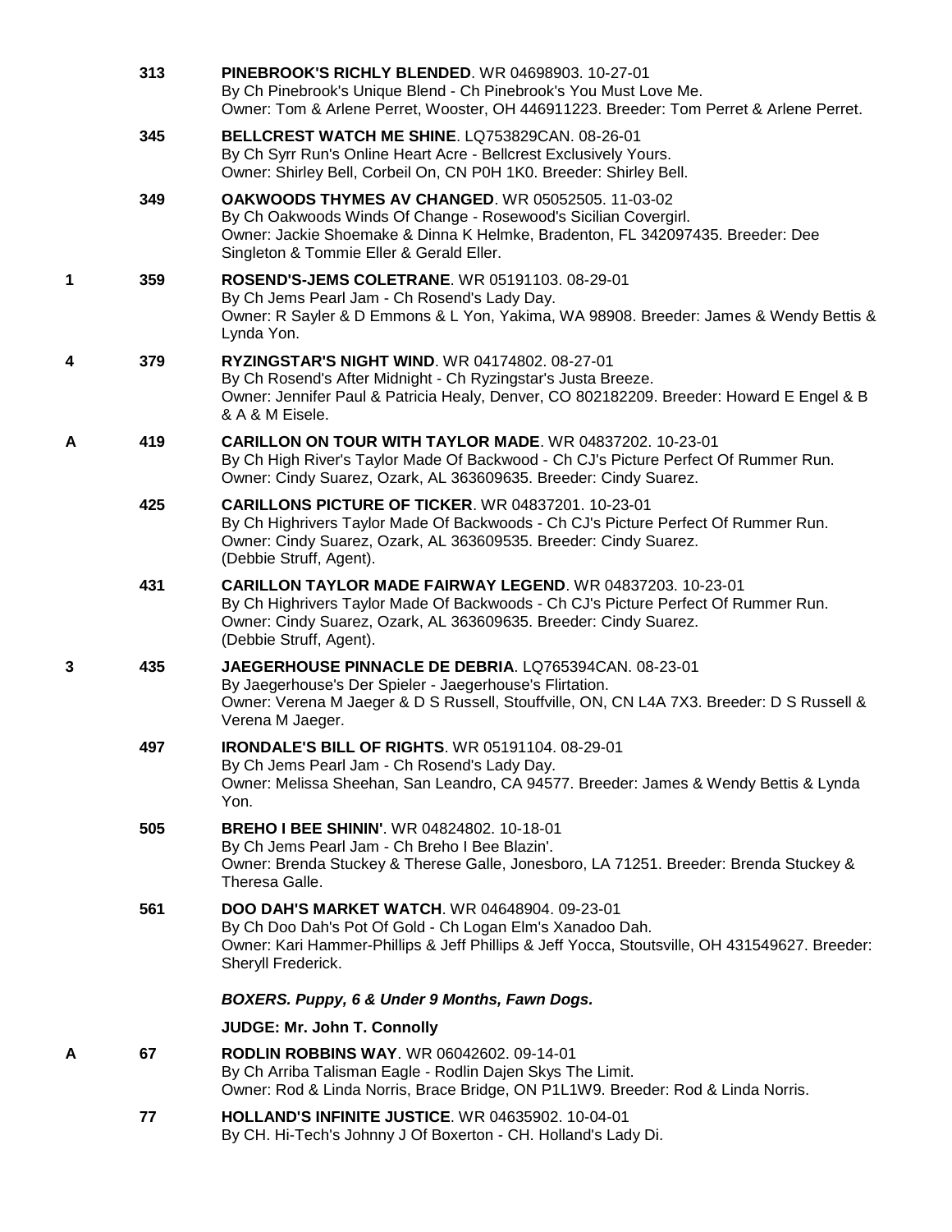| | | |
|---|---|---|
| | 313 | **PINEBROOK'S RICHLY BLENDED**. WR 04698903. 10-27-01<br>By Ch Pinebrook's Unique Blend - Ch Pinebrook's You Must Love Me.<br>Owner: Tom & Arlene Perret, Wooster, OH 446911223. Breeder: Tom Perret & Arlene Perret. |
| | 345 | **BELLCREST WATCH ME SHINE**. LQ753829CAN. 08-26-01<br>By Ch Syrr Run's Online Heart Acre - Bellcrest Exclusively Yours.<br>Owner: Shirley Bell, Corbeil On, CN P0H 1K0. Breeder: Shirley Bell. |
| | 349 | **OAKWOODS THYMES AV CHANGED**. WR 05052505. 11-03-02<br>By Ch Oakwoods Winds Of Change - Rosewood's Sicilian Covergirl.<br>Owner: Jackie Shoemake & Dinna K Helmke, Bradenton, FL 342097435. Breeder: Dee Singleton & Tommie Eller & Gerald Eller. |
| 1 | 359 | **ROSEND'S-JEMS COLETRANE**. WR 05191103. 08-29-01<br>By Ch Jems Pearl Jam - Ch Rosend's Lady Day.<br>Owner: R Sayler & D Emmons & L Yon, Yakima, WA 98908. Breeder: James & Wendy Bettis & Lynda Yon. |
| 4 | 379 | **RYZINGSTAR'S NIGHT WIND**. WR 04174802. 08-27-01<br>By Ch Rosend's After Midnight - Ch Ryzingstar's Justa Breeze.<br>Owner: Jennifer Paul & Patricia Healy, Denver, CO 802182209. Breeder: Howard E Engel & B & A & M Eisele. |
| A | 419 | **CARILLON ON TOUR WITH TAYLOR MADE**. WR 04837202. 10-23-01<br>By Ch High River's Taylor Made Of Backwood - Ch CJ's Picture Perfect Of Rummer Run.<br>Owner: Cindy Suarez, Ozark, AL 363609635. Breeder: Cindy Suarez. |
| | 425 | **CARILLONS PICTURE OF TICKER**. WR 04837201. 10-23-01<br>By Ch Highrivers Taylor Made Of Backwoods - Ch CJ's Picture Perfect Of Rummer Run.<br>Owner: Cindy Suarez, Ozark, AL 363609535. Breeder: Cindy Suarez.<br>(Debbie Struff, Agent). |
| | 431 | **CARILLON TAYLOR MADE FAIRWAY LEGEND**. WR 04837203. 10-23-01<br>By Ch Highrivers Taylor Made Of Backwoods - Ch CJ's Picture Perfect Of Rummer Run.<br>Owner: Cindy Suarez, Ozark, AL 363609635. Breeder: Cindy Suarez.<br>(Debbie Struff, Agent). |
| 3 | 435 | **JAEGERHOUSE PINNACLE DE DEBRIA**. LQ765394CAN. 08-23-01<br>By Jaegerhouse's Der Spieler - Jaegerhouse's Flirtation.<br>Owner: Verena M Jaeger & D S Russell, Stouffville, ON, CN L4A 7X3. Breeder: D S Russell & Verena M Jaeger. |
| | 497 | **IRONDALE'S BILL OF RIGHTS**. WR 05191104. 08-29-01<br>By Ch Jems Pearl Jam - Ch Rosend's Lady Day.<br>Owner: Melissa Sheehan, San Leandro, CA 94577. Breeder: James & Wendy Bettis & Lynda Yon. |
| | 505 | **BREHO I BEE SHININ'**. WR 04824802. 10-18-01<br>By Ch Jems Pearl Jam - Ch Breho I Bee Blazin'.<br>Owner: Brenda Stuckey & Therese Galle, Jonesboro, LA 71251. Breeder: Brenda Stuckey & Theresa Galle. |
| | 561 | **DOO DAH'S MARKET WATCH**. WR 04648904. 09-23-01<br>By Ch Doo Dah's Pot Of Gold - Ch Logan Elm's Xanadoo Dah.<br>Owner: Kari Hammer-Phillips & Jeff Phillips & Jeff Yocca, Stoutsville, OH 431549627. Breeder: Sheryll Frederick. |

***BOXERS. Puppy, 6 & Under 9 Months, Fawn Dogs.***

**JUDGE: Mr. John T. Connolly**

| | | |
|---|---|---|
| A | 67 | **RODLIN ROBBINS WAY**. WR 06042602. 09-14-01<br>By Ch Arriba Talisman Eagle - Rodlin Dajen Skys The Limit.<br>Owner: Rod & Linda Norris, Brace Bridge, ON P1L1W9. Breeder: Rod & Linda Norris. |
| | 77 | **HOLLAND'S INFINITE JUSTICE**. WR 04635902. 10-04-01<br>By CH. Hi-Tech's Johnny J Of Boxerton - CH. Holland's Lady Di. |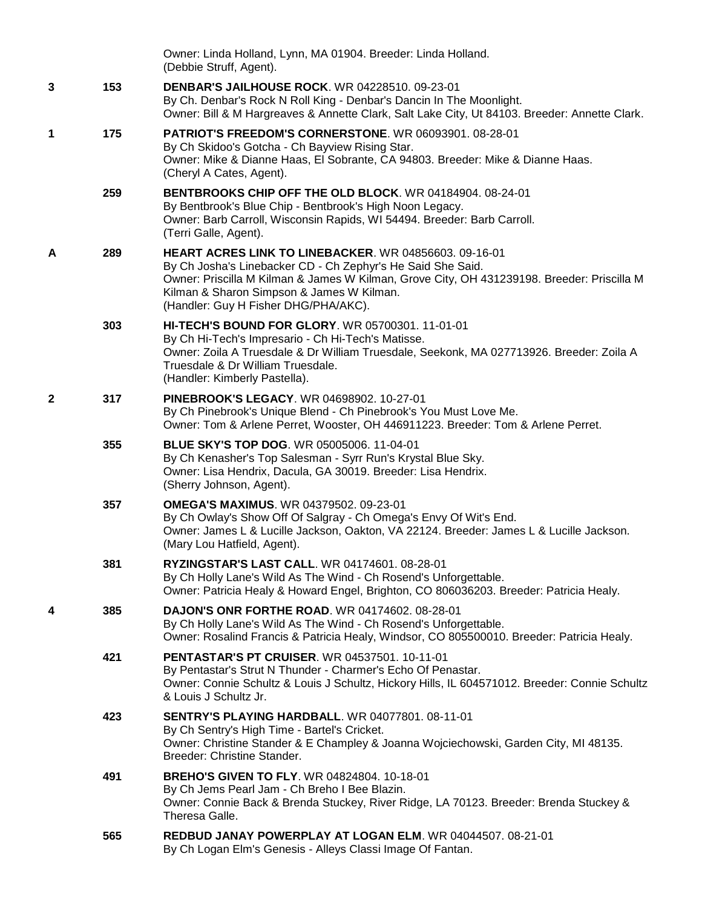Owner: Linda Holland, Lynn, MA 01904. Breeder: Linda Holland.
(Debbie Struff, Agent).

**3** 153 **DENBAR'S JAILHOUSE ROCK**. WR 04228510. 09-23-01
By Ch. Denbar's Rock N Roll King - Denbar's Dancin In The Moonlight.
Owner: Bill & M Hargreaves & Annette Clark, Salt Lake City, Ut 84103. Breeder: Annette Clark.

**1** 175 **PATRIOT'S FREEDOM'S CORNERSTONE**. WR 06093901. 08-28-01
By Ch Skidoo's Gotcha - Ch Bayview Rising Star.
Owner: Mike & Dianne Haas, El Sobrante, CA 94803. Breeder: Mike & Dianne Haas.
(Cheryl A Cates, Agent).

259 **BENTBROOKS CHIP OFF THE OLD BLOCK**. WR 04184904. 08-24-01
By Bentbrook's Blue Chip - Bentbrook's High Noon Legacy.
Owner: Barb Carroll, Wisconsin Rapids, WI 54494. Breeder: Barb Carroll.
(Terri Galle, Agent).

**A** 289 **HEART ACRES LINK TO LINEBACKER**. WR 04856603. 09-16-01
By Ch Josha's Linebacker CD - Ch Zephyr's He Said She Said.
Owner: Priscilla M Kilman & James W Kilman, Grove City, OH 431239198. Breeder: Priscilla M Kilman & Sharon Simpson & James W Kilman.
(Handler: Guy H Fisher DHG/PHA/AKC).

303 **HI-TECH'S BOUND FOR GLORY**. WR 05700301. 11-01-01
By Ch Hi-Tech's Impresario - Ch Hi-Tech's Matisse.
Owner: Zoila A Truesdale & Dr William Truesdale, Seekonk, MA 027713926. Breeder: Zoila A Truesdale & Dr William Truesdale.
(Handler: Kimberly Pastella).

**2** 317 **PINEBROOK'S LEGACY**. WR 04698902. 10-27-01
By Ch Pinebrook's Unique Blend - Ch Pinebrook's You Must Love Me.
Owner: Tom & Arlene Perret, Wooster, OH 446911223. Breeder: Tom & Arlene Perret.

355 **BLUE SKY'S TOP DOG**. WR 05005006. 11-04-01
By Ch Kenasher's Top Salesman - Syrr Run's Krystal Blue Sky.
Owner: Lisa Hendrix, Dacula, GA 30019. Breeder: Lisa Hendrix.
(Sherry Johnson, Agent).

357 **OMEGA'S MAXIMUS**. WR 04379502. 09-23-01
By Ch Owlay's Show Off Of Salgray - Ch Omega's Envy Of Wit's End.
Owner: James L & Lucille Jackson, Oakton, VA 22124. Breeder: James L & Lucille Jackson.
(Mary Lou Hatfield, Agent).

381 **RYZINGSTAR'S LAST CALL**. WR 04174601. 08-28-01
By Ch Holly Lane's Wild As The Wind - Ch Rosend's Unforgettable.
Owner: Patricia Healy & Howard Engel, Brighton, CO 806036203. Breeder: Patricia Healy.

**4** 385 **DAJON'S ONR FORTHE ROAD**. WR 04174602. 08-28-01
By Ch Holly Lane's Wild As The Wind - Ch Rosend's Unforgettable.
Owner: Rosalind Francis & Patricia Healy, Windsor, CO 805500010. Breeder: Patricia Healy.

421 **PENTASTAR'S PT CRUISER**. WR 04537501. 10-11-01
By Pentastar's Strut N Thunder - Charmer's Echo Of Penastar.
Owner: Connie Schultz & Louis J Schultz, Hickory Hills, IL 604571012. Breeder: Connie Schultz & Louis J Schultz Jr.

423 **SENTRY'S PLAYING HARDBALL**. WR 04077801. 08-11-01
By Ch Sentry's High Time - Bartel's Cricket.
Owner: Christine Stander & E Champley & Joanna Wojciechowski, Garden City, MI 48135. Breeder: Christine Stander.

491 **BREHO'S GIVEN TO FLY**. WR 04824804. 10-18-01
By Ch Jems Pearl Jam - Ch Breho I Bee Blazin.
Owner: Connie Back & Brenda Stuckey, River Ridge, LA 70123. Breeder: Brenda Stuckey & Theresa Galle.

565 **REDBUD JANAY POWERPLAY AT LOGAN ELM**. WR 04044507. 08-21-01
By Ch Logan Elm's Genesis - Alleys Classi Image Of Fantan.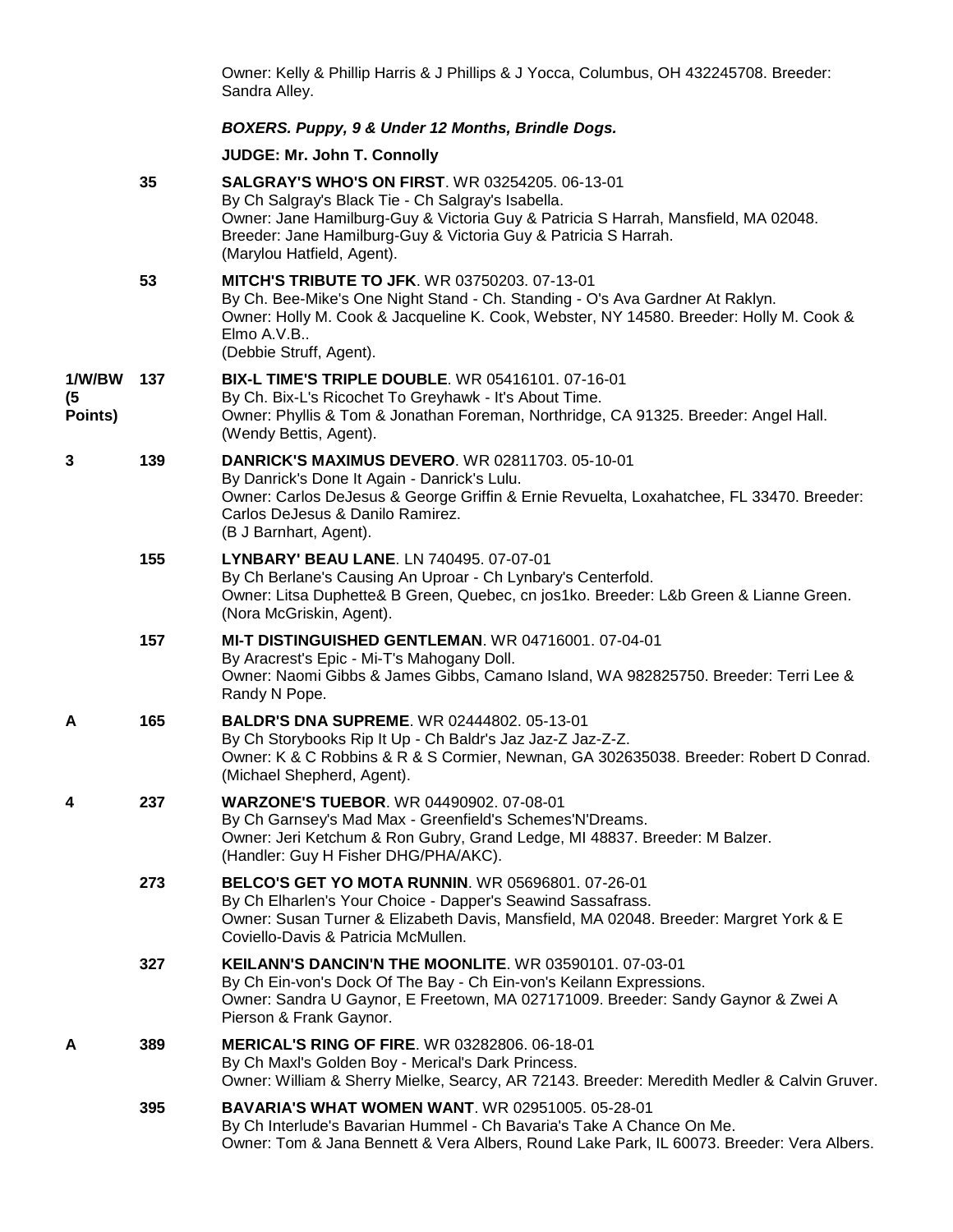Owner: Kelly & Phillip Harris & J Phillips & J Yocca, Columbus, OH 432245708. Breeder: Sandra Alley.

***BOXERS. Puppy, 9 & Under 12 Months, Brindle Dogs.***

**JUDGE: Mr. John T. Connolly**

| Placement | Number | Entry |
|---|---|---|
| | 35 | **SALGRAY'S WHO'S ON FIRST**. WR 03254205. 06-13-01<br>By Ch Salgray's Black Tie - Ch Salgray's Isabella.<br>Owner: Jane Hamilburg-Guy & Victoria Guy & Patricia S Harrah, Mansfield, MA 02048. Breeder: Jane Hamilburg-Guy & Victoria Guy & Patricia S Harrah.<br>(Marylou Hatfield, Agent). |
| | 53 | **MITCH'S TRIBUTE TO JFK**. WR 03750203. 07-13-01<br>By Ch. Bee-Mike's One Night Stand - Ch. Standing - O's Ava Gardner At Raklyn.<br>Owner: Holly M. Cook & Jacqueline K. Cook, Webster, NY 14580. Breeder: Holly M. Cook & Elmo A.V.B..<br>(Debbie Struff, Agent). |
| **1/W/BW (5 Points)** | 137 | **BIX-L TIME'S TRIPLE DOUBLE**. WR 05416101. 07-16-01<br>By Ch. Bix-L's Ricochet To Greyhawk - It's About Time.<br>Owner: Phyllis & Tom & Jonathan Foreman, Northridge, CA 91325. Breeder: Angel Hall.<br>(Wendy Bettis, Agent). |
| **3** | 139 | **DANRICK'S MAXIMUS DEVERO**. WR 02811703. 05-10-01<br>By Danrick's Done It Again - Danrick's Lulu.<br>Owner: Carlos DeJesus & George Griffin & Ernie Revuelta, Loxahatchee, FL 33470. Breeder: Carlos DeJesus & Danilo Ramirez.<br>(B J Barnhart, Agent). |
| | 155 | **LYNBARY' BEAU LANE**. LN 740495. 07-07-01<br>By Ch Berlane's Causing An Uproar - Ch Lynbary's Centerfold.<br>Owner: Litsa Duphette& B Green, Quebec, cn jos1ko. Breeder: L&b Green & Lianne Green.<br>(Nora McGriskin, Agent). |
| | 157 | **MI-T DISTINGUISHED GENTLEMAN**. WR 04716001. 07-04-01<br>By Aracrest's Epic - Mi-T's Mahogany Doll.<br>Owner: Naomi Gibbs & James Gibbs, Camano Island, WA 982825750. Breeder: Terri Lee & Randy N Pope. |
| **A** | 165 | **BALDR'S DNA SUPREME**. WR 02444802. 05-13-01<br>By Ch Storybooks Rip It Up - Ch Baldr's Jaz Jaz-Z Jaz-Z-Z.<br>Owner: K & C Robbins & R & S Cormier, Newnan, GA 302635038. Breeder: Robert D Conrad.<br>(Michael Shepherd, Agent). |
| **4** | 237 | **WARZONE'S TUEBOR**. WR 04490902. 07-08-01<br>By Ch Garnsey's Mad Max - Greenfield's Schemes'N'Dreams.<br>Owner: Jeri Ketchum & Ron Gubry, Grand Ledge, MI 48837. Breeder: M Balzer.<br>(Handler: Guy H Fisher DHG/PHA/AKC). |
| | 273 | **BELCO'S GET YO MOTA RUNNIN**. WR 05696801. 07-26-01<br>By Ch Elharlen's Your Choice - Dapper's Seawind Sassafrass.<br>Owner: Susan Turner & Elizabeth Davis, Mansfield, MA 02048. Breeder: Margret York & E Coviello-Davis & Patricia McMullen. |
| | 327 | **KEILANN'S DANCIN'N THE MOONLITE**. WR 03590101. 07-03-01<br>By Ch Ein-von's Dock Of The Bay - Ch Ein-von's Keilann Expressions.<br>Owner: Sandra U Gaynor, E Freetown, MA 027171009. Breeder: Sandy Gaynor & Zwei A Pierson & Frank Gaynor. |
| **A** | 389 | **MERICAL'S RING OF FIRE**. WR 03282806. 06-18-01<br>By Ch Maxl's Golden Boy - Merical's Dark Princess.<br>Owner: William & Sherry Mielke, Searcy, AR 72143. Breeder: Meredith Medler & Calvin Gruver. |
| | 395 | **BAVARIA'S WHAT WOMEN WANT**. WR 02951005. 05-28-01<br>By Ch Interlude's Bavarian Hummel - Ch Bavaria's Take A Chance On Me.<br>Owner: Tom & Jana Bennett & Vera Albers, Round Lake Park, IL 60073. Breeder: Vera Albers. |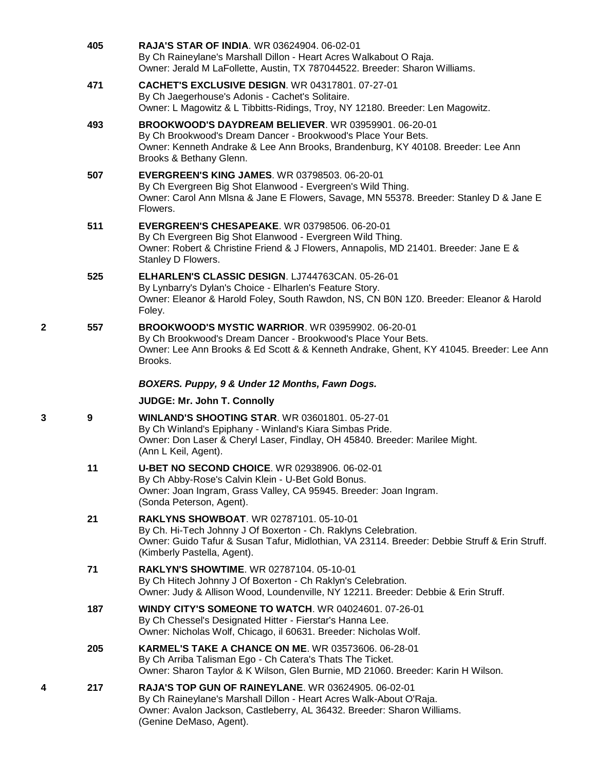405 **RAJA'S STAR OF INDIA**. WR 03624904. 06-02-01
By Ch Raineylane's Marshall Dillon - Heart Acres Walkabout O Raja.
Owner: Jerald M LaFollette, Austin, TX 787044522. Breeder: Sharon Williams.

471 **CACHET'S EXCLUSIVE DESIGN**. WR 04317801. 07-27-01
By Ch Jaegerhouse's Adonis - Cachet's Solitaire.
Owner: L Magowitz & L Tibbitts-Ridings, Troy, NY 12180. Breeder: Len Magowitz.

493 **BROOKWOOD'S DAYDREAM BELIEVER**. WR 03959901. 06-20-01
By Ch Brookwood's Dream Dancer - Brookwood's Place Your Bets.
Owner: Kenneth Andrake & Lee Ann Brooks, Brandenburg, KY 40108. Breeder: Lee Ann Brooks & Bethany Glenn.

507 **EVERGREEN'S KING JAMES**. WR 03798503. 06-20-01
By Ch Evergreen Big Shot Elanwood - Evergreen's Wild Thing.
Owner: Carol Ann Mlsna & Jane E Flowers, Savage, MN 55378. Breeder: Stanley D & Jane E Flowers.

511 **EVERGREEN'S CHESAPEAKE**. WR 03798506. 06-20-01
By Ch Evergreen Big Shot Elanwood - Evergreen Wild Thing.
Owner: Robert & Christine Friend & J Flowers, Annapolis, MD 21401. Breeder: Jane E & Stanley D Flowers.

525 **ELHARLEN'S CLASSIC DESIGN**. LJ744763CAN. 05-26-01
By Lynbarry's Dylan's Choice - Elharlen's Feature Story.
Owner: Eleanor & Harold Foley, South Rawdon, NS, CN B0N 1Z0. Breeder: Eleanor & Harold Foley.

2 557 **BROOKWOOD'S MYSTIC WARRIOR**. WR 03959902. 06-20-01
By Ch Brookwood's Dream Dancer - Brookwood's Place Your Bets.
Owner: Lee Ann Brooks & Ed Scott & & Kenneth Andrake, Ghent, KY 41045. Breeder: Lee Ann Brooks.

***BOXERS. Puppy, 9 & Under 12 Months, Fawn Dogs.***

**JUDGE: Mr. John T. Connolly**

3 9 **WINLAND'S SHOOTING STAR**. WR 03601801. 05-27-01
By Ch Winland's Epiphany - Winland's Kiara Simbas Pride.
Owner: Don Laser & Cheryl Laser, Findlay, OH 45840. Breeder: Marilee Might.
(Ann L Keil, Agent).

11 **U-BET NO SECOND CHOICE**. WR 02938906. 06-02-01
By Ch Abby-Rose's Calvin Klein - U-Bet Gold Bonus.
Owner: Joan Ingram, Grass Valley, CA 95945. Breeder: Joan Ingram.
(Sonda Peterson, Agent).

21 **RAKLYNS SHOWBOAT**. WR 02787101. 05-10-01
By Ch. Hi-Tech Johnny J Of Boxerton - Ch. Raklyns Celebration.
Owner: Guido Tafur & Susan Tafur, Midlothian, VA 23114. Breeder: Debbie Struff & Erin Struff.
(Kimberly Pastella, Agent).

71 **RAKLYN'S SHOWTIME**. WR 02787104. 05-10-01
By Ch Hitech Johnny J Of Boxerton - Ch Raklyn's Celebration.
Owner: Judy & Allison Wood, Loundenville, NY 12211. Breeder: Debbie & Erin Struff.

187 **WINDY CITY'S SOMEONE TO WATCH**. WR 04024601. 07-26-01
By Ch Chessel's Designated Hitter - Fierstar's Hanna Lee.
Owner: Nicholas Wolf, Chicago, il 60631. Breeder: Nicholas Wolf.

205 **KARMEL'S TAKE A CHANCE ON ME**. WR 03573606. 06-28-01
By Ch Arriba Talisman Ego - Ch Catera's Thats The Ticket.
Owner: Sharon Taylor & K Wilson, Glen Burnie, MD 21060. Breeder: Karin H Wilson.

4 217 **RAJA'S TOP GUN OF RAINEYLANE**. WR 03624905. 06-02-01
By Ch Raineylane's Marshall Dillon - Heart Acres Walk-About O'Raja.
Owner: Avalon Jackson, Castleberry, AL 36432. Breeder: Sharon Williams.
(Genine DeMaso, Agent).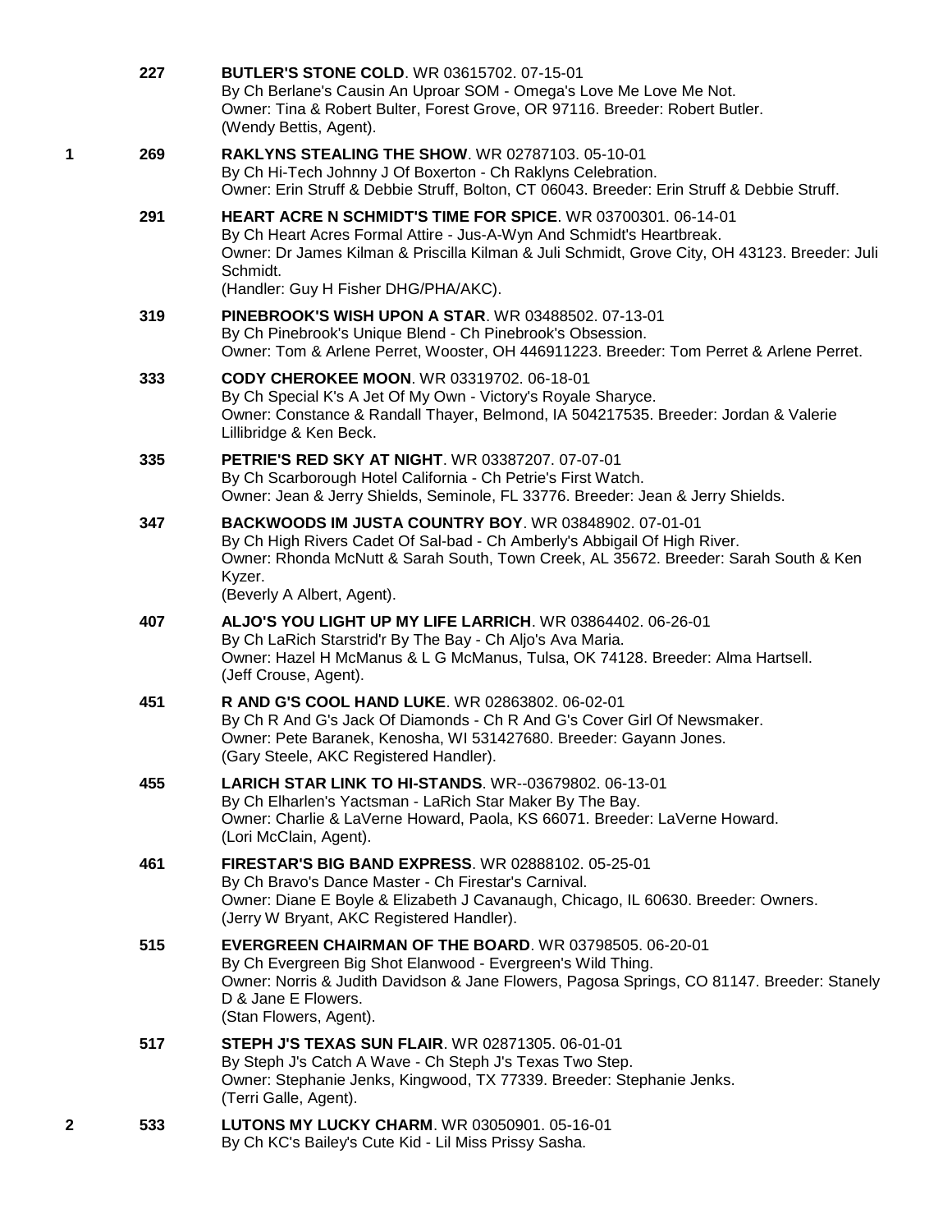227 **BUTLER'S STONE COLD**. WR 03615702. 07-15-01
By Ch Berlane's Causin An Uproar SOM - Omega's Love Me Love Me Not.
Owner: Tina & Robert Bulter, Forest Grove, OR 97116. Breeder: Robert Butler.
(Wendy Bettis, Agent).

1 269 **RAKLYNS STEALING THE SHOW**. WR 02787103. 05-10-01
By Ch Hi-Tech Johnny J Of Boxerton - Ch Raklyns Celebration.
Owner: Erin Struff & Debbie Struff, Bolton, CT 06043. Breeder: Erin Struff & Debbie Struff.

291 **HEART ACRE N SCHMIDT'S TIME FOR SPICE**. WR 03700301. 06-14-01
By Ch Heart Acres Formal Attire - Jus-A-Wyn And Schmidt's Heartbreak.
Owner: Dr James Kilman & Priscilla Kilman & Juli Schmidt, Grove City, OH 43123. Breeder: Juli Schmidt.
(Handler: Guy H Fisher DHG/PHA/AKC).

319 **PINEBROOK'S WISH UPON A STAR**. WR 03488502. 07-13-01
By Ch Pinebrook's Unique Blend - Ch Pinebrook's Obsession.
Owner: Tom & Arlene Perret, Wooster, OH 446911223. Breeder: Tom Perret & Arlene Perret.

333 **CODY CHEROKEE MOON**. WR 03319702. 06-18-01
By Ch Special K's A Jet Of My Own - Victory's Royale Sharyce.
Owner: Constance & Randall Thayer, Belmond, IA 504217535. Breeder: Jordan & Valerie Lillibridge & Ken Beck.

335 **PETRIE'S RED SKY AT NIGHT**. WR 03387207. 07-07-01
By Ch Scarborough Hotel California - Ch Petrie's First Watch.
Owner: Jean & Jerry Shields, Seminole, FL 33776. Breeder: Jean & Jerry Shields.

347 **BACKWOODS IM JUSTA COUNTRY BOY**. WR 03848902. 07-01-01
By Ch High Rivers Cadet Of Sal-bad - Ch Amberly's Abbigail Of High River.
Owner: Rhonda McNutt & Sarah South, Town Creek, AL 35672. Breeder: Sarah South & Ken Kyzer.
(Beverly A Albert, Agent).

407 **ALJO'S YOU LIGHT UP MY LIFE LARRICH**. WR 03864402. 06-26-01
By Ch LaRich Starstrid'r By The Bay - Ch Aljo's Ava Maria.
Owner: Hazel H McManus & L G McManus, Tulsa, OK 74128. Breeder: Alma Hartsell.
(Jeff Crouse, Agent).

451 **R AND G'S COOL HAND LUKE**. WR 02863802. 06-02-01
By Ch R And G's Jack Of Diamonds - Ch R And G's Cover Girl Of Newsmaker.
Owner: Pete Baranek, Kenosha, WI 531427680. Breeder: Gayann Jones.
(Gary Steele, AKC Registered Handler).

455 **LARICH STAR LINK TO HI-STANDS**. WR--03679802. 06-13-01
By Ch Elharlen's Yactsman - LaRich Star Maker By The Bay.
Owner: Charlie & LaVerne Howard, Paola, KS 66071. Breeder: LaVerne Howard.
(Lori McClain, Agent).

461 **FIRESTAR'S BIG BAND EXPRESS**. WR 02888102. 05-25-01
By Ch Bravo's Dance Master - Ch Firestar's Carnival.
Owner: Diane E Boyle & Elizabeth J Cavanaugh, Chicago, IL 60630. Breeder: Owners.
(Jerry W Bryant, AKC Registered Handler).

515 **EVERGREEN CHAIRMAN OF THE BOARD**. WR 03798505. 06-20-01
By Ch Evergreen Big Shot Elanwood - Evergreen's Wild Thing.
Owner: Norris & Judith Davidson & Jane Flowers, Pagosa Springs, CO 81147. Breeder: Stanely D & Jane E Flowers.
(Stan Flowers, Agent).

517 **STEPH J'S TEXAS SUN FLAIR**. WR 02871305. 06-01-01
By Steph J's Catch A Wave - Ch Steph J's Texas Two Step.
Owner: Stephanie Jenks, Kingwood, TX 77339. Breeder: Stephanie Jenks.
(Terri Galle, Agent).

2 533 **LUTONS MY LUCKY CHARM**. WR 03050901. 05-16-01
By Ch KC's Bailey's Cute Kid - Lil Miss Prissy Sasha.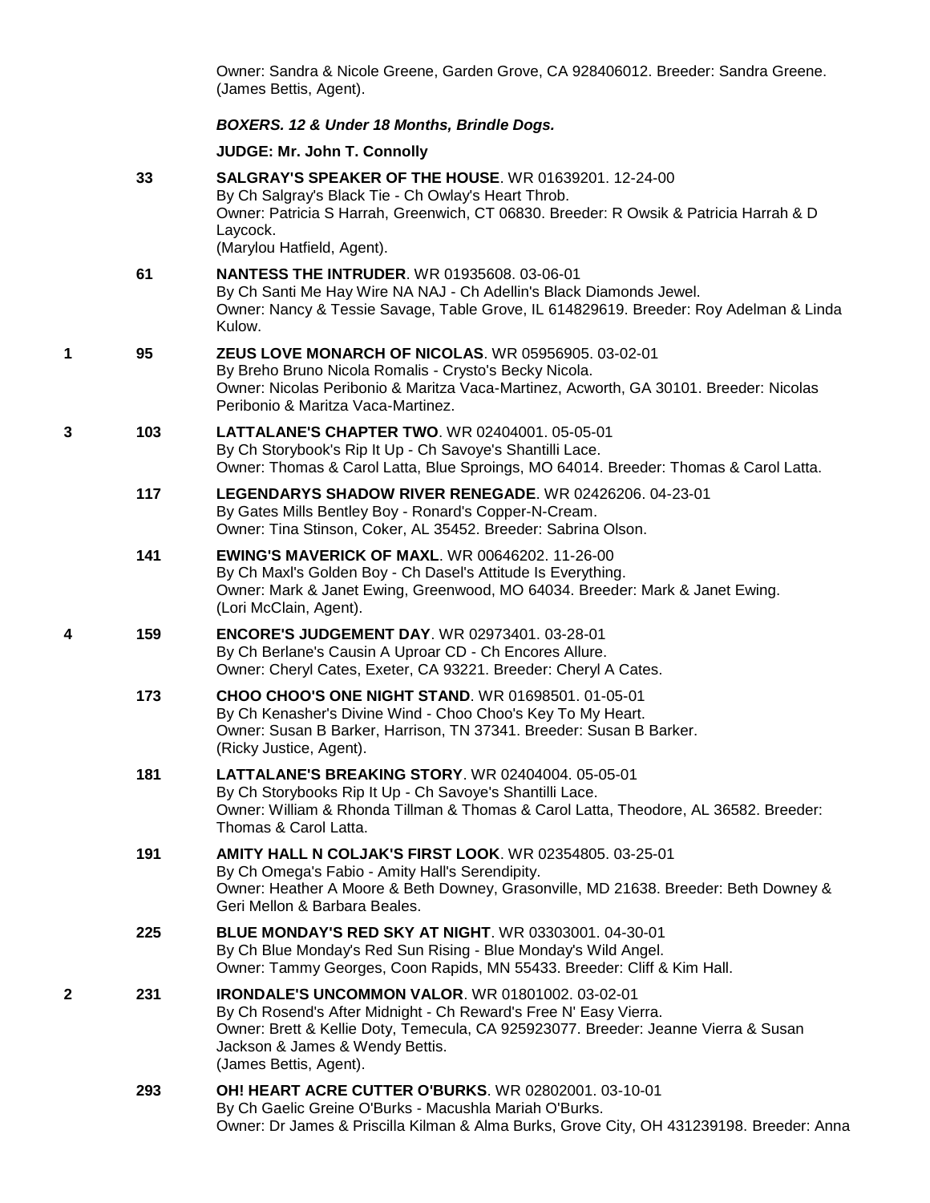Owner: Sandra & Nicole Greene, Garden Grove, CA 928406012. Breeder: Sandra Greene. (James Bettis, Agent).

***BOXERS. 12 & Under 18 Months, Brindle Dogs.***

**JUDGE: Mr. John T. Connolly**

33 **SALGRAY'S SPEAKER OF THE HOUSE**. WR 01639201. 12-24-00
By Ch Salgray's Black Tie - Ch Owlay's Heart Throb.
Owner: Patricia S Harrah, Greenwich, CT 06830. Breeder: R Owsik & Patricia Harrah & D Laycock.
(Marylou Hatfield, Agent).

61 **NANTESS THE INTRUDER**. WR 01935608. 03-06-01
By Ch Santi Me Hay Wire NA NAJ - Ch Adellin's Black Diamonds Jewel.
Owner: Nancy & Tessie Savage, Table Grove, IL 614829619. Breeder: Roy Adelman & Linda Kulow.

1 95 **ZEUS LOVE MONARCH OF NICOLAS**. WR 05956905. 03-02-01
By Breho Bruno Nicola Romalis - Crysto's Becky Nicola.
Owner: Nicolas Peribonio & Maritza Vaca-Martinez, Acworth, GA 30101. Breeder: Nicolas Peribonio & Maritza Vaca-Martinez.

3 103 **LATTALANE'S CHAPTER TWO**. WR 02404001. 05-05-01
By Ch Storybook's Rip It Up - Ch Savoye's Shantilli Lace.
Owner: Thomas & Carol Latta, Blue Sproings, MO 64014. Breeder: Thomas & Carol Latta.

117 **LEGENDARYS SHADOW RIVER RENEGADE**. WR 02426206. 04-23-01
By Gates Mills Bentley Boy - Ronard's Copper-N-Cream.
Owner: Tina Stinson, Coker, AL 35452. Breeder: Sabrina Olson.

141 **EWING'S MAVERICK OF MAXL**. WR 00646202. 11-26-00
By Ch Maxl's Golden Boy - Ch Dasel's Attitude Is Everything.
Owner: Mark & Janet Ewing, Greenwood, MO 64034. Breeder: Mark & Janet Ewing.
(Lori McClain, Agent).

4 159 **ENCORE'S JUDGEMENT DAY**. WR 02973401. 03-28-01
By Ch Berlane's Causin A Uproar CD - Ch Encores Allure.
Owner: Cheryl Cates, Exeter, CA 93221. Breeder: Cheryl A Cates.

173 **CHOO CHOO'S ONE NIGHT STAND**. WR 01698501. 01-05-01
By Ch Kenasher's Divine Wind - Choo Choo's Key To My Heart.
Owner: Susan B Barker, Harrison, TN 37341. Breeder: Susan B Barker.
(Ricky Justice, Agent).

181 **LATTALANE'S BREAKING STORY**. WR 02404004. 05-05-01
By Ch Storybooks Rip It Up - Ch Savoye's Shantilli Lace.
Owner: William & Rhonda Tillman & Thomas & Carol Latta, Theodore, AL 36582. Breeder: Thomas & Carol Latta.

191 **AMITY HALL N COLJAK'S FIRST LOOK**. WR 02354805. 03-25-01
By Ch Omega's Fabio - Amity Hall's Serendipity.
Owner: Heather A Moore & Beth Downey, Grasonville, MD 21638. Breeder: Beth Downey & Geri Mellon & Barbara Beales.

225 **BLUE MONDAY'S RED SKY AT NIGHT**. WR 03303001. 04-30-01
By Ch Blue Monday's Red Sun Rising - Blue Monday's Wild Angel.
Owner: Tammy Georges, Coon Rapids, MN 55433. Breeder: Cliff & Kim Hall.

2 231 **IRONDALE'S UNCOMMON VALOR**. WR 01801002. 03-02-01
By Ch Rosend's After Midnight - Ch Reward's Free N' Easy Vierra.
Owner: Brett & Kellie Doty, Temecula, CA 925923077. Breeder: Jeanne Vierra & Susan Jackson & James & Wendy Bettis.
(James Bettis, Agent).

293 **OH! HEART ACRE CUTTER O'BURKS**. WR 02802001. 03-10-01
By Ch Gaelic Greine O'Burks - Macushla Mariah O'Burks.
Owner: Dr James & Priscilla Kilman & Alma Burks, Grove City, OH 431239198. Breeder: Anna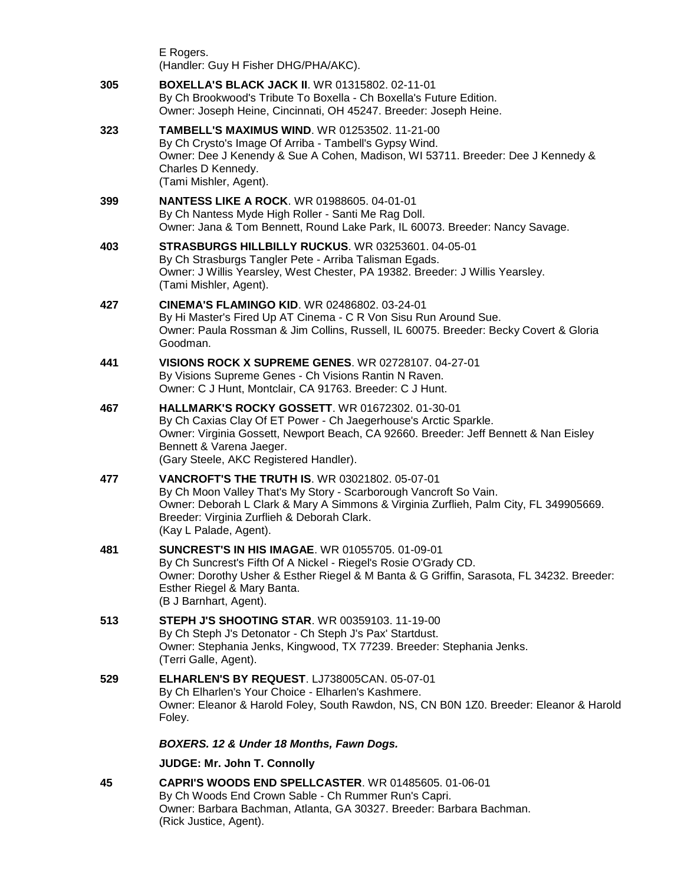E Rogers.
(Handler: Guy H Fisher DHG/PHA/AKC).

**305** **BOXELLA'S BLACK JACK II**. WR 01315802. 02-11-01
By Ch Brookwood's Tribute To Boxella - Ch Boxella's Future Edition.
Owner: Joseph Heine, Cincinnati, OH 45247. Breeder: Joseph Heine.

**323** **TAMBELL'S MAXIMUS WIND**. WR 01253502. 11-21-00
By Ch Crysto's Image Of Arriba - Tambell's Gypsy Wind.
Owner: Dee J Kenendy & Sue A Cohen, Madison, WI 53711. Breeder: Dee J Kennedy & Charles D Kennedy.
(Tami Mishler, Agent).

**399** **NANTESS LIKE A ROCK**. WR 01988605. 04-01-01
By Ch Nantess Myde High Roller - Santi Me Rag Doll.
Owner: Jana & Tom Bennett, Round Lake Park, IL 60073. Breeder: Nancy Savage.

**403** **STRASBURGS HILLBILLY RUCKUS**. WR 03253601. 04-05-01
By Ch Strasburgs Tangler Pete - Arriba Talisman Egads.
Owner: J Willis Yearsley, West Chester, PA 19382. Breeder: J Willis Yearsley.
(Tami Mishler, Agent).

**427** **CINEMA'S FLAMINGO KID**. WR 02486802. 03-24-01
By Hi Master's Fired Up AT Cinema - C R Von Sisu Run Around Sue.
Owner: Paula Rossman & Jim Collins, Russell, IL 60075. Breeder: Becky Covert & Gloria Goodman.

**441** **VISIONS ROCK X SUPREME GENES**. WR 02728107. 04-27-01
By Visions Supreme Genes - Ch Visions Rantin N Raven.
Owner: C J Hunt, Montclair, CA 91763. Breeder: C J Hunt.

**467** **HALLMARK'S ROCKY GOSSETT**. WR 01672302. 01-30-01
By Ch Caxias Clay Of ET Power - Ch Jaegerhouse's Arctic Sparkle.
Owner: Virginia Gossett, Newport Beach, CA 92660. Breeder: Jeff Bennett & Nan Eisley Bennett & Varena Jaeger.
(Gary Steele, AKC Registered Handler).

**477** **VANCROFT'S THE TRUTH IS**. WR 03021802. 05-07-01
By Ch Moon Valley That's My Story - Scarborough Vancroft So Vain.
Owner: Deborah L Clark & Mary A Simmons & Virginia Zurflieh, Palm City, FL 349905669. Breeder: Virginia Zurflieh & Deborah Clark.
(Kay L Palade, Agent).

**481** **SUNCREST'S IN HIS IMAGAE**. WR 01055705. 01-09-01
By Ch Suncrest's Fifth Of A Nickel - Riegel's Rosie O'Grady CD.
Owner: Dorothy Usher & Esther Riegel & M Banta & G Griffin, Sarasota, FL 34232. Breeder: Esther Riegel & Mary Banta.
(B J Barnhart, Agent).

**513** **STEPH J'S SHOOTING STAR**. WR 00359103. 11-19-00
By Ch Steph J's Detonator - Ch Steph J's Pax' Startdust.
Owner: Stephania Jenks, Kingwood, TX 77239. Breeder: Stephania Jenks.
(Terri Galle, Agent).

**529** **ELHARLEN'S BY REQUEST**. LJ738005CAN. 05-07-01
By Ch Elharlen's Your Choice - Elharlen's Kashmere.
Owner: Eleanor & Harold Foley, South Rawdon, NS, CN B0N 1Z0. Breeder: Eleanor & Harold Foley.

***BOXERS. 12 & Under 18 Months, Fawn Dogs.***

**JUDGE: Mr. John T. Connolly**

**45** **CAPRI'S WOODS END SPELLCASTER**. WR 01485605. 01-06-01
By Ch Woods End Crown Sable - Ch Rummer Run's Capri.
Owner: Barbara Bachman, Atlanta, GA 30327. Breeder: Barbara Bachman.
(Rick Justice, Agent).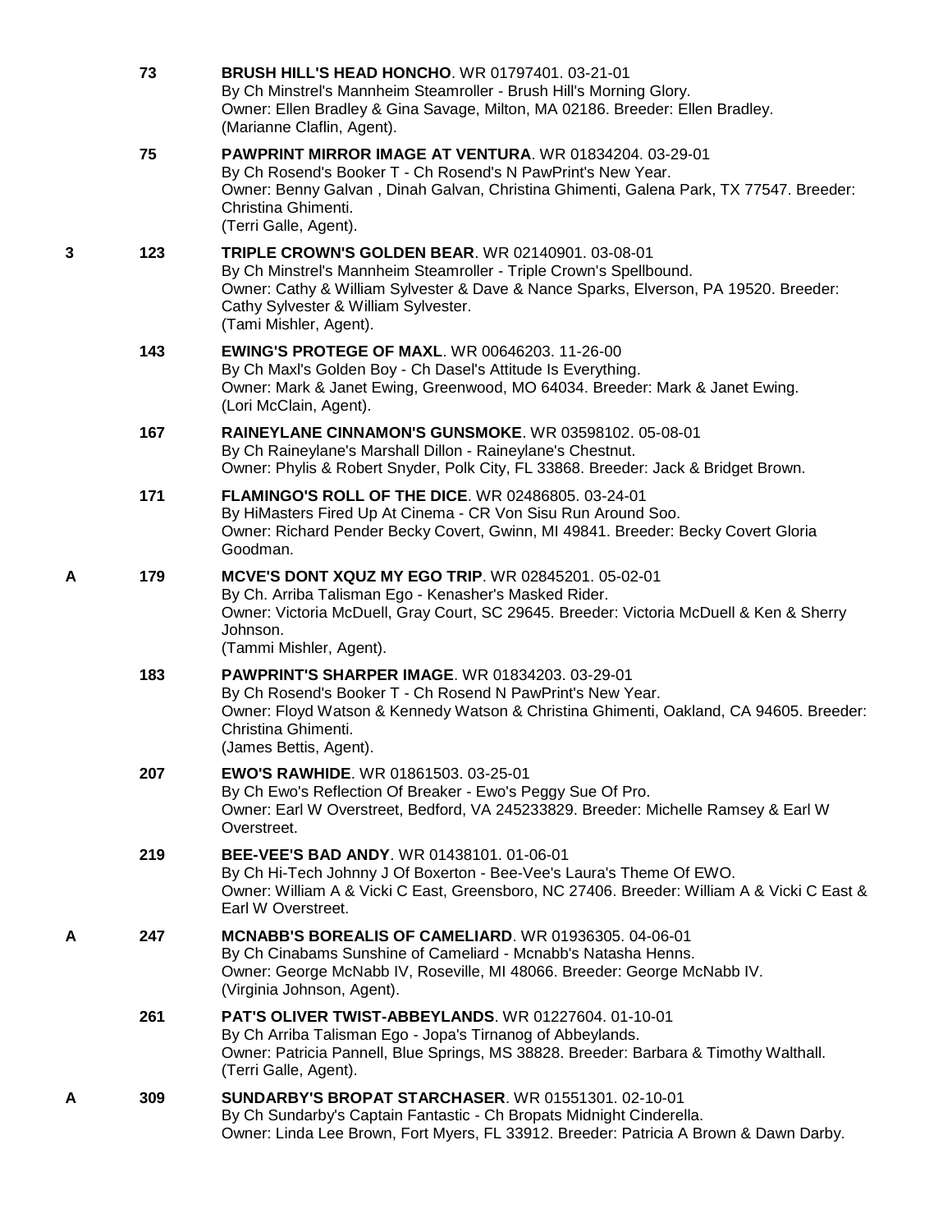**73** **BRUSH HILL'S HEAD HONCHO**. WR 01797401. 03-21-01
By Ch Minstrel's Mannheim Steamroller - Brush Hill's Morning Glory.
Owner: Ellen Bradley & Gina Savage, Milton, MA 02186. Breeder: Ellen Bradley.
(Marianne Claflin, Agent).

**75** **PAWPRINT MIRROR IMAGE AT VENTURA**. WR 01834204. 03-29-01
By Ch Rosend's Booker T - Ch Rosend's N PawPrint's New Year.
Owner: Benny Galvan , Dinah Galvan, Christina Ghimenti, Galena Park, TX 77547. Breeder: Christina Ghimenti.
(Terri Galle, Agent).

3 **123** **TRIPLE CROWN'S GOLDEN BEAR**. WR 02140901. 03-08-01
By Ch Minstrel's Mannheim Steamroller - Triple Crown's Spellbound.
Owner: Cathy & William Sylvester & Dave & Nance Sparks, Elverson, PA 19520. Breeder: Cathy Sylvester & William Sylvester.
(Tami Mishler, Agent).

**143** **EWING'S PROTEGE OF MAXL**. WR 00646203. 11-26-00
By Ch Maxl's Golden Boy - Ch Dasel's Attitude Is Everything.
Owner: Mark & Janet Ewing, Greenwood, MO 64034. Breeder: Mark & Janet Ewing.
(Lori McClain, Agent).

**167** **RAINEYLANE CINNAMON'S GUNSMOKE**. WR 03598102. 05-08-01
By Ch Raineylane's Marshall Dillon - Raineylane's Chestnut.
Owner: Phylis & Robert Snyder, Polk City, FL 33868. Breeder: Jack & Bridget Brown.

**171** **FLAMINGO'S ROLL OF THE DICE**. WR 02486805. 03-24-01
By HiMasters Fired Up At Cinema - CR Von Sisu Run Around Soo.
Owner: Richard Pender Becky Covert, Gwinn, MI 49841. Breeder: Becky Covert Gloria Goodman.

A **179** **MCVE'S DONT XQUZ MY EGO TRIP**. WR 02845201. 05-02-01
By Ch. Arriba Talisman Ego - Kenasher's Masked Rider.
Owner: Victoria McDuell, Gray Court, SC 29645. Breeder: Victoria McDuell & Ken & Sherry Johnson.
(Tammi Mishler, Agent).

**183** **PAWPRINT'S SHARPER IMAGE**. WR 01834203. 03-29-01
By Ch Rosend's Booker T - Ch Rosend N PawPrint's New Year.
Owner: Floyd Watson & Kennedy Watson & Christina Ghimenti, Oakland, CA 94605. Breeder: Christina Ghimenti.
(James Bettis, Agent).

**207** **EWO'S RAWHIDE**. WR 01861503. 03-25-01
By Ch Ewo's Reflection Of Breaker - Ewo's Peggy Sue Of Pro.
Owner: Earl W Overstreet, Bedford, VA 245233829. Breeder: Michelle Ramsey & Earl W Overstreet.

**219** **BEE-VEE'S BAD ANDY**. WR 01438101. 01-06-01
By Ch Hi-Tech Johnny J Of Boxerton - Bee-Vee's Laura's Theme Of EWO.
Owner: William A & Vicki C East, Greensboro, NC 27406. Breeder: William A & Vicki C East & Earl W Overstreet.

A **247** **MCNABB'S BOREALIS OF CAMELIARD**. WR 01936305. 04-06-01
By Ch Cinabams Sunshine of Cameliard - Mcnabb's Natasha Henns.
Owner: George McNabb IV, Roseville, MI 48066. Breeder: George McNabb IV.
(Virginia Johnson, Agent).

**261** **PAT'S OLIVER TWIST-ABBEYLANDS**. WR 01227604. 01-10-01
By Ch Arriba Talisman Ego - Jopa's Tirnanog of Abbeylands.
Owner: Patricia Pannell, Blue Springs, MS 38828. Breeder: Barbara & Timothy Walthall.
(Terri Galle, Agent).

A **309** **SUNDARBY'S BROPAT STARCHASER**. WR 01551301. 02-10-01
By Ch Sundarby's Captain Fantastic - Ch Bropats Midnight Cinderella.
Owner: Linda Lee Brown, Fort Myers, FL 33912. Breeder: Patricia A Brown & Dawn Darby.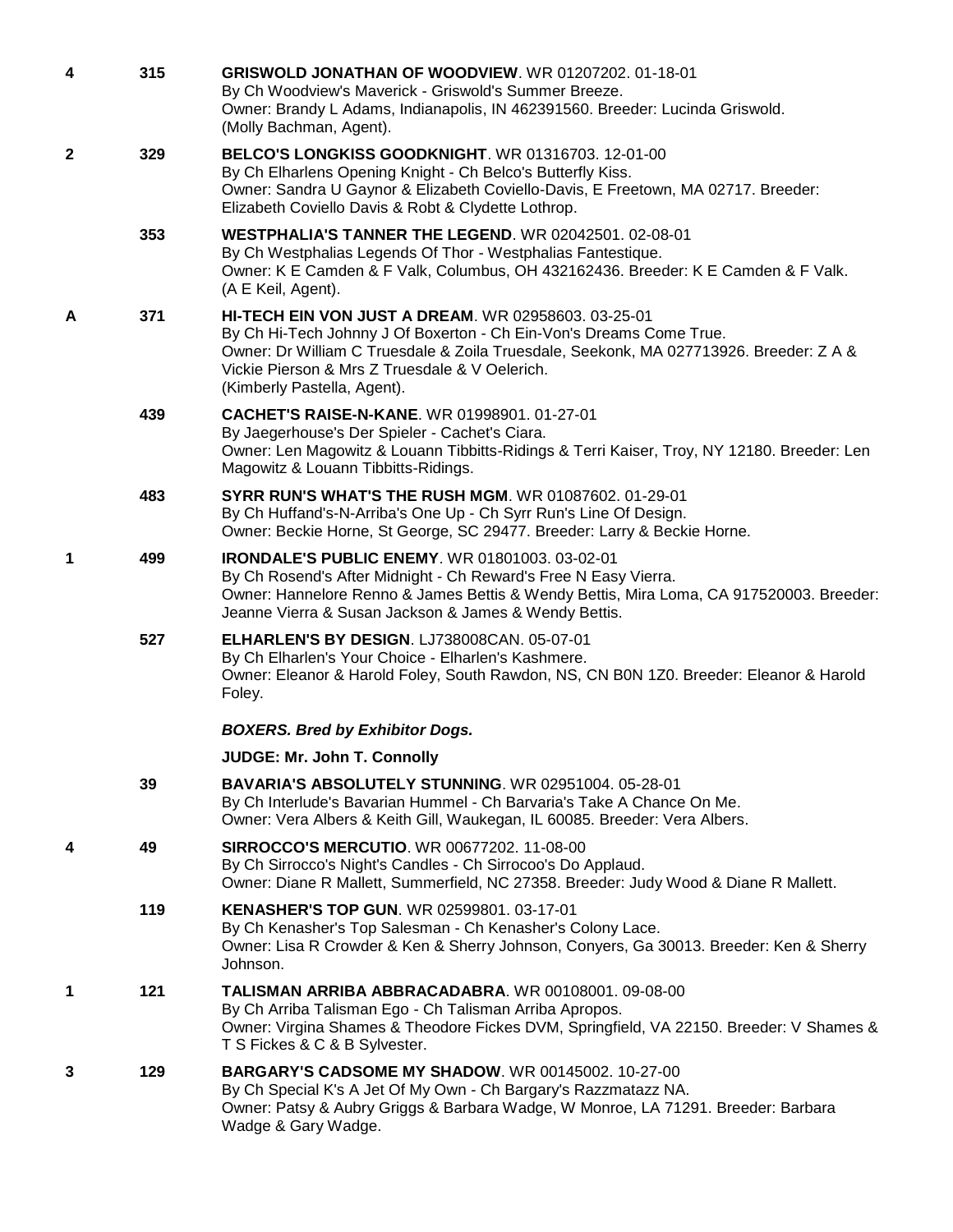**4** 315 **GRISWOLD JONATHAN OF WOODVIEW**. WR 01207202. 01-18-01
By Ch Woodview's Maverick - Griswold's Summer Breeze.
Owner: Brandy L Adams, Indianapolis, IN 462391560. Breeder: Lucinda Griswold.
(Molly Bachman, Agent).

**2** 329 **BELCO'S LONGKISS GOODKNIGHT**. WR 01316703. 12-01-00
By Ch Elharlens Opening Knight - Ch Belco's Butterfly Kiss.
Owner: Sandra U Gaynor & Elizabeth Coviello-Davis, E Freetown, MA 02717. Breeder: Elizabeth Coviello Davis & Robt & Clydette Lothrop.

353 **WESTPHALIA'S TANNER THE LEGEND**. WR 02042501. 02-08-01
By Ch Westphalias Legends Of Thor - Westphalias Fantestique.
Owner: K E Camden & F Valk, Columbus, OH 432162436. Breeder: K E Camden & F Valk.
(A E Keil, Agent).

**A** 371 **HI-TECH EIN VON JUST A DREAM**. WR 02958603. 03-25-01
By Ch Hi-Tech Johnny J Of Boxerton - Ch Ein-Von's Dreams Come True.
Owner: Dr William C Truesdale & Zoila Truesdale, Seekonk, MA 027713926. Breeder: Z A & Vickie Pierson & Mrs Z Truesdale & V Oelerich.
(Kimberly Pastella, Agent).

439 **CACHET'S RAISE-N-KANE**. WR 01998901. 01-27-01
By Jaegerhouse's Der Spieler - Cachet's Ciara.
Owner: Len Magowitz & Louann Tibbitts-Ridings & Terri Kaiser, Troy, NY 12180. Breeder: Len Magowitz & Louann Tibbitts-Ridings.

483 **SYRR RUN'S WHAT'S THE RUSH MGM**. WR 01087602. 01-29-01
By Ch Huffand's-N-Arriba's One Up - Ch Syrr Run's Line Of Design.
Owner: Beckie Horne, St George, SC 29477. Breeder: Larry & Beckie Horne.

**1** 499 **IRONDALE'S PUBLIC ENEMY**. WR 01801003. 03-02-01
By Ch Rosend's After Midnight - Ch Reward's Free N Easy Vierra.
Owner: Hannelore Renno & James Bettis & Wendy Bettis, Mira Loma, CA 917520003. Breeder: Jeanne Vierra & Susan Jackson & James & Wendy Bettis.

527 **ELHARLEN'S BY DESIGN**. LJ738008CAN. 05-07-01
By Ch Elharlen's Your Choice - Elharlen's Kashmere.
Owner: Eleanor & Harold Foley, South Rawdon, NS, CN B0N 1Z0. Breeder: Eleanor & Harold Foley.

***BOXERS. Bred by Exhibitor Dogs.***

**JUDGE: Mr. John T. Connolly**

39 **BAVARIA'S ABSOLUTELY STUNNING**. WR 02951004. 05-28-01
By Ch Interlude's Bavarian Hummel - Ch Barvaria's Take A Chance On Me.
Owner: Vera Albers & Keith Gill, Waukegan, IL 60085. Breeder: Vera Albers.

**4** 49 **SIRROCCO'S MERCUTIO**. WR 00677202. 11-08-00
By Ch Sirrocco's Night's Candles - Ch Sirrocoo's Do Applaud.
Owner: Diane R Mallett, Summerfield, NC 27358. Breeder: Judy Wood & Diane R Mallett.

119 **KENASHER'S TOP GUN**. WR 02599801. 03-17-01
By Ch Kenasher's Top Salesman - Ch Kenasher's Colony Lace.
Owner: Lisa R Crowder & Ken & Sherry Johnson, Conyers, Ga 30013. Breeder: Ken & Sherry Johnson.

**1** 121 **TALISMAN ARRIBA ABBRACADABRA**. WR 00108001. 09-08-00
By Ch Arriba Talisman Ego - Ch Talisman Arriba Apropos.
Owner: Virgina Shames & Theodore Fickes DVM, Springfield, VA 22150. Breeder: V Shames & T S Fickes & C & B Sylvester.

**3** 129 **BARGARY'S CADSOME MY SHADOW**. WR 00145002. 10-27-00
By Ch Special K's A Jet Of My Own - Ch Bargary's Razzmatazz NA.
Owner: Patsy & Aubry Griggs & Barbara Wadge, W Monroe, LA 71291. Breeder: Barbara Wadge & Gary Wadge.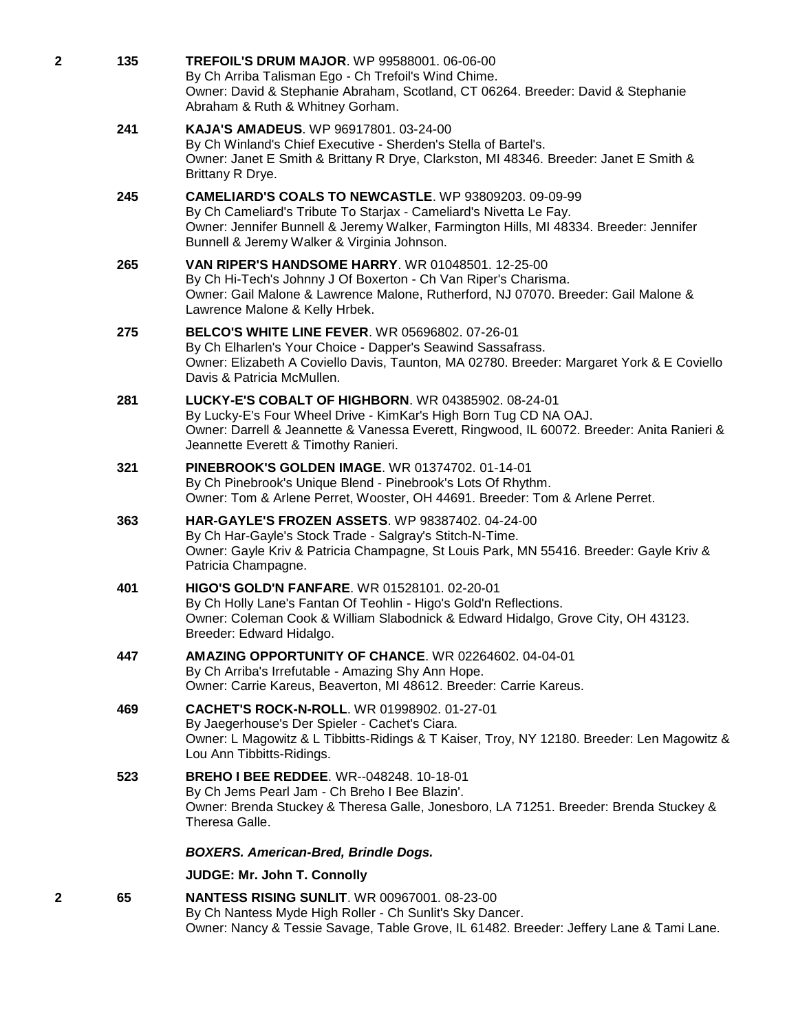**2** 135 **TREFOIL'S DRUM MAJOR**. WP 99588001. 06-06-00
By Ch Arriba Talisman Ego - Ch Trefoil's Wind Chime.
Owner: David & Stephanie Abraham, Scotland, CT 06264. Breeder: David & Stephanie Abraham & Ruth & Whitney Gorham.

241 **KAJA'S AMADEUS**. WP 96917801. 03-24-00
By Ch Winland's Chief Executive - Sherden's Stella of Bartel's.
Owner: Janet E Smith & Brittany R Drye, Clarkston, MI 48346. Breeder: Janet E Smith & Brittany R Drye.

245 **CAMELIARD'S COALS TO NEWCASTLE**. WP 93809203. 09-09-99
By Ch Cameliard's Tribute To Starjax - Cameliard's Nivetta Le Fay.
Owner: Jennifer Bunnell & Jeremy Walker, Farmington Hills, MI 48334. Breeder: Jennifer Bunnell & Jeremy Walker & Virginia Johnson.

265 **VAN RIPER'S HANDSOME HARRY**. WR 01048501. 12-25-00
By Ch Hi-Tech's Johnny J Of Boxerton - Ch Van Riper's Charisma.
Owner: Gail Malone & Lawrence Malone, Rutherford, NJ 07070. Breeder: Gail Malone & Lawrence Malone & Kelly Hrbek.

275 **BELCO'S WHITE LINE FEVER**. WR 05696802. 07-26-01
By Ch Elharlen's Your Choice - Dapper's Seawind Sassafrass.
Owner: Elizabeth A Coviello Davis, Taunton, MA 02780. Breeder: Margaret York & E Coviello Davis & Patricia McMullen.

281 **LUCKY-E'S COBALT OF HIGHBORN**. WR 04385902. 08-24-01
By Lucky-E's Four Wheel Drive - KimKar's High Born Tug CD NA OAJ.
Owner: Darrell & Jeannette & Vanessa Everett, Ringwood, IL 60072. Breeder: Anita Ranieri & Jeannette Everett & Timothy Ranieri.

321 **PINEBROOK'S GOLDEN IMAGE**. WR 01374702. 01-14-01
By Ch Pinebrook's Unique Blend - Pinebrook's Lots Of Rhythm.
Owner: Tom & Arlene Perret, Wooster, OH 44691. Breeder: Tom & Arlene Perret.

363 **HAR-GAYLE'S FROZEN ASSETS**. WP 98387402. 04-24-00
By Ch Har-Gayle's Stock Trade - Salgray's Stitch-N-Time.
Owner: Gayle Kriv & Patricia Champagne, St Louis Park, MN 55416. Breeder: Gayle Kriv & Patricia Champagne.

401 **HIGO'S GOLD'N FANFARE**. WR 01528101. 02-20-01
By Ch Holly Lane's Fantan Of Teohlin - Higo's Gold'n Reflections.
Owner: Coleman Cook & William Slabodnick & Edward Hidalgo, Grove City, OH 43123. Breeder: Edward Hidalgo.

447 **AMAZING OPPORTUNITY OF CHANCE**. WR 02264602. 04-04-01
By Ch Arriba's Irrefutable - Amazing Shy Ann Hope.
Owner: Carrie Kareus, Beaverton, MI 48612. Breeder: Carrie Kareus.

469 **CACHET'S ROCK-N-ROLL**. WR 01998902. 01-27-01
By Jaegerhouse's Der Spieler - Cachet's Ciara.
Owner: L Magowitz & L Tibbitts-Ridings & T Kaiser, Troy, NY 12180. Breeder: Len Magowitz & Lou Ann Tibbitts-Ridings.

523 **BREHO I BEE REDDEE**. WR--048248. 10-18-01
By Ch Jems Pearl Jam - Ch Breho I Bee Blazin'.
Owner: Brenda Stuckey & Theresa Galle, Jonesboro, LA 71251. Breeder: Brenda Stuckey & Theresa Galle.

***BOXERS. American-Bred, Brindle Dogs.***

**JUDGE: Mr. John T. Connolly**

**2** 65 **NANTESS RISING SUNLIT**. WR 00967001. 08-23-00
By Ch Nantess Myde High Roller - Ch Sunlit's Sky Dancer.
Owner: Nancy & Tessie Savage, Table Grove, IL 61482. Breeder: Jeffery Lane & Tami Lane.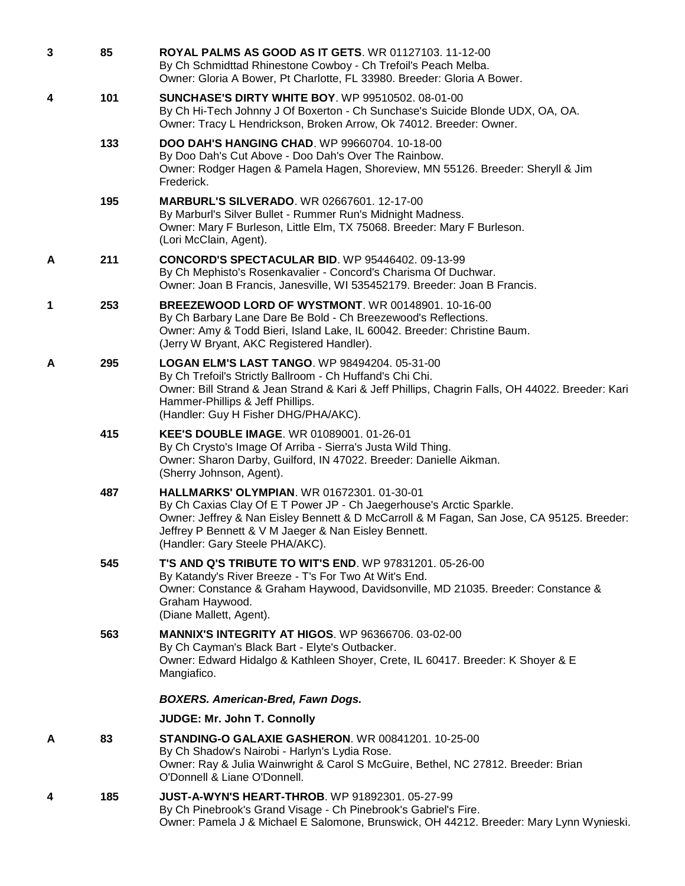**3** 85 **ROYAL PALMS AS GOOD AS IT GETS**. WR 01127103. 11-12-00
By Ch Schmidttad Rhinestone Cowboy - Ch Trefoil's Peach Melba.
Owner: Gloria A Bower, Pt Charlotte, FL 33980. Breeder: Gloria A Bower.

**4** 101 **SUNCHASE'S DIRTY WHITE BOY**. WP 99510502. 08-01-00
By Ch Hi-Tech Johnny J Of Boxerton - Ch Sunchase's Suicide Blonde UDX, OA, OA.
Owner: Tracy L Hendrickson, Broken Arrow, Ok 74012. Breeder: Owner.

133 **DOO DAH'S HANGING CHAD**. WP 99660704. 10-18-00
By Doo Dah's Cut Above - Doo Dah's Over The Rainbow.
Owner: Rodger Hagen & Pamela Hagen, Shoreview, MN 55126. Breeder: Sheryll & Jim Frederick.

195 **MARBURL'S SILVERADO**. WR 02667601. 12-17-00
By Marburl's Silver Bullet - Rummer Run's Midnight Madness.
Owner: Mary F Burleson, Little Elm, TX 75068. Breeder: Mary F Burleson.
(Lori McClain, Agent).

**A** 211 **CONCORD'S SPECTACULAR BID**. WP 95446402. 09-13-99
By Ch Mephisto's Rosenkavalier - Concord's Charisma Of Duchwar.
Owner: Joan B Francis, Janesville, WI 535452179. Breeder: Joan B Francis.

**1** 253 **BREEZEWOOD LORD OF WYSTMONT**. WR 00148901. 10-16-00
By Ch Barbary Lane Dare Be Bold - Ch Breezewood's Reflections.
Owner: Amy & Todd Bieri, Island Lake, IL 60042. Breeder: Christine Baum.
(Jerry W Bryant, AKC Registered Handler).

**A** 295 **LOGAN ELM'S LAST TANGO**. WP 98494204. 05-31-00
By Ch Trefoil's Strictly Ballroom - Ch Huffand's Chi Chi.
Owner: Bill Strand & Jean Strand & Kari & Jeff Phillips, Chagrin Falls, OH 44022. Breeder: Kari Hammer-Phillips & Jeff Phillips.
(Handler: Guy H Fisher DHG/PHA/AKC).

415 **KEE'S DOUBLE IMAGE**. WR 01089001. 01-26-01
By Ch Crysto's Image Of Arriba - Sierra's Justa Wild Thing.
Owner: Sharon Darby, Guilford, IN 47022. Breeder: Danielle Aikman.
(Sherry Johnson, Agent).

487 **HALLMARKS' OLYMPIAN**. WR 01672301. 01-30-01
By Ch Caxias Clay Of E T Power JP - Ch Jaegerhouse's Arctic Sparkle.
Owner: Jeffrey & Nan Eisley Bennett & D McCarroll & M Fagan, San Jose, CA 95125. Breeder: Jeffrey P Bennett & V M Jaeger & Nan Eisley Bennett.
(Handler: Gary Steele PHA/AKC).

545 **T'S AND Q'S TRIBUTE TO WIT'S END**. WP 97831201. 05-26-00
By Katandy's River Breeze - T's For Two At Wit's End.
Owner: Constance & Graham Haywood, Davidsonville, MD 21035. Breeder: Constance & Graham Haywood.
(Diane Mallett, Agent).

563 **MANNIX'S INTEGRITY AT HIGOS**. WP 96366706. 03-02-00
By Ch Cayman's Black Bart - Elyte's Outbacker.
Owner: Edward Hidalgo & Kathleen Shoyer, Crete, IL 60417. Breeder: K Shoyer & E Mangiafico.

***BOXERS. American-Bred, Fawn Dogs.***

**JUDGE: Mr. John T. Connolly**

**A** 83 **STANDING-O GALAXIE GASHERON**. WR 00841201. 10-25-00
By Ch Shadow's Nairobi - Harlyn's Lydia Rose.
Owner: Ray & Julia Wainwright & Carol S McGuire, Bethel, NC 27812. Breeder: Brian O'Donnell & Liane O'Donnell.

**4** 185 **JUST-A-WYN'S HEART-THROB**. WP 91892301. 05-27-99
By Ch Pinebrook's Grand Visage - Ch Pinebrook's Gabriel's Fire.
Owner: Pamela J & Michael E Salomone, Brunswick, OH 44212. Breeder: Mary Lynn Wynieski.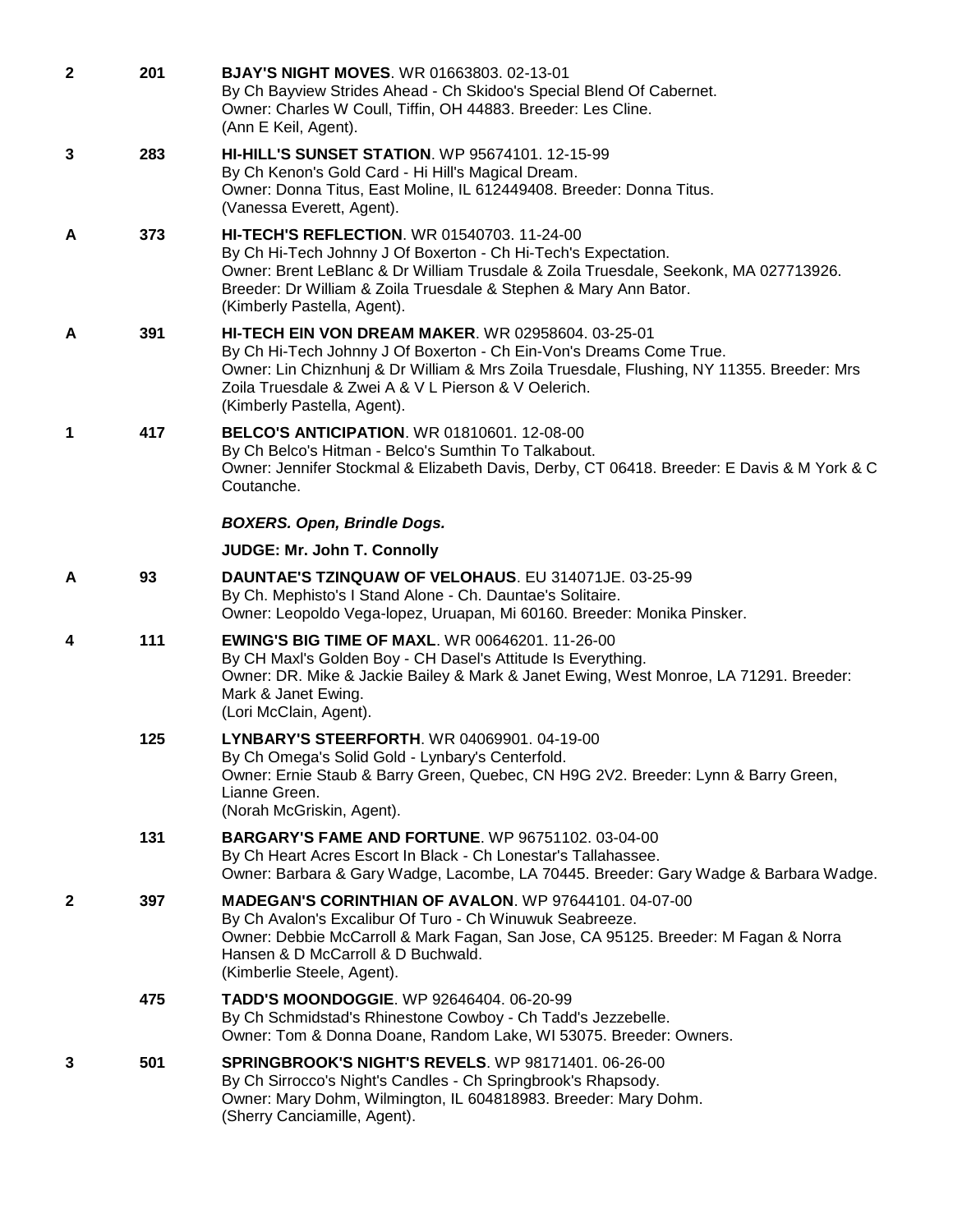**2** **201** **BJAY'S NIGHT MOVES**. WR 01663803. 02-13-01
By Ch Bayview Strides Ahead - Ch Skidoo's Special Blend Of Cabernet.
Owner: Charles W Coull, Tiffin, OH 44883. Breeder: Les Cline.
(Ann E Keil, Agent).

**3** **283** **HI-HILL'S SUNSET STATION**. WP 95674101. 12-15-99
By Ch Kenon's Gold Card - Hi Hill's Magical Dream.
Owner: Donna Titus, East Moline, IL 612449408. Breeder: Donna Titus.
(Vanessa Everett, Agent).

**A** **373** **HI-TECH'S REFLECTION**. WR 01540703. 11-24-00
By Ch Hi-Tech Johnny J Of Boxerton - Ch Hi-Tech's Expectation.
Owner: Brent LeBlanc & Dr William Trusdale & Zoila Truesdale, Seekonk, MA 027713926.
Breeder: Dr William & Zoila Truesdale & Stephen & Mary Ann Bator.
(Kimberly Pastella, Agent).

**A** **391** **HI-TECH EIN VON DREAM MAKER**. WR 02958604. 03-25-01
By Ch Hi-Tech Johnny J Of Boxerton - Ch Ein-Von's Dreams Come True.
Owner: Lin Chiznhunj & Dr William & Mrs Zoila Truesdale, Flushing, NY 11355. Breeder: Mrs Zoila Truesdale & Zwei A & V L Pierson & V Oelerich.
(Kimberly Pastella, Agent).

**1** **417** **BELCO'S ANTICIPATION**. WR 01810601. 12-08-00
By Ch Belco's Hitman - Belco's Sumthin To Talkabout.
Owner: Jennifer Stockmal & Elizabeth Davis, Derby, CT 06418. Breeder: E Davis & M York & C Coutanche.

***BOXERS. Open, Brindle Dogs.***

**JUDGE: Mr. John T. Connolly**

**A** **93** **DAUNTAE'S TZINQUAW OF VELOHAUS**. EU 314071JE. 03-25-99
By Ch. Mephisto's I Stand Alone - Ch. Dauntae's Solitaire.
Owner: Leopoldo Vega-lopez, Uruapan, Mi 60160. Breeder: Monika Pinsker.

**4** **111** **EWING'S BIG TIME OF MAXL**. WR 00646201. 11-26-00
By CH Maxl's Golden Boy - CH Dasel's Attitude Is Everything.
Owner: DR. Mike & Jackie Bailey & Mark & Janet Ewing, West Monroe, LA 71291. Breeder: Mark & Janet Ewing.
(Lori McClain, Agent).

**125** **LYNBARY'S STEERFORTH**. WR 04069901. 04-19-00
By Ch Omega's Solid Gold - Lynbary's Centerfold.
Owner: Ernie Staub & Barry Green, Quebec, CN H9G 2V2. Breeder: Lynn & Barry Green, Lianne Green.
(Norah McGriskin, Agent).

**131** **BARGARY'S FAME AND FORTUNE**. WP 96751102. 03-04-00
By Ch Heart Acres Escort In Black - Ch Lonestar's Tallahassee.
Owner: Barbara & Gary Wadge, Lacombe, LA 70445. Breeder: Gary Wadge & Barbara Wadge.

**2** **397** **MADEGAN'S CORINTHIAN OF AVALON**. WP 97644101. 04-07-00
By Ch Avalon's Excalibur Of Turo - Ch Winuwuk Seabreeze.
Owner: Debbie McCarroll & Mark Fagan, San Jose, CA 95125. Breeder: M Fagan & Norra Hansen & D McCarroll & D Buchwald.
(Kimberlie Steele, Agent).

**475** **TADD'S MOONDOGGIE**. WP 92646404. 06-20-99
By Ch Schmidstad's Rhinestone Cowboy - Ch Tadd's Jezzebelle.
Owner: Tom & Donna Doane, Random Lake, WI 53075. Breeder: Owners.

**3** **501** **SPRINGBROOK'S NIGHT'S REVELS**. WP 98171401. 06-26-00
By Ch Sirrocco's Night's Candles - Ch Springbrook's Rhapsody.
Owner: Mary Dohm, Wilmington, IL 604818983. Breeder: Mary Dohm.
(Sherry Canciamille, Agent).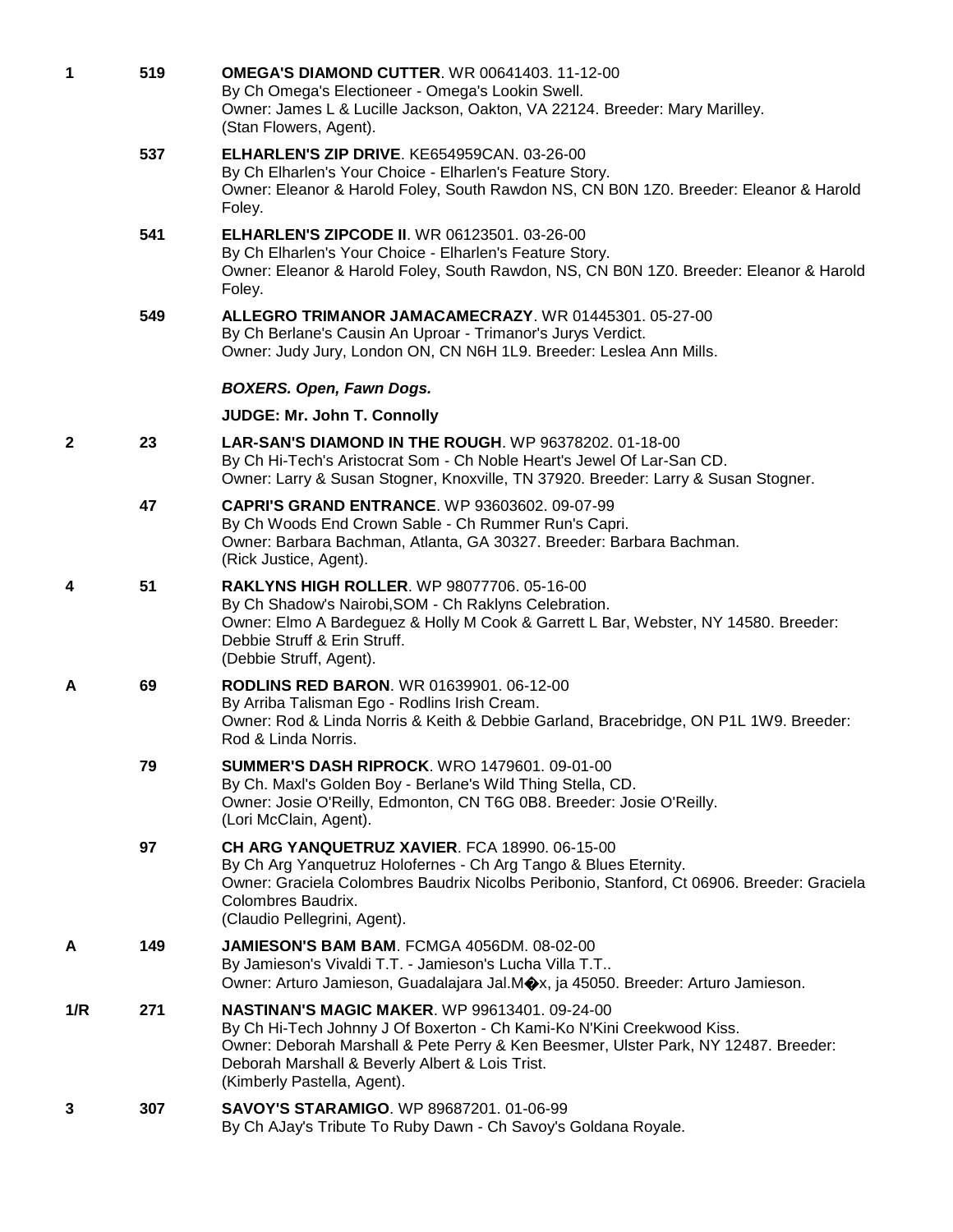**1** 519 **OMEGA'S DIAMOND CUTTER**. WR 00641403. 11-12-00
By Ch Omega's Electioneer - Omega's Lookin Swell.
Owner: James L & Lucille Jackson, Oakton, VA 22124. Breeder: Mary Marilley.
(Stan Flowers, Agent).

537 **ELHARLEN'S ZIP DRIVE**. KE654959CAN. 03-26-00
By Ch Elharlen's Your Choice - Elharlen's Feature Story.
Owner: Eleanor & Harold Foley, South Rawdon NS, CN B0N 1Z0. Breeder: Eleanor & Harold Foley.

541 **ELHARLEN'S ZIPCODE II**. WR 06123501. 03-26-00
By Ch Elharlen's Your Choice - Elharlen's Feature Story.
Owner: Eleanor & Harold Foley, South Rawdon, NS, CN B0N 1Z0. Breeder: Eleanor & Harold Foley.

549 **ALLEGRO TRIMANOR JAMACAMECRAZY**. WR 01445301. 05-27-00
By Ch Berlane's Causin An Uproar - Trimanor's Jurys Verdict.
Owner: Judy Jury, London ON, CN N6H 1L9. Breeder: Leslea Ann Mills.

***BOXERS. Open, Fawn Dogs.***

**JUDGE: Mr. John T. Connolly**

**2** 23 **LAR-SAN'S DIAMOND IN THE ROUGH**. WP 96378202. 01-18-00
By Ch Hi-Tech's Aristocrat Som - Ch Noble Heart's Jewel Of Lar-San CD.
Owner: Larry & Susan Stogner, Knoxville, TN 37920. Breeder: Larry & Susan Stogner.

47 **CAPRI'S GRAND ENTRANCE**. WP 93603602. 09-07-99
By Ch Woods End Crown Sable - Ch Rummer Run's Capri.
Owner: Barbara Bachman, Atlanta, GA 30327. Breeder: Barbara Bachman.
(Rick Justice, Agent).

**4** 51 **RAKLYNS HIGH ROLLER**. WP 98077706. 05-16-00
By Ch Shadow's Nairobi,SOM - Ch Raklyns Celebration.
Owner: Elmo A Bardeguez & Holly M Cook & Garrett L Bar, Webster, NY 14580. Breeder: Debbie Struff & Erin Struff.
(Debbie Struff, Agent).

**A** 69 **RODLINS RED BARON**. WR 01639901. 06-12-00
By Arriba Talisman Ego - Rodlins Irish Cream.
Owner: Rod & Linda Norris & Keith & Debbie Garland, Bracebridge, ON P1L 1W9. Breeder: Rod & Linda Norris.

79 **SUMMER'S DASH RIPROCK**. WRO 1479601. 09-01-00
By Ch. Maxl's Golden Boy - Berlane's Wild Thing Stella, CD.
Owner: Josie O'Reilly, Edmonton, CN T6G 0B8. Breeder: Josie O'Reilly.
(Lori McClain, Agent).

97 **CH ARG YANQUETRUZ XAVIER**. FCA 18990. 06-15-00
By Ch Arg Yanquetruz Holofernes - Ch Arg Tango & Blues Eternity.
Owner: Graciela Colombres Baudrix Nicolbs Peribonio, Stanford, Ct 06906. Breeder: Graciela Colombres Baudrix.
(Claudio Pellegrini, Agent).

**A** 149 **JAMIESON'S BAM BAM**. FCMGA 4056DM. 08-02-00
By Jamieson's Vivaldi T.T. - Jamieson's Lucha Villa T.T..
Owner: Arturo Jamieson, Guadalajara Jal.M�x, ja 45050. Breeder: Arturo Jamieson.

**1/R** 271 **NASTINAN'S MAGIC MAKER**. WP 99613401. 09-24-00
By Ch Hi-Tech Johnny J Of Boxerton - Ch Kami-Ko N'Kini Creekwood Kiss.
Owner: Deborah Marshall & Pete Perry & Ken Beesmer, Ulster Park, NY 12487. Breeder: Deborah Marshall & Beverly Albert & Lois Trist.
(Kimberly Pastella, Agent).

**3** 307 **SAVOY'S STARAMIGO**. WP 89687201. 01-06-99
By Ch AJay's Tribute To Ruby Dawn - Ch Savoy's Goldana Royale.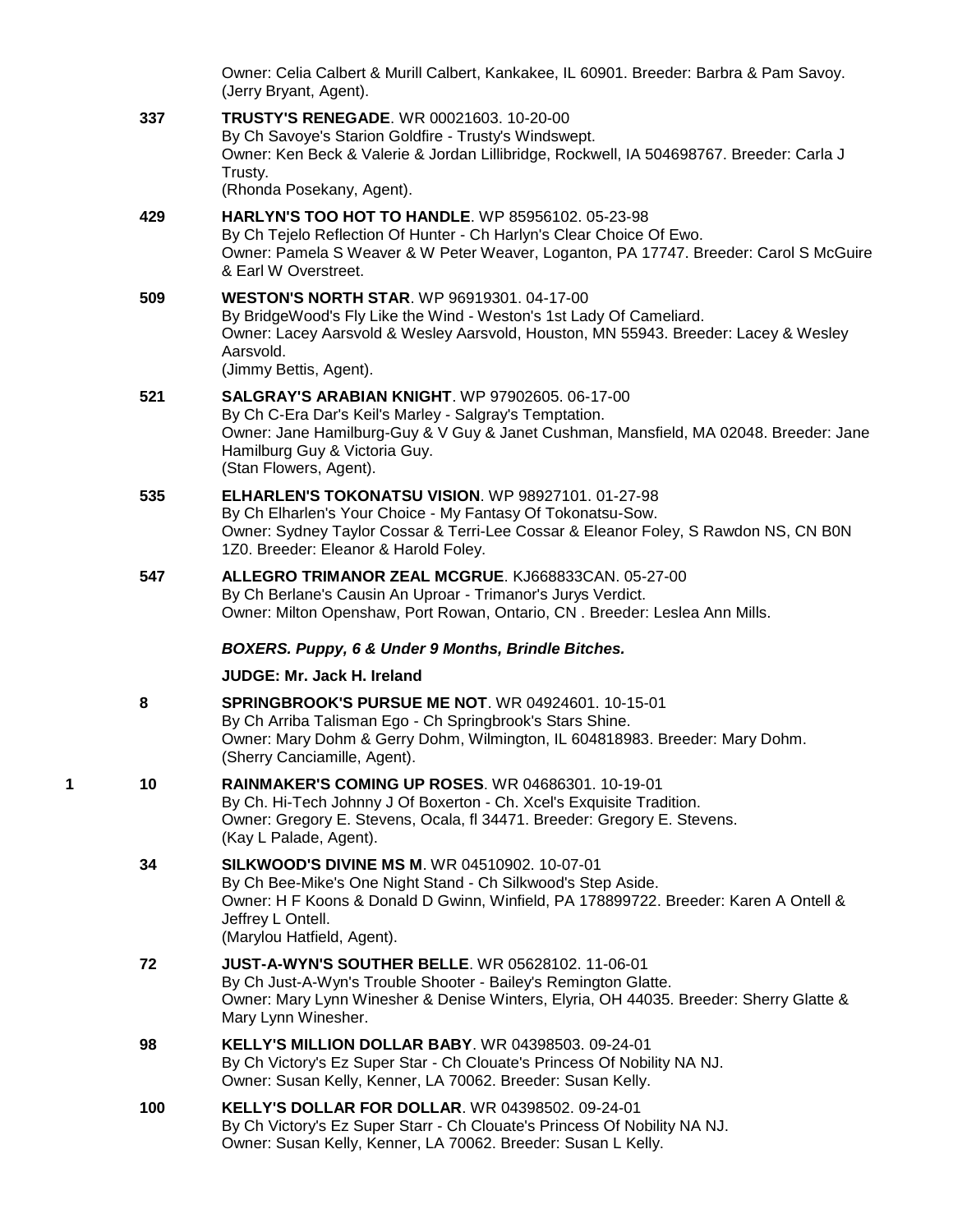Owner: Celia Calbert & Murill Calbert, Kankakee, IL 60901. Breeder: Barbra & Pam Savoy. (Jerry Bryant, Agent).

**337** **TRUSTY'S RENEGADE**. WR 00021603. 10-20-00
By Ch Savoye's Starion Goldfire - Trusty's Windswept.
Owner: Ken Beck & Valerie & Jordan Lillibridge, Rockwell, IA 504698767. Breeder: Carla J Trusty.
(Rhonda Posekany, Agent).

**429** **HARLYN'S TOO HOT TO HANDLE**. WP 85956102. 05-23-98
By Ch Tejelo Reflection Of Hunter - Ch Harlyn's Clear Choice Of Ewo.
Owner: Pamela S Weaver & W Peter Weaver, Loganton, PA 17747. Breeder: Carol S McGuire & Earl W Overstreet.

**509** **WESTON'S NORTH STAR**. WP 96919301. 04-17-00
By BridgeWood's Fly Like the Wind - Weston's 1st Lady Of Cameliard.
Owner: Lacey Aarsvold & Wesley Aarsvold, Houston, MN 55943. Breeder: Lacey & Wesley Aarsvold.
(Jimmy Bettis, Agent).

**521** **SALGRAY'S ARABIAN KNIGHT**. WP 97902605. 06-17-00
By Ch C-Era Dar's Keil's Marley - Salgray's Temptation.
Owner: Jane Hamilburg-Guy & V Guy & Janet Cushman, Mansfield, MA 02048. Breeder: Jane Hamilburg Guy & Victoria Guy.
(Stan Flowers, Agent).

**535** **ELHARLEN'S TOKONATSU VISION**. WP 98927101. 01-27-98
By Ch Elharlen's Your Choice - My Fantasy Of Tokonatsu-Sow.
Owner: Sydney Taylor Cossar & Terri-Lee Cossar & Eleanor Foley, S Rawdon NS, CN B0N 1Z0. Breeder: Eleanor & Harold Foley.

**547** **ALLEGRO TRIMANOR ZEAL MCGRUE**. KJ668833CAN. 05-27-00
By Ch Berlane's Causin An Uproar - Trimanor's Jurys Verdict.
Owner: Milton Openshaw, Port Rowan, Ontario, CN . Breeder: Leslea Ann Mills.

***BOXERS. Puppy, 6 & Under 9 Months, Brindle Bitches.***

**JUDGE: Mr. Jack H. Ireland**

**8** **SPRINGBROOK'S PURSUE ME NOT**. WR 04924601. 10-15-01
By Ch Arriba Talisman Ego - Ch Springbrook's Stars Shine.
Owner: Mary Dohm & Gerry Dohm, Wilmington, IL 604818983. Breeder: Mary Dohm.
(Sherry Canciamille, Agent).

1 **10** **RAINMAKER'S COMING UP ROSES**. WR 04686301. 10-19-01
By Ch. Hi-Tech Johnny J Of Boxerton - Ch. Xcel's Exquisite Tradition.
Owner: Gregory E. Stevens, Ocala, fl 34471. Breeder: Gregory E. Stevens.
(Kay L Palade, Agent).

**34** **SILKWOOD'S DIVINE MS M**. WR 04510902. 10-07-01
By Ch Bee-Mike's One Night Stand - Ch Silkwood's Step Aside.
Owner: H F Koons & Donald D Gwinn, Winfield, PA 178899722. Breeder: Karen A Ontell & Jeffrey L Ontell.
(Marylou Hatfield, Agent).

**72** **JUST-A-WYN'S SOUTHER BELLE**. WR 05628102. 11-06-01
By Ch Just-A-Wyn's Trouble Shooter - Bailey's Remington Glatte.
Owner: Mary Lynn Winesher & Denise Winters, Elyria, OH 44035. Breeder: Sherry Glatte & Mary Lynn Winesher.

**98** **KELLY'S MILLION DOLLAR BABY**. WR 04398503. 09-24-01
By Ch Victory's Ez Super Star - Ch Clouate's Princess Of Nobility NA NJ.
Owner: Susan Kelly, Kenner, LA 70062. Breeder: Susan Kelly.

**100** **KELLY'S DOLLAR FOR DOLLAR**. WR 04398502. 09-24-01
By Ch Victory's Ez Super Starr - Ch Clouate's Princess Of Nobility NA NJ.
Owner: Susan Kelly, Kenner, LA 70062. Breeder: Susan L Kelly.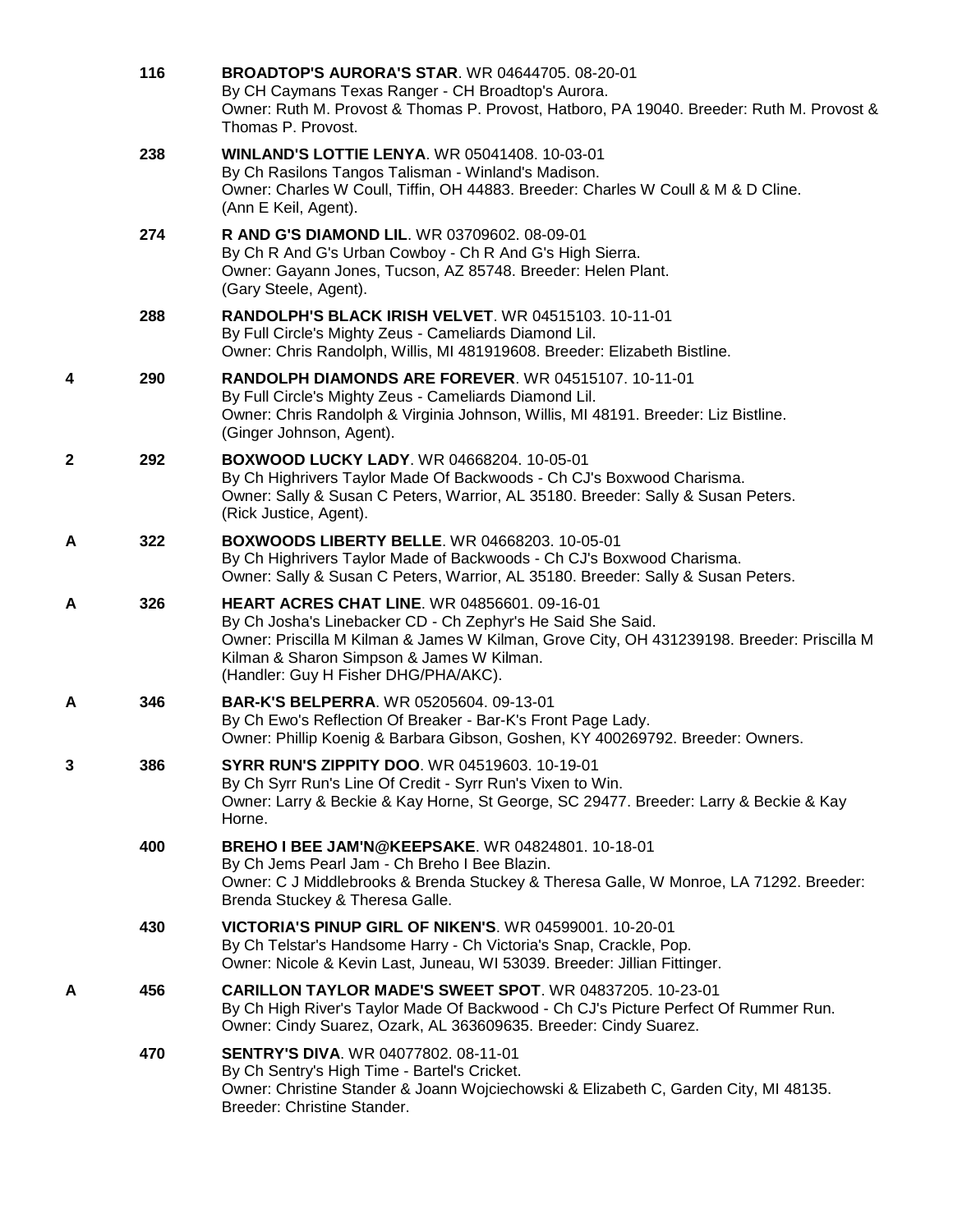| | | |
|---|---|---|
| | 116 | **BROADTOP'S AURORA'S STAR**. WR 04644705. 08-20-01<br>By CH Caymans Texas Ranger - CH Broadtop's Aurora.<br>Owner: Ruth M. Provost & Thomas P. Provost, Hatboro, PA 19040. Breeder: Ruth M. Provost & Thomas P. Provost. |
| | 238 | **WINLAND'S LOTTIE LENYA**. WR 05041408. 10-03-01<br>By Ch Rasilons Tangos Talisman - Winland's Madison.<br>Owner: Charles W Coull, Tiffin, OH 44883. Breeder: Charles W Coull & M & D Cline.<br>(Ann E Keil, Agent). |
| | 274 | **R AND G'S DIAMOND LIL**. WR 03709602. 08-09-01<br>By Ch R And G's Urban Cowboy - Ch R And G's High Sierra.<br>Owner: Gayann Jones, Tucson, AZ 85748. Breeder: Helen Plant.<br>(Gary Steele, Agent). |
| | 288 | **RANDOLPH'S BLACK IRISH VELVET**. WR 04515103. 10-11-01<br>By Full Circle's Mighty Zeus - Cameliards Diamond Lil.<br>Owner: Chris Randolph, Willis, MI 481919608. Breeder: Elizabeth Bistline. |
| 4 | 290 | **RANDOLPH DIAMONDS ARE FOREVER**. WR 04515107. 10-11-01<br>By Full Circle's Mighty Zeus - Cameliards Diamond Lil.<br>Owner: Chris Randolph & Virginia Johnson, Willis, MI 48191. Breeder: Liz Bistline.<br>(Ginger Johnson, Agent). |
| 2 | 292 | **BOXWOOD LUCKY LADY**. WR 04668204. 10-05-01<br>By Ch Highrivers Taylor Made Of Backwoods - Ch CJ's Boxwood Charisma.<br>Owner: Sally & Susan C Peters, Warrior, AL 35180. Breeder: Sally & Susan Peters.<br>(Rick Justice, Agent). |
| A | 322 | **BOXWOODS LIBERTY BELLE**. WR 04668203. 10-05-01<br>By Ch Highrivers Taylor Made of Backwoods - Ch CJ's Boxwood Charisma.<br>Owner: Sally & Susan C Peters, Warrior, AL 35180. Breeder: Sally & Susan Peters. |
| A | 326 | **HEART ACRES CHAT LINE**. WR 04856601. 09-16-01<br>By Ch Josha's Linebacker CD - Ch Zephyr's He Said She Said.<br>Owner: Priscilla M Kilman & James W Kilman, Grove City, OH 431239198. Breeder: Priscilla M Kilman & Sharon Simpson & James W Kilman.<br>(Handler: Guy H Fisher DHG/PHA/AKC). |
| A | 346 | **BAR-K'S BELPERRA**. WR 05205604. 09-13-01<br>By Ch Ewo's Reflection Of Breaker - Bar-K's Front Page Lady.<br>Owner: Phillip Koenig & Barbara Gibson, Goshen, KY 400269792. Breeder: Owners. |
| 3 | 386 | **SYRR RUN'S ZIPPITY DOO**. WR 04519603. 10-19-01<br>By Ch Syrr Run's Line Of Credit - Syrr Run's Vixen to Win.<br>Owner: Larry & Beckie & Kay Horne, St George, SC 29477. Breeder: Larry & Beckie & Kay Horne. |
| | 400 | **BREHO I BEE JAM'N@KEEPSAKE**. WR 04824801. 10-18-01<br>By Ch Jems Pearl Jam - Ch Breho I Bee Blazin.<br>Owner: C J Middlebrooks & Brenda Stuckey & Theresa Galle, W Monroe, LA 71292. Breeder: Brenda Stuckey & Theresa Galle. |
| | 430 | **VICTORIA'S PINUP GIRL OF NIKEN'S**. WR 04599001. 10-20-01<br>By Ch Telstar's Handsome Harry - Ch Victoria's Snap, Crackle, Pop.<br>Owner: Nicole & Kevin Last, Juneau, WI 53039. Breeder: Jillian Fittinger. |
| A | 456 | **CARILLON TAYLOR MADE'S SWEET SPOT**. WR 04837205. 10-23-01<br>By Ch High River's Taylor Made Of Backwood - Ch CJ's Picture Perfect Of Rummer Run.<br>Owner: Cindy Suarez, Ozark, AL 363609635. Breeder: Cindy Suarez. |
| | 470 | **SENTRY'S DIVA**. WR 04077802. 08-11-01<br>By Ch Sentry's High Time - Bartel's Cricket.<br>Owner: Christine Stander & Joann Wojciechowski & Elizabeth C, Garden City, MI 48135. Breeder: Christine Stander. |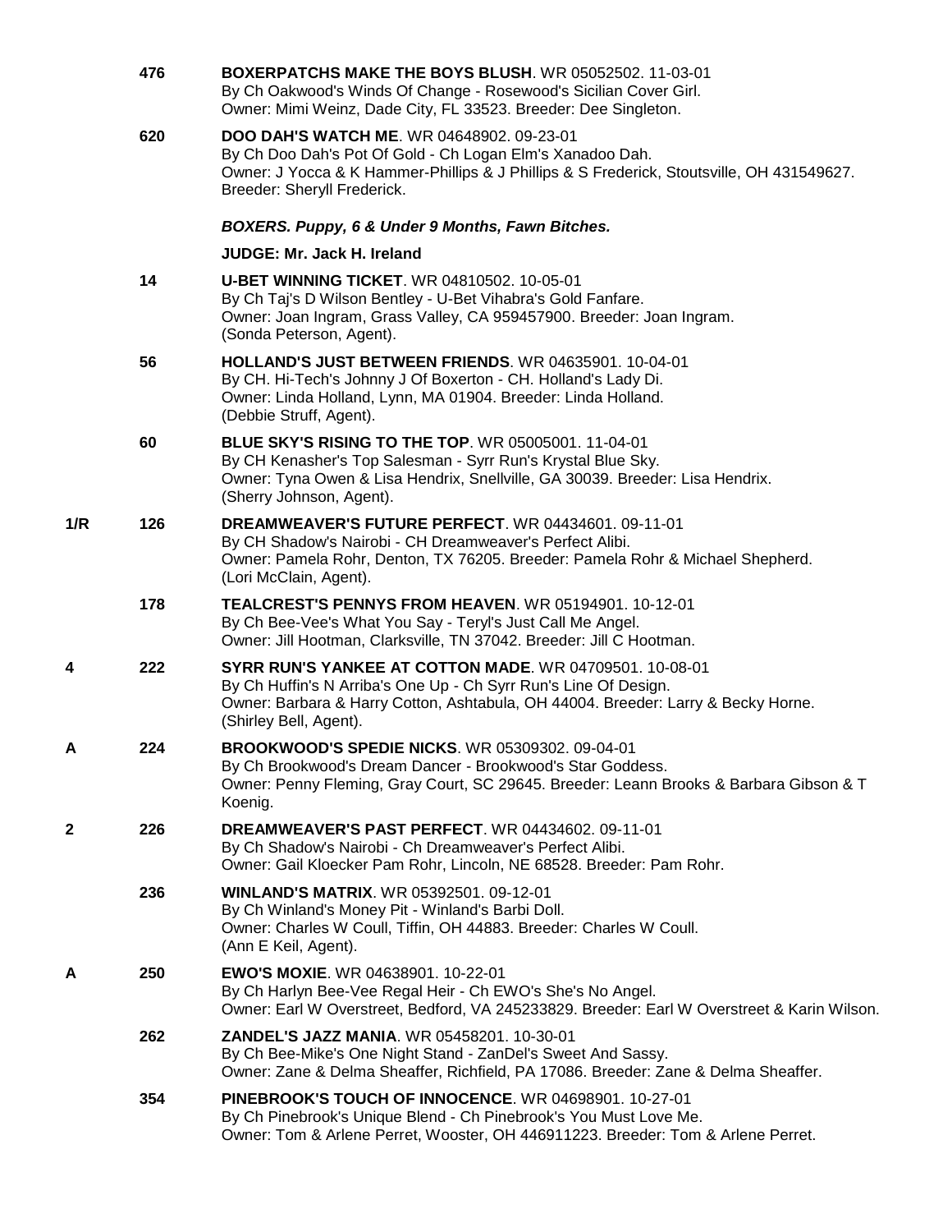476 **BOXERPATCHS MAKE THE BOYS BLUSH**. WR 05052502. 11-03-01
By Ch Oakwood's Winds Of Change - Rosewood's Sicilian Cover Girl.
Owner: Mimi Weinz, Dade City, FL 33523. Breeder: Dee Singleton.

620 **DOO DAH'S WATCH ME**. WR 04648902. 09-23-01
By Ch Doo Dah's Pot Of Gold - Ch Logan Elm's Xanadoo Dah.
Owner: J Yocca & K Hammer-Phillips & J Phillips & S Frederick, Stoutsville, OH 431549627.
Breeder: Sheryll Frederick.

***BOXERS. Puppy, 6 & Under 9 Months, Fawn Bitches.***

**JUDGE: Mr. Jack H. Ireland**

14 **U-BET WINNING TICKET**. WR 04810502. 10-05-01
By Ch Taj's D Wilson Bentley - U-Bet Vihabra's Gold Fanfare.
Owner: Joan Ingram, Grass Valley, CA 959457900. Breeder: Joan Ingram.
(Sonda Peterson, Agent).

56 **HOLLAND'S JUST BETWEEN FRIENDS**. WR 04635901. 10-04-01
By CH. Hi-Tech's Johnny J Of Boxerton - CH. Holland's Lady Di.
Owner: Linda Holland, Lynn, MA 01904. Breeder: Linda Holland.
(Debbie Struff, Agent).

60 **BLUE SKY'S RISING TO THE TOP**. WR 05005001. 11-04-01
By CH Kenasher's Top Salesman - Syrr Run's Krystal Blue Sky.
Owner: Tyna Owen & Lisa Hendrix, Snellville, GA 30039. Breeder: Lisa Hendrix.
(Sherry Johnson, Agent).

1/R 126 **DREAMWEAVER'S FUTURE PERFECT**. WR 04434601. 09-11-01
By CH Shadow's Nairobi - CH Dreamweaver's Perfect Alibi.
Owner: Pamela Rohr, Denton, TX 76205. Breeder: Pamela Rohr & Michael Shepherd.
(Lori McClain, Agent).

178 **TEALCREST'S PENNYS FROM HEAVEN**. WR 05194901. 10-12-01
By Ch Bee-Vee's What You Say - Teryl's Just Call Me Angel.
Owner: Jill Hootman, Clarksville, TN 37042. Breeder: Jill C Hootman.

4 222 **SYRR RUN'S YANKEE AT COTTON MADE**. WR 04709501. 10-08-01
By Ch Huffin's N Arriba's One Up - Ch Syrr Run's Line Of Design.
Owner: Barbara & Harry Cotton, Ashtabula, OH 44004. Breeder: Larry & Becky Horne.
(Shirley Bell, Agent).

A 224 **BROOKWOOD'S SPEDIE NICKS**. WR 05309302. 09-04-01
By Ch Brookwood's Dream Dancer - Brookwood's Star Goddess.
Owner: Penny Fleming, Gray Court, SC 29645. Breeder: Leann Brooks & Barbara Gibson & T Koenig.

2 226 **DREAMWEAVER'S PAST PERFECT**. WR 04434602. 09-11-01
By Ch Shadow's Nairobi - Ch Dreamweaver's Perfect Alibi.
Owner: Gail Kloecker Pam Rohr, Lincoln, NE 68528. Breeder: Pam Rohr.

236 **WINLAND'S MATRIX**. WR 05392501. 09-12-01
By Ch Winland's Money Pit - Winland's Barbi Doll.
Owner: Charles W Coull, Tiffin, OH 44883. Breeder: Charles W Coull.
(Ann E Keil, Agent).

A 250 **EWO'S MOXIE**. WR 04638901. 10-22-01
By Ch Harlyn Bee-Vee Regal Heir - Ch EWO's She's No Angel.
Owner: Earl W Overstreet, Bedford, VA 245233829. Breeder: Earl W Overstreet & Karin Wilson.

262 **ZANDEL'S JAZZ MANIA**. WR 05458201. 10-30-01
By Ch Bee-Mike's One Night Stand - ZanDel's Sweet And Sassy.
Owner: Zane & Delma Sheaffer, Richfield, PA 17086. Breeder: Zane & Delma Sheaffer.

354 **PINEBROOK'S TOUCH OF INNOCENCE**. WR 04698901. 10-27-01
By Ch Pinebrook's Unique Blend - Ch Pinebrook's You Must Love Me.
Owner: Tom & Arlene Perret, Wooster, OH 446911223. Breeder: Tom & Arlene Perret.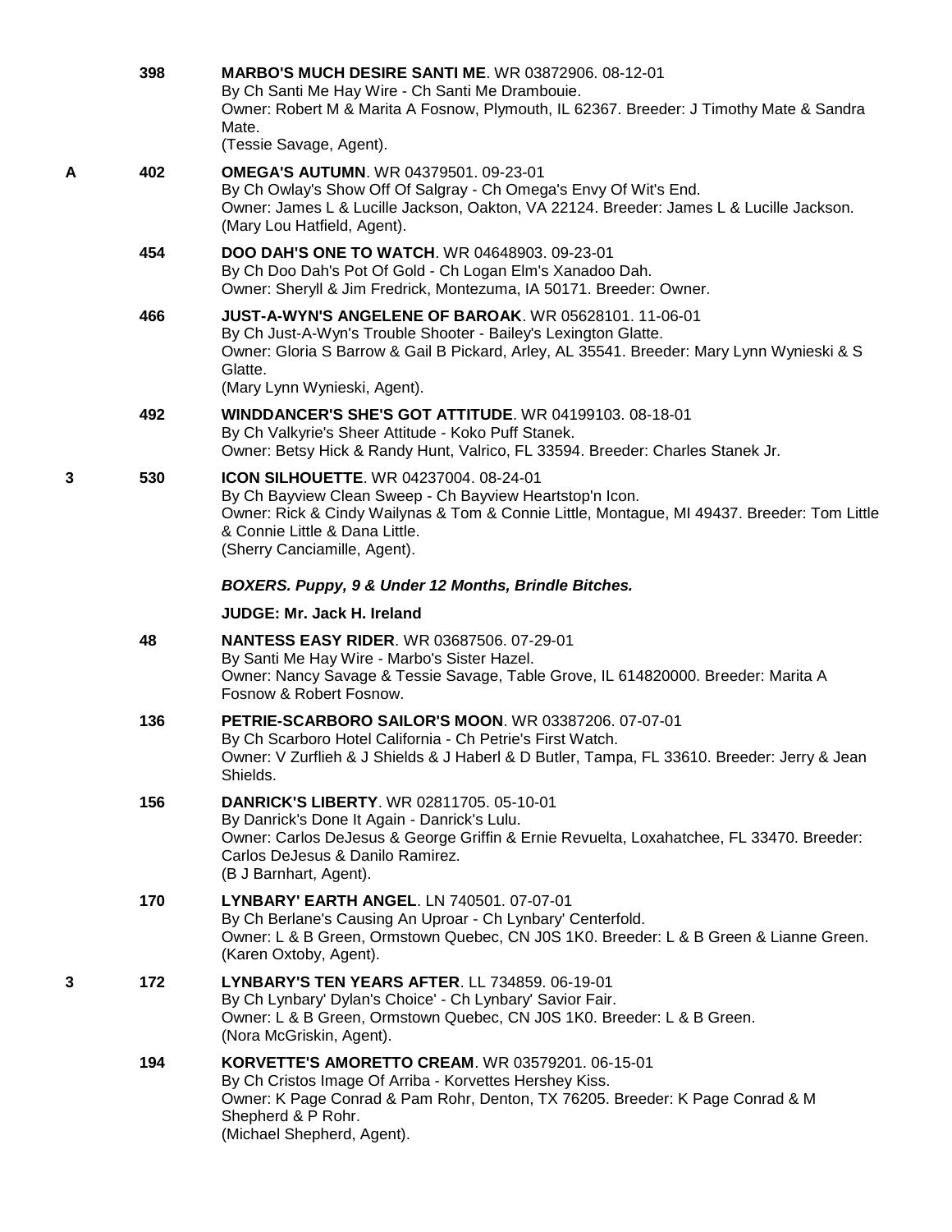398 **MARBO'S MUCH DESIRE SANTI ME**. WR 03872906. 08-12-01
By Ch Santi Me Hay Wire - Ch Santi Me Drambouie.
Owner: Robert M & Marita A Fosnow, Plymouth, IL 62367. Breeder: J Timothy Mate & Sandra Mate.
(Tessie Savage, Agent).

A 402 **OMEGA'S AUTUMN**. WR 04379501. 09-23-01
By Ch Owlay's Show Off Of Salgray - Ch Omega's Envy Of Wit's End.
Owner: James L & Lucille Jackson, Oakton, VA 22124. Breeder: James L & Lucille Jackson.
(Mary Lou Hatfield, Agent).

454 **DOO DAH'S ONE TO WATCH**. WR 04648903. 09-23-01
By Ch Doo Dah's Pot Of Gold - Ch Logan Elm's Xanadoo Dah.
Owner: Sheryll & Jim Fredrick, Montezuma, IA 50171. Breeder: Owner.

466 **JUST-A-WYN'S ANGELENE OF BAROAK**. WR 05628101. 11-06-01
By Ch Just-A-Wyn's Trouble Shooter - Bailey's Lexington Glatte.
Owner: Gloria S Barrow & Gail B Pickard, Arley, AL 35541. Breeder: Mary Lynn Wynieski & S Glatte.
(Mary Lynn Wynieski, Agent).

492 **WINDDANCER'S SHE'S GOT ATTITUDE**. WR 04199103. 08-18-01
By Ch Valkyrie's Sheer Attitude - Koko Puff Stanek.
Owner: Betsy Hick & Randy Hunt, Valrico, FL 33594. Breeder: Charles Stanek Jr.

3 530 **ICON SILHOUETTE**. WR 04237004. 08-24-01
By Ch Bayview Clean Sweep - Ch Bayview Heartstop'n Icon.
Owner: Rick & Cindy Wailynas & Tom & Connie Little, Montague, MI 49437. Breeder: Tom Little & Connie Little & Dana Little.
(Sherry Canciamille, Agent).

***BOXERS. Puppy, 9 & Under 12 Months, Brindle Bitches.***

**JUDGE: Mr. Jack H. Ireland**

48 **NANTESS EASY RIDER**. WR 03687506. 07-29-01
By Santi Me Hay Wire - Marbo's Sister Hazel.
Owner: Nancy Savage & Tessie Savage, Table Grove, IL 614820000. Breeder: Marita A Fosnow & Robert Fosnow.

136 **PETRIE-SCARBORO SAILOR'S MOON**. WR 03387206. 07-07-01
By Ch Scarboro Hotel California - Ch Petrie's First Watch.
Owner: V Zurflieh & J Shields & J Haberl & D Butler, Tampa, FL 33610. Breeder: Jerry & Jean Shields.

156 **DANRICK'S LIBERTY**. WR 02811705. 05-10-01
By Danrick's Done It Again - Danrick's Lulu.
Owner: Carlos DeJesus & George Griffin & Ernie Revuelta, Loxahatchee, FL 33470. Breeder: Carlos DeJesus & Danilo Ramirez.
(B J Barnhart, Agent).

170 **LYNBARY' EARTH ANGEL**. LN 740501. 07-07-01
By Ch Berlane's Causing An Uproar - Ch Lynbary' Centerfold.
Owner: L & B Green, Ormstown Quebec, CN J0S 1K0. Breeder: L & B Green & Lianne Green.
(Karen Oxtoby, Agent).

3 172 **LYNBARY'S TEN YEARS AFTER**. LL 734859. 06-19-01
By Ch Lynbary' Dylan's Choice' - Ch Lynbary' Savior Fair.
Owner: L & B Green, Ormstown Quebec, CN J0S 1K0. Breeder: L & B Green.
(Nora McGriskin, Agent).

194 **KORVETTE'S AMORETTO CREAM**. WR 03579201. 06-15-01
By Ch Cristos Image Of Arriba - Korvettes Hershey Kiss.
Owner: K Page Conrad & Pam Rohr, Denton, TX 76205. Breeder: K Page Conrad & M Shepherd & P Rohr.
(Michael Shepherd, Agent).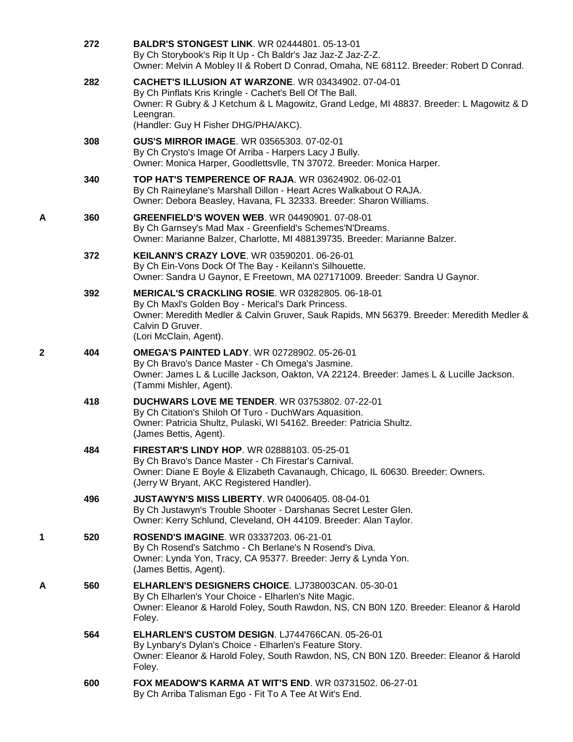272 **BALDR'S STONGEST LINK**. WR 02444801. 05-13-01
By Ch Storybook's Rip It Up - Ch Baldr's Jaz Jaz-Z Jaz-Z-Z.
Owner: Melvin A Mobley II & Robert D Conrad, Omaha, NE 68112. Breeder: Robert D Conrad.

282 **CACHET'S ILLUSION AT WARZONE**. WR 03434902. 07-04-01
By Ch Pinflats Kris Kringle - Cachet's Bell Of The Ball.
Owner: R Gubry & J Ketchum & L Magowitz, Grand Ledge, MI 48837. Breeder: L Magowitz & D Leengran.
(Handler: Guy H Fisher DHG/PHA/AKC).

308 **GUS'S MIRROR IMAGE**. WR 03565303. 07-02-01
By Ch Crysto's Image Of Arriba - Harpers Lacy J Bully.
Owner: Monica Harper, Goodlettsvlle, TN 37072. Breeder: Monica Harper.

340 **TOP HAT'S TEMPERENCE OF RAJA**. WR 03624902. 06-02-01
By Ch Raineylane's Marshall Dillon - Heart Acres Walkabout O RAJA.
Owner: Debora Beasley, Havana, FL 32333. Breeder: Sharon Williams.

A 360 **GREENFIELD'S WOVEN WEB**. WR 04490901. 07-08-01
By Ch Garnsey's Mad Max - Greenfield's Schemes'N'Dreams.
Owner: Marianne Balzer, Charlotte, MI 488139735. Breeder: Marianne Balzer.

372 **KEILANN'S CRAZY LOVE**. WR 03590201. 06-26-01
By Ch Ein-Vons Dock Of The Bay - Keilann's Silhouette.
Owner: Sandra U Gaynor, E Freetown, MA 027171009. Breeder: Sandra U Gaynor.

392 **MERICAL'S CRACKLING ROSIE**. WR 03282805. 06-18-01
By Ch Maxl's Golden Boy - Merical's Dark Princess.
Owner: Meredith Medler & Calvin Gruver, Sauk Rapids, MN 56379. Breeder: Meredith Medler & Calvin D Gruver.
(Lori McClain, Agent).

2 404 **OMEGA'S PAINTED LADY**. WR 02728902. 05-26-01
By Ch Bravo's Dance Master - Ch Omega's Jasmine.
Owner: James L & Lucille Jackson, Oakton, VA 22124. Breeder: James L & Lucille Jackson.
(Tammi Mishler, Agent).

418 **DUCHWARS LOVE ME TENDER**. WR 03753802. 07-22-01
By Ch Citation's Shiloh Of Turo - DuchWars Aquasition.
Owner: Patricia Shultz, Pulaski, WI 54162. Breeder: Patricia Shultz.
(James Bettis, Agent).

484 **FIRESTAR'S LINDY HOP**. WR 02888103. 05-25-01
By Ch Bravo's Dance Master - Ch Firestar's Carnival.
Owner: Diane E Boyle & Elizabeth Cavanaugh, Chicago, IL 60630. Breeder: Owners.
(Jerry W Bryant, AKC Registered Handler).

496 **JUSTAWYN'S MISS LIBERTY**. WR 04006405. 08-04-01
By Ch Justawyn's Trouble Shooter - Darshanas Secret Lester Glen.
Owner: Kerry Schlund, Cleveland, OH 44109. Breeder: Alan Taylor.

1 520 **ROSEND'S IMAGINE**. WR 03337203. 06-21-01
By Ch Rosend's Satchmo - Ch Berlane's N Rosend's Diva.
Owner: Lynda Yon, Tracy, CA 95377. Breeder: Jerry & Lynda Yon.
(James Bettis, Agent).

A 560 **ELHARLEN'S DESIGNERS CHOICE**. LJ738003CAN. 05-30-01
By Ch Elharlen's Your Choice - Elharlen's Nite Magic.
Owner: Eleanor & Harold Foley, South Rawdon, NS, CN B0N 1Z0. Breeder: Eleanor & Harold Foley.

564 **ELHARLEN'S CUSTOM DESIGN**. LJ744766CAN. 05-26-01
By Lynbary's Dylan's Choice - Elharlen's Feature Story.
Owner: Eleanor & Harold Foley, South Rawdon, NS, CN B0N 1Z0. Breeder: Eleanor & Harold Foley.

600 **FOX MEADOW'S KARMA AT WIT'S END**. WR 03731502. 06-27-01
By Ch Arriba Talisman Ego - Fit To A Tee At Wit's End.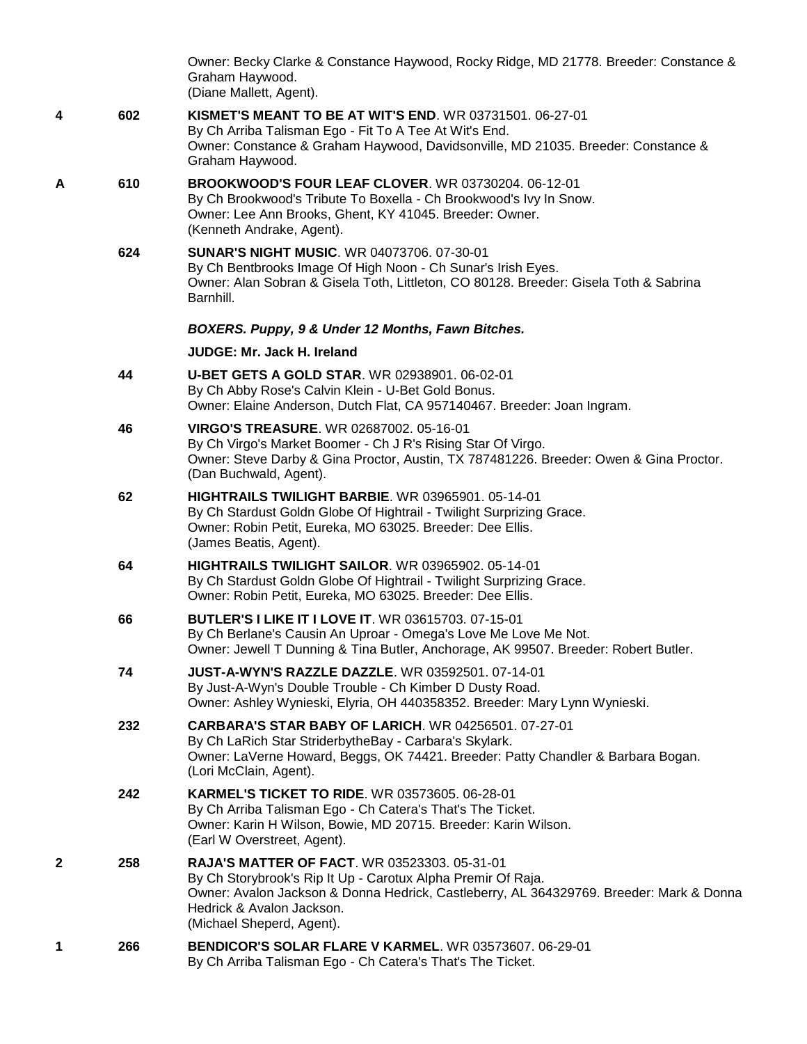Owner: Becky Clarke & Constance Haywood, Rocky Ridge, MD 21778. Breeder: Constance & Graham Haywood.
(Diane Mallett, Agent).

**4** 602 **KISMET'S MEANT TO BE AT WIT'S END**. WR 03731501. 06-27-01
By Ch Arriba Talisman Ego - Fit To A Tee At Wit's End.
Owner: Constance & Graham Haywood, Davidsonville, MD 21035. Breeder: Constance & Graham Haywood.

**A** 610 **BROOKWOOD'S FOUR LEAF CLOVER**. WR 03730204. 06-12-01
By Ch Brookwood's Tribute To Boxella - Ch Brookwood's Ivy In Snow.
Owner: Lee Ann Brooks, Ghent, KY 41045. Breeder: Owner.
(Kenneth Andrake, Agent).

624 **SUNAR'S NIGHT MUSIC**. WR 04073706. 07-30-01
By Ch Bentbrooks Image Of High Noon - Ch Sunar's Irish Eyes.
Owner: Alan Sobran & Gisela Toth, Littleton, CO 80128. Breeder: Gisela Toth & Sabrina Barnhill.

***BOXERS. Puppy, 9 & Under 12 Months, Fawn Bitches.***

**JUDGE: Mr. Jack H. Ireland**

44 **U-BET GETS A GOLD STAR**. WR 02938901. 06-02-01
By Ch Abby Rose's Calvin Klein - U-Bet Gold Bonus.
Owner: Elaine Anderson, Dutch Flat, CA 957140467. Breeder: Joan Ingram.

46 **VIRGO'S TREASURE**. WR 02687002. 05-16-01
By Ch Virgo's Market Boomer - Ch J R's Rising Star Of Virgo.
Owner: Steve Darby & Gina Proctor, Austin, TX 787481226. Breeder: Owen & Gina Proctor.
(Dan Buchwald, Agent).

62 **HIGHTRAILS TWILIGHT BARBIE**. WR 03965901. 05-14-01
By Ch Stardust Goldn Globe Of Hightrail - Twilight Surprizing Grace.
Owner: Robin Petit, Eureka, MO 63025. Breeder: Dee Ellis.
(James Beatis, Agent).

64 **HIGHTRAILS TWILIGHT SAILOR**. WR 03965902. 05-14-01
By Ch Stardust Goldn Globe Of Hightrail - Twilight Surprizing Grace.
Owner: Robin Petit, Eureka, MO 63025. Breeder: Dee Ellis.

66 **BUTLER'S I LIKE IT I LOVE IT**. WR 03615703. 07-15-01
By Ch Berlane's Causin An Uproar - Omega's Love Me Love Me Not.
Owner: Jewell T Dunning & Tina Butler, Anchorage, AK 99507. Breeder: Robert Butler.

74 **JUST-A-WYN'S RAZZLE DAZZLE**. WR 03592501. 07-14-01
By Just-A-Wyn's Double Trouble - Ch Kimber D Dusty Road.
Owner: Ashley Wynieski, Elyria, OH 440358352. Breeder: Mary Lynn Wynieski.

232 **CARBARA'S STAR BABY OF LARICH**. WR 04256501. 07-27-01
By Ch LaRich Star StriderbytheBay - Carbara's Skylark.
Owner: LaVerne Howard, Beggs, OK 74421. Breeder: Patty Chandler & Barbara Bogan.
(Lori McClain, Agent).

242 **KARMEL'S TICKET TO RIDE**. WR 03573605. 06-28-01
By Ch Arriba Talisman Ego - Ch Catera's That's The Ticket.
Owner: Karin H Wilson, Bowie, MD 20715. Breeder: Karin Wilson.
(Earl W Overstreet, Agent).

**2** 258 **RAJA'S MATTER OF FACT**. WR 03523303. 05-31-01
By Ch Storybrook's Rip It Up - Carotux Alpha Premir Of Raja.
Owner: Avalon Jackson & Donna Hedrick, Castleberry, AL 364329769. Breeder: Mark & Donna Hedrick & Avalon Jackson.
(Michael Sheperd, Agent).

**1** 266 **BENDICOR'S SOLAR FLARE V KARMEL**. WR 03573607. 06-29-01
By Ch Arriba Talisman Ego - Ch Catera's That's The Ticket.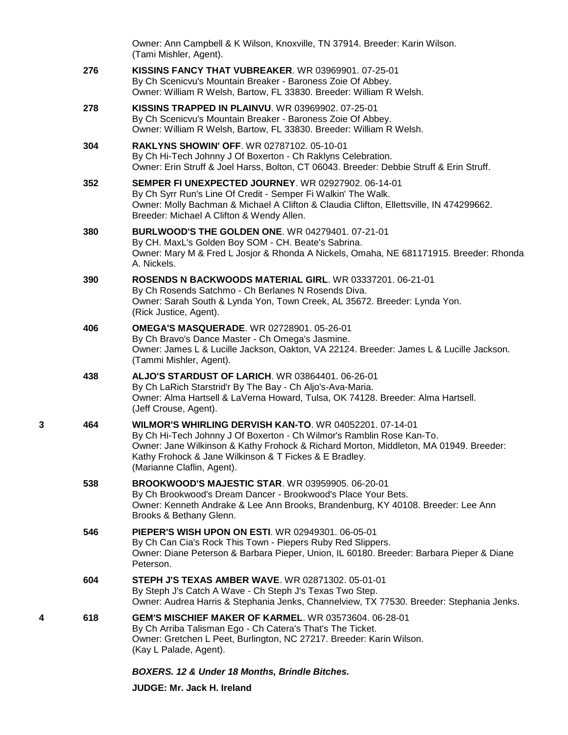Owner: Ann Campbell & K Wilson, Knoxville, TN 37914. Breeder: Karin Wilson.
(Tami Mishler, Agent).

276 **KISSINS FANCY THAT VUBREAKER**. WR 03969901. 07-25-01
By Ch Scenicvu's Mountain Breaker - Baroness Zoie Of Abbey.
Owner: William R Welsh, Bartow, FL 33830. Breeder: William R Welsh.

278 **KISSINS TRAPPED IN PLAINVU**. WR 03969902. 07-25-01
By Ch Scenicvu's Mountain Breaker - Baroness Zoie Of Abbey.
Owner: William R Welsh, Bartow, FL 33830. Breeder: William R Welsh.

304 **RAKLYNS SHOWIN' OFF**. WR 02787102. 05-10-01
By Ch Hi-Tech Johnny J Of Boxerton - Ch Raklyns Celebration.
Owner: Erin Struff & Joel Harss, Bolton, CT 06043. Breeder: Debbie Struff & Erin Struff.

352 **SEMPER FI UNEXPECTED JOURNEY**. WR 02927902. 06-14-01
By Ch Syrr Run's Line Of Credit - Semper Fi Walkin' The Walk.
Owner: Molly Bachman & Michael A Clifton & Claudia Clifton, Ellettsville, IN 474299662.
Breeder: Michael A Clifton & Wendy Allen.

380 **BURLWOOD'S THE GOLDEN ONE**. WR 04279401. 07-21-01
By CH. MaxL's Golden Boy SOM - CH. Beate's Sabrina.
Owner: Mary M & Fred L Josjor & Rhonda A Nickels, Omaha, NE 681171915. Breeder: Rhonda A. Nickels.

390 **ROSENDS N BACKWOODS MATERIAL GIRL**. WR 03337201. 06-21-01
By Ch Rosends Satchmo - Ch Berlanes N Rosends Diva.
Owner: Sarah South & Lynda Yon, Town Creek, AL 35672. Breeder: Lynda Yon.
(Rick Justice, Agent).

406 **OMEGA'S MASQUERADE**. WR 02728901. 05-26-01
By Ch Bravo's Dance Master - Ch Omega's Jasmine.
Owner: James L & Lucille Jackson, Oakton, VA 22124. Breeder: James L & Lucille Jackson.
(Tammi Mishler, Agent).

438 **ALJO'S STARDUST OF LARICH**. WR 03864401. 06-26-01
By Ch LaRich Starstrid'r By The Bay - Ch Aljo's-Ava-Maria.
Owner: Alma Hartsell & LaVerna Howard, Tulsa, OK 74128. Breeder: Alma Hartsell.
(Jeff Crouse, Agent).

3 464 **WILMOR'S WHIRLING DERVISH KAN-TO**. WR 04052201. 07-14-01
By Ch Hi-Tech Johnny J Of Boxerton - Ch Wilmor's Ramblin Rose Kan-To.
Owner: Jane Wilkinson & Kathy Frohock & Richard Morton, Middleton, MA 01949. Breeder: Kathy Frohock & Jane Wilkinson & T Fickes & E Bradley.
(Marianne Claflin, Agent).

538 **BROOKWOOD'S MAJESTIC STAR**. WR 03959905. 06-20-01
By Ch Brookwood's Dream Dancer - Brookwood's Place Your Bets.
Owner: Kenneth Andrake & Lee Ann Brooks, Brandenburg, KY 40108. Breeder: Lee Ann Brooks & Bethany Glenn.

546 **PIEPER'S WISH UPON ON ESTI**. WR 02949301. 06-05-01
By Ch Can Cia's Rock This Town - Piepers Ruby Red Slippers.
Owner: Diane Peterson & Barbara Pieper, Union, IL 60180. Breeder: Barbara Pieper & Diane Peterson.

604 **STEPH J'S TEXAS AMBER WAVE**. WR 02871302. 05-01-01
By Steph J's Catch A Wave - Ch Steph J's Texas Two Step.
Owner: Audrea Harris & Stephania Jenks, Channelview, TX 77530. Breeder: Stephania Jenks.

4 618 **GEM'S MISCHIEF MAKER OF KARMEL**. WR 03573604. 06-28-01
By Ch Arriba Talisman Ego - Ch Catera's That's The Ticket.
Owner: Gretchen L Peet, Burlington, NC 27217. Breeder: Karin Wilson.
(Kay L Palade, Agent).

***BOXERS. 12 & Under 18 Months, Brindle Bitches.***

**JUDGE: Mr. Jack H. Ireland**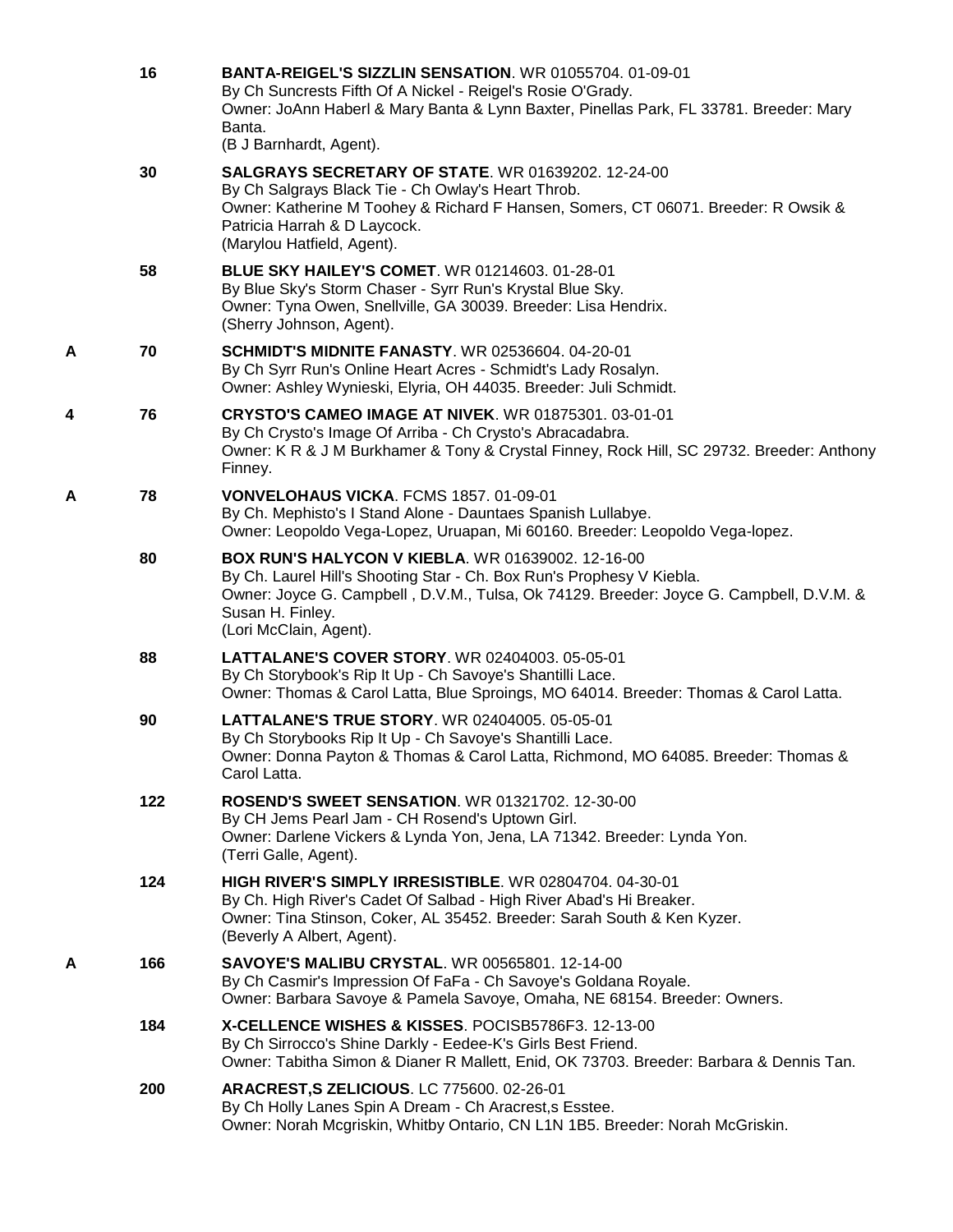16 **BANTA-REIGEL'S SIZZLIN SENSATION**. WR 01055704. 01-09-01
By Ch Suncrests Fifth Of A Nickel - Reigel's Rosie O'Grady.
Owner: JoAnn Haberl & Mary Banta & Lynn Baxter, Pinellas Park, FL 33781. Breeder: Mary Banta.
(B J Barnhardt, Agent).

30 **SALGRAYS SECRETARY OF STATE**. WR 01639202. 12-24-00
By Ch Salgrays Black Tie - Ch Owlay's Heart Throb.
Owner: Katherine M Toohey & Richard F Hansen, Somers, CT 06071. Breeder: R Owsik & Patricia Harrah & D Laycock.
(Marylou Hatfield, Agent).

58 **BLUE SKY HAILEY'S COMET**. WR 01214603. 01-28-01
By Blue Sky's Storm Chaser - Syrr Run's Krystal Blue Sky.
Owner: Tyna Owen, Snellville, GA 30039. Breeder: Lisa Hendrix.
(Sherry Johnson, Agent).

A 70 **SCHMIDT'S MIDNITE FANASTY**. WR 02536604. 04-20-01
By Ch Syrr Run's Online Heart Acres - Schmidt's Lady Rosalyn.
Owner: Ashley Wynieski, Elyria, OH 44035. Breeder: Juli Schmidt.

4 76 **CRYSTO'S CAMEO IMAGE AT NIVEK**. WR 01875301. 03-01-01
By Ch Crysto's Image Of Arriba - Ch Crysto's Abracadabra.
Owner: K R & J M Burkhamer & Tony & Crystal Finney, Rock Hill, SC 29732. Breeder: Anthony Finney.

A 78 **VONVELOHAUS VICKA**. FCMS 1857. 01-09-01
By Ch. Mephisto's I Stand Alone - Dauntaes Spanish Lullabye.
Owner: Leopoldo Vega-Lopez, Uruapan, Mi 60160. Breeder: Leopoldo Vega-lopez.

80 **BOX RUN'S HALYCON V KIEBLA**. WR 01639002. 12-16-00
By Ch. Laurel Hill's Shooting Star - Ch. Box Run's Prophesy V Kiebla.
Owner: Joyce G. Campbell , D.V.M., Tulsa, Ok 74129. Breeder: Joyce G. Campbell, D.V.M. & Susan H. Finley.
(Lori McClain, Agent).

88 **LATTALANE'S COVER STORY**. WR 02404003. 05-05-01
By Ch Storybook's Rip It Up - Ch Savoye's Shantilli Lace.
Owner: Thomas & Carol Latta, Blue Sproings, MO 64014. Breeder: Thomas & Carol Latta.

90 **LATTALANE'S TRUE STORY**. WR 02404005. 05-05-01
By Ch Storybooks Rip It Up - Ch Savoye's Shantilli Lace.
Owner: Donna Payton & Thomas & Carol Latta, Richmond, MO 64085. Breeder: Thomas & Carol Latta.

122 **ROSEND'S SWEET SENSATION**. WR 01321702. 12-30-00
By CH Jems Pearl Jam - CH Rosend's Uptown Girl.
Owner: Darlene Vickers & Lynda Yon, Jena, LA 71342. Breeder: Lynda Yon.
(Terri Galle, Agent).

124 **HIGH RIVER'S SIMPLY IRRESISTIBLE**. WR 02804704. 04-30-01
By Ch. High River's Cadet Of Salbad - High River Abad's Hi Breaker.
Owner: Tina Stinson, Coker, AL 35452. Breeder: Sarah South & Ken Kyzer.
(Beverly A Albert, Agent).

A 166 **SAVOYE'S MALIBU CRYSTAL**. WR 00565801. 12-14-00
By Ch Casmir's Impression Of FaFa - Ch Savoye's Goldana Royale.
Owner: Barbara Savoye & Pamela Savoye, Omaha, NE 68154. Breeder: Owners.

184 **X-CELLENCE WISHES & KISSES**. POCISB5786F3. 12-13-00
By Ch Sirrocco's Shine Darkly - Eedee-K's Girls Best Friend.
Owner: Tabitha Simon & Dianer R Mallett, Enid, OK 73703. Breeder: Barbara & Dennis Tan.

200 **ARACREST,S ZELICIOUS**. LC 775600. 02-26-01
By Ch Holly Lanes Spin A Dream - Ch Aracrest,s Esstee.
Owner: Norah Mcgriskin, Whitby Ontario, CN L1N 1B5. Breeder: Norah McGriskin.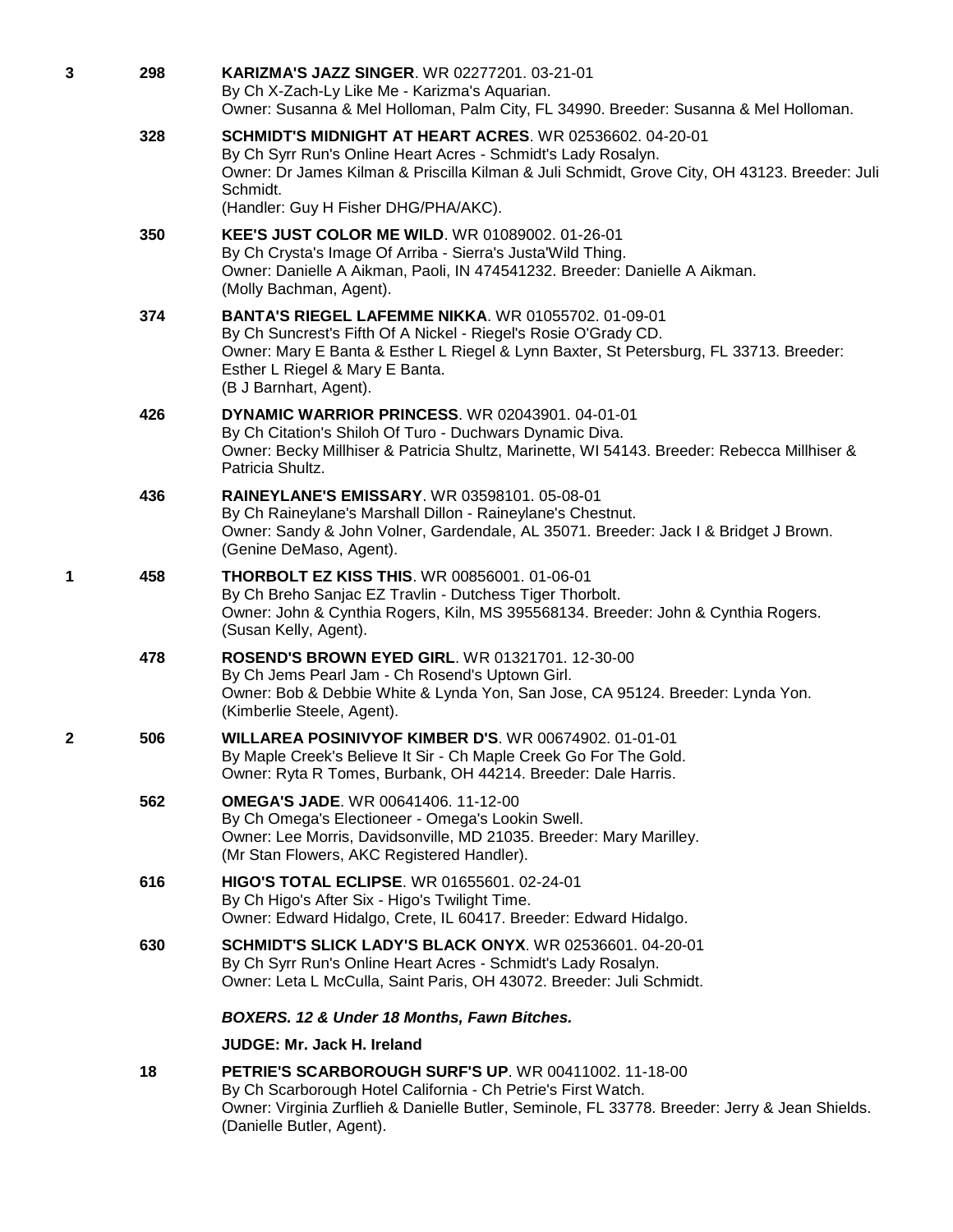3 298 **KARIZMA'S JAZZ SINGER**. WR 02277201. 03-21-01
By Ch X-Zach-Ly Like Me - Karizma's Aquarian.
Owner: Susanna & Mel Holloman, Palm City, FL 34990. Breeder: Susanna & Mel Holloman.

328 **SCHMIDT'S MIDNIGHT AT HEART ACRES**. WR 02536602. 04-20-01
By Ch Syrr Run's Online Heart Acres - Schmidt's Lady Rosalyn.
Owner: Dr James Kilman & Priscilla Kilman & Juli Schmidt, Grove City, OH 43123. Breeder: Juli Schmidt.
(Handler: Guy H Fisher DHG/PHA/AKC).

350 **KEE'S JUST COLOR ME WILD**. WR 01089002. 01-26-01
By Ch Crysta's Image Of Arriba - Sierra's Justa'Wild Thing.
Owner: Danielle A Aikman, Paoli, IN 474541232. Breeder: Danielle A Aikman.
(Molly Bachman, Agent).

374 **BANTA'S RIEGEL LAFEMME NIKKA**. WR 01055702. 01-09-01
By Ch Suncrest's Fifth Of A Nickel - Riegel's Rosie O'Grady CD.
Owner: Mary E Banta & Esther L Riegel & Lynn Baxter, St Petersburg, FL 33713. Breeder: Esther L Riegel & Mary E Banta.
(B J Barnhart, Agent).

426 **DYNAMIC WARRIOR PRINCESS**. WR 02043901. 04-01-01
By Ch Citation's Shiloh Of Turo - Duchwars Dynamic Diva.
Owner: Becky Millhiser & Patricia Shultz, Marinette, WI 54143. Breeder: Rebecca Millhiser & Patricia Shultz.

436 **RAINEYLANE'S EMISSARY**. WR 03598101. 05-08-01
By Ch Raineylane's Marshall Dillon - Raineylane's Chestnut.
Owner: Sandy & John Volner, Gardendale, AL 35071. Breeder: Jack I & Bridget J Brown.
(Genine DeMaso, Agent).

1 458 **THORBOLT EZ KISS THIS**. WR 00856001. 01-06-01
By Ch Breho Sanjac EZ Travlin - Dutchess Tiger Thorbolt.
Owner: John & Cynthia Rogers, Kiln, MS 395568134. Breeder: John & Cynthia Rogers.
(Susan Kelly, Agent).

478 **ROSEND'S BROWN EYED GIRL**. WR 01321701. 12-30-00
By Ch Jems Pearl Jam - Ch Rosend's Uptown Girl.
Owner: Bob & Debbie White & Lynda Yon, San Jose, CA 95124. Breeder: Lynda Yon.
(Kimberlie Steele, Agent).

2 506 **WILLAREA POSINIVYOF KIMBER D'S**. WR 00674902. 01-01-01
By Maple Creek's Believe It Sir - Ch Maple Creek Go For The Gold.
Owner: Ryta R Tomes, Burbank, OH 44214. Breeder: Dale Harris.

562 **OMEGA'S JADE**. WR 00641406. 11-12-00
By Ch Omega's Electioneer - Omega's Lookin Swell.
Owner: Lee Morris, Davidsonville, MD 21035. Breeder: Mary Marilley.
(Mr Stan Flowers, AKC Registered Handler).

616 **HIGO'S TOTAL ECLIPSE**. WR 01655601. 02-24-01
By Ch Higo's After Six - Higo's Twilight Time.
Owner: Edward Hidalgo, Crete, IL 60417. Breeder: Edward Hidalgo.

630 **SCHMIDT'S SLICK LADY'S BLACK ONYX**. WR 02536601. 04-20-01
By Ch Syrr Run's Online Heart Acres - Schmidt's Lady Rosalyn.
Owner: Leta L McCulla, Saint Paris, OH 43072. Breeder: Juli Schmidt.

***BOXERS. 12 & Under 18 Months, Fawn Bitches.***

**JUDGE: Mr. Jack H. Ireland**

18 **PETRIE'S SCARBOROUGH SURF'S UP**. WR 00411002. 11-18-00
By Ch Scarborough Hotel California - Ch Petrie's First Watch.
Owner: Virginia Zurflieh & Danielle Butler, Seminole, FL 33778. Breeder: Jerry & Jean Shields.
(Danielle Butler, Agent).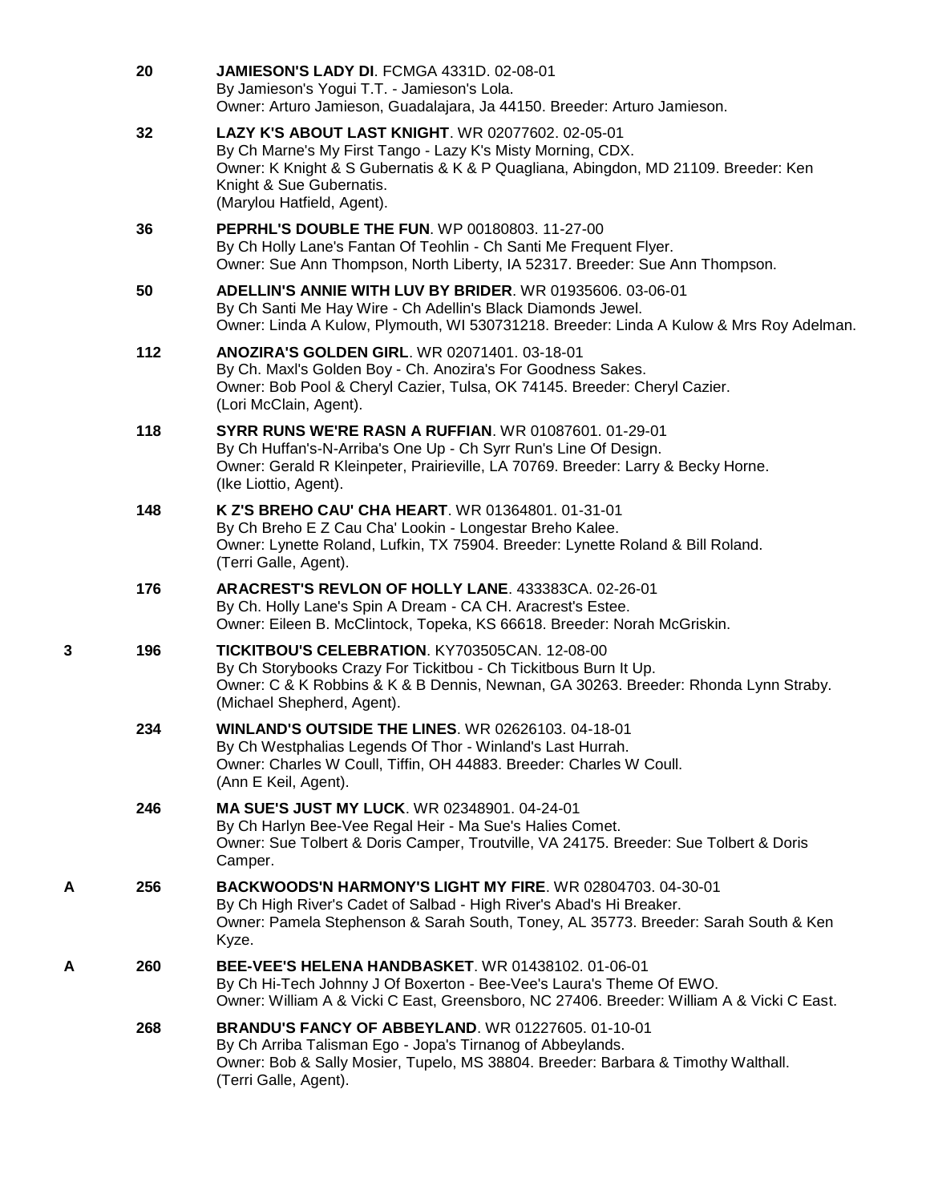20 **JAMIESON'S LADY DI**. FCMGA 4331D. 02-08-01
By Jamieson's Yogui T.T. - Jamieson's Lola.
Owner: Arturo Jamieson, Guadalajara, Ja 44150. Breeder: Arturo Jamieson.

32 **LAZY K'S ABOUT LAST KNIGHT**. WR 02077602. 02-05-01
By Ch Marne's My First Tango - Lazy K's Misty Morning, CDX.
Owner: K Knight & S Gubernatis & K & P Quagliana, Abingdon, MD 21109. Breeder: Ken Knight & Sue Gubernatis.
(Marylou Hatfield, Agent).

36 **PEPRHL'S DOUBLE THE FUN**. WP 00180803. 11-27-00
By Ch Holly Lane's Fantan Of Teohlin - Ch Santi Me Frequent Flyer.
Owner: Sue Ann Thompson, North Liberty, IA 52317. Breeder: Sue Ann Thompson.

50 **ADELLIN'S ANNIE WITH LUV BY BRIDER**. WR 01935606. 03-06-01
By Ch Santi Me Hay Wire - Ch Adellin's Black Diamonds Jewel.
Owner: Linda A Kulow, Plymouth, WI 530731218. Breeder: Linda A Kulow & Mrs Roy Adelman.

112 **ANOZIRA'S GOLDEN GIRL**. WR 02071401. 03-18-01
By Ch. Maxl's Golden Boy - Ch. Anozira's For Goodness Sakes.
Owner: Bob Pool & Cheryl Cazier, Tulsa, OK 74145. Breeder: Cheryl Cazier.
(Lori McClain, Agent).

118 **SYRR RUNS WE'RE RASN A RUFFIAN**. WR 01087601. 01-29-01
By Ch Huffan's-N-Arriba's One Up - Ch Syrr Run's Line Of Design.
Owner: Gerald R Kleinpeter, Prairieville, LA 70769. Breeder: Larry & Becky Horne.
(Ike Liottio, Agent).

148 **K Z'S BREHO CAU' CHA HEART**. WR 01364801. 01-31-01
By Ch Breho E Z Cau Cha' Lookin - Longestar Breho Kalee.
Owner: Lynette Roland, Lufkin, TX 75904. Breeder: Lynette Roland & Bill Roland.
(Terri Galle, Agent).

176 **ARACREST'S REVLON OF HOLLY LANE**. 433383CA. 02-26-01
By Ch. Holly Lane's Spin A Dream - CA CH. Aracrest's Estee.
Owner: Eileen B. McClintock, Topeka, KS 66618. Breeder: Norah McGriskin.

3 196 **TICKITBOU'S CELEBRATION**. KY703505CAN. 12-08-00
By Ch Storybooks Crazy For Tickitbou - Ch Tickitbous Burn It Up.
Owner: C & K Robbins & K & B Dennis, Newnan, GA 30263. Breeder: Rhonda Lynn Straby.
(Michael Shepherd, Agent).

234 **WINLAND'S OUTSIDE THE LINES**. WR 02626103. 04-18-01
By Ch Westphalias Legends Of Thor - Winland's Last Hurrah.
Owner: Charles W Coull, Tiffin, OH 44883. Breeder: Charles W Coull.
(Ann E Keil, Agent).

246 **MA SUE'S JUST MY LUCK**. WR 02348901. 04-24-01
By Ch Harlyn Bee-Vee Regal Heir - Ma Sue's Halies Comet.
Owner: Sue Tolbert & Doris Camper, Troutville, VA 24175. Breeder: Sue Tolbert & Doris Camper.

A 256 **BACKWOODS'N HARMONY'S LIGHT MY FIRE**. WR 02804703. 04-30-01
By Ch High River's Cadet of Salbad - High River's Abad's Hi Breaker.
Owner: Pamela Stephenson & Sarah South, Toney, AL 35773. Breeder: Sarah South & Ken Kyze.

A 260 **BEE-VEE'S HELENA HANDBASKET**. WR 01438102. 01-06-01
By Ch Hi-Tech Johnny J Of Boxerton - Bee-Vee's Laura's Theme Of EWO.
Owner: William A & Vicki C East, Greensboro, NC 27406. Breeder: William A & Vicki C East.

268 **BRANDU'S FANCY OF ABBEYLAND**. WR 01227605. 01-10-01
By Ch Arriba Talisman Ego - Jopa's Tirnanog of Abbeylands.
Owner: Bob & Sally Mosier, Tupelo, MS 38804. Breeder: Barbara & Timothy Walthall.
(Terri Galle, Agent).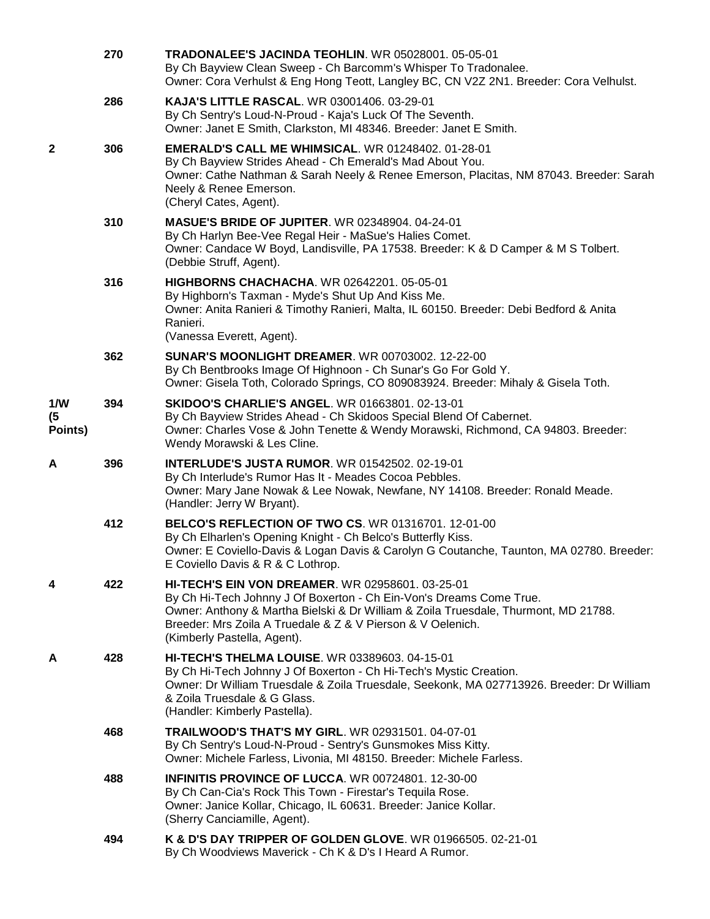| | | |
|---|---|---|
| | 270 | **TRADONALEE'S JACINDA TEOHLIN**. WR 05028001. 05-05-01<br>By Ch Bayview Clean Sweep - Ch Barcomm's Whisper To Tradonalee.<br>Owner: Cora Verhulst & Eng Hong Teott, Langley BC, CN V2Z 2N1. Breeder: Cora Velhulst. |
| | 286 | **KAJA'S LITTLE RASCAL**. WR 03001406. 03-29-01<br>By Ch Sentry's Loud-N-Proud - Kaja's Luck Of The Seventh.<br>Owner: Janet E Smith, Clarkston, MI 48346. Breeder: Janet E Smith. |
| 2 | 306 | **EMERALD'S CALL ME WHIMSICAL**. WR 01248402. 01-28-01<br>By Ch Bayview Strides Ahead - Ch Emerald's Mad About You.<br>Owner: Cathe Nathman & Sarah Neely & Renee Emerson, Placitas, NM 87043. Breeder: Sarah Neely & Renee Emerson.<br>(Cheryl Cates, Agent). |
| | 310 | **MASUE'S BRIDE OF JUPITER**. WR 02348904. 04-24-01<br>By Ch Harlyn Bee-Vee Regal Heir - MaSue's Halies Comet.<br>Owner: Candace W Boyd, Landisville, PA 17538. Breeder: K & D Camper & M S Tolbert.<br>(Debbie Struff, Agent). |
| | 316 | **HIGHBORNS CHACHACHA**. WR 02642201. 05-05-01<br>By Highborn's Taxman - Myde's Shut Up And Kiss Me.<br>Owner: Anita Ranieri & Timothy Ranieri, Malta, IL 60150. Breeder: Debi Bedford & Anita Ranieri.<br>(Vanessa Everett, Agent). |
| | 362 | **SUNAR'S MOONLIGHT DREAMER**. WR 00703002. 12-22-00<br>By Ch Bentbrooks Image Of Highnoon - Ch Sunar's Go For Gold Y.<br>Owner: Gisela Toth, Colorado Springs, CO 809083924. Breeder: Mihaly & Gisela Toth. |
| 1/W (5 Points) | 394 | **SKIDOO'S CHARLIE'S ANGEL**. WR 01663801. 02-13-01<br>By Ch Bayview Strides Ahead - Ch Skidoos Special Blend Of Cabernet.<br>Owner: Charles Vose & John Tenette & Wendy Morawski, Richmond, CA 94803. Breeder: Wendy Morawski & Les Cline. |
| A | 396 | **INTERLUDE'S JUSTA RUMOR**. WR 01542502. 02-19-01<br>By Ch Interlude's Rumor Has It - Meades Cocoa Pebbles.<br>Owner: Mary Jane Nowak & Lee Nowak, Newfane, NY 14108. Breeder: Ronald Meade.<br>(Handler: Jerry W Bryant). |
| | 412 | **BELCO'S REFLECTION OF TWO CS**. WR 01316701. 12-01-00<br>By Ch Elharlen's Opening Knight - Ch Belco's Butterfly Kiss.<br>Owner: E Coviello-Davis & Logan Davis & Carolyn G Coutanche, Taunton, MA 02780. Breeder: E Coviello Davis & R & C Lothrop. |
| 4 | 422 | **HI-TECH'S EIN VON DREAMER**. WR 02958601. 03-25-01<br>By Ch Hi-Tech Johnny J Of Boxerton - Ch Ein-Von's Dreams Come True.<br>Owner: Anthony & Martha Bielski & Dr William & Zoila Truesdale, Thurmont, MD 21788. Breeder: Mrs Zoila A Truedale & Z & V Pierson & V Oelenich.<br>(Kimberly Pastella, Agent). |
| A | 428 | **HI-TECH'S THELMA LOUISE**. WR 03389603. 04-15-01<br>By Ch Hi-Tech Johnny J Of Boxerton - Ch Hi-Tech's Mystic Creation.<br>Owner: Dr William Truesdale & Zoila Truesdale, Seekonk, MA 027713926. Breeder: Dr William & Zoila Truesdale & G Glass.<br>(Handler: Kimberly Pastella). |
| | 468 | **TRAILWOOD'S THAT'S MY GIRL**. WR 02931501. 04-07-01<br>By Ch Sentry's Loud-N-Proud - Sentry's Gunsmokes Miss Kitty.<br>Owner: Michele Farless, Livonia, MI 48150. Breeder: Michele Farless. |
| | 488 | **INFINITIS PROVINCE OF LUCCA**. WR 00724801. 12-30-00<br>By Ch Can-Cia's Rock This Town - Firestar's Tequila Rose.<br>Owner: Janice Kollar, Chicago, IL 60631. Breeder: Janice Kollar.<br>(Sherry Canciamille, Agent). |
| | 494 | **K & D'S DAY TRIPPER OF GOLDEN GLOVE**. WR 01966505. 02-21-01<br>By Ch Woodviews Maverick - Ch K & D's I Heard A Rumor. |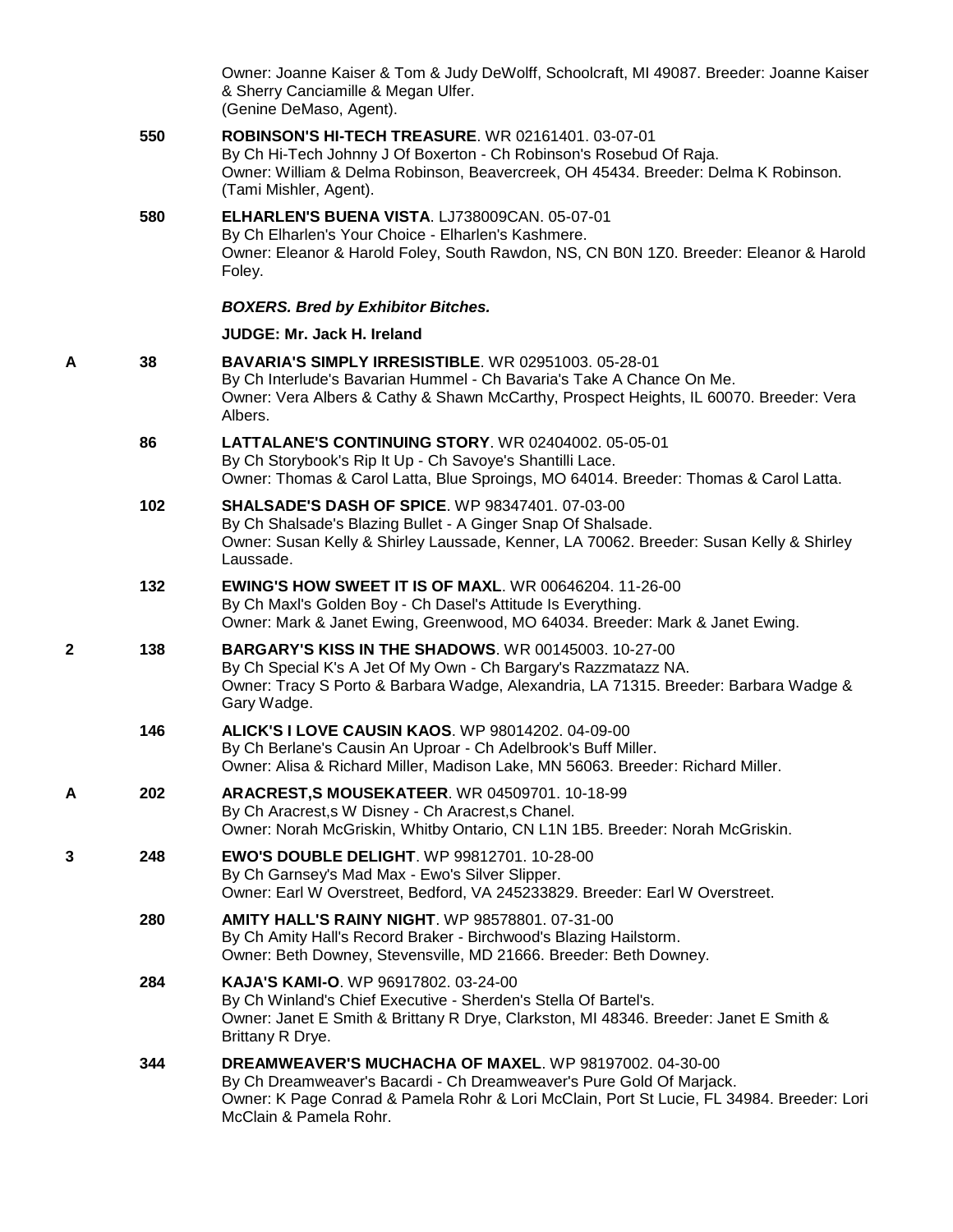Owner: Joanne Kaiser & Tom & Judy DeWolff, Schoolcraft, MI 49087. Breeder: Joanne Kaiser & Sherry Canciamille & Megan Ulfer.
(Genine DeMaso, Agent).

550 **ROBINSON'S HI-TECH TREASURE**. WR 02161401. 03-07-01
By Ch Hi-Tech Johnny J Of Boxerton - Ch Robinson's Rosebud Of Raja.
Owner: William & Delma Robinson, Beavercreek, OH 45434. Breeder: Delma K Robinson.
(Tami Mishler, Agent).

580 **ELHARLEN'S BUENA VISTA**. LJ738009CAN. 05-07-01
By Ch Elharlen's Your Choice - Elharlen's Kashmere.
Owner: Eleanor & Harold Foley, South Rawdon, NS, CN B0N 1Z0. Breeder: Eleanor & Harold Foley.

***BOXERS. Bred by Exhibitor Bitches.***

**JUDGE: Mr. Jack H. Ireland**

A 38 **BAVARIA'S SIMPLY IRRESISTIBLE**. WR 02951003. 05-28-01
By Ch Interlude's Bavarian Hummel - Ch Bavaria's Take A Chance On Me.
Owner: Vera Albers & Cathy & Shawn McCarthy, Prospect Heights, IL 60070. Breeder: Vera Albers.

86 **LATTALANE'S CONTINUING STORY**. WR 02404002. 05-05-01
By Ch Storybook's Rip It Up - Ch Savoye's Shantilli Lace.
Owner: Thomas & Carol Latta, Blue Sproings, MO 64014. Breeder: Thomas & Carol Latta.

102 **SHALSADE'S DASH OF SPICE**. WP 98347401. 07-03-00
By Ch Shalsade's Blazing Bullet - A Ginger Snap Of Shalsade.
Owner: Susan Kelly & Shirley Laussade, Kenner, LA 70062. Breeder: Susan Kelly & Shirley Laussade.

132 **EWING'S HOW SWEET IT IS OF MAXL**. WR 00646204. 11-26-00
By Ch Maxl's Golden Boy - Ch Dasel's Attitude Is Everything.
Owner: Mark & Janet Ewing, Greenwood, MO 64034. Breeder: Mark & Janet Ewing.

2 138 **BARGARY'S KISS IN THE SHADOWS**. WR 00145003. 10-27-00
By Ch Special K's A Jet Of My Own - Ch Bargary's Razzmatazz NA.
Owner: Tracy S Porto & Barbara Wadge, Alexandria, LA 71315. Breeder: Barbara Wadge & Gary Wadge.

146 **ALICK'S I LOVE CAUSIN KAOS**. WP 98014202. 04-09-00
By Ch Berlane's Causin An Uproar - Ch Adelbrook's Buff Miller.
Owner: Alisa & Richard Miller, Madison Lake, MN 56063. Breeder: Richard Miller.

A 202 **ARACREST,S MOUSEKATEER**. WR 04509701. 10-18-99
By Ch Aracrest,s W Disney - Ch Aracrest,s Chanel.
Owner: Norah McGriskin, Whitby Ontario, CN L1N 1B5. Breeder: Norah McGriskin.

3 248 **EWO'S DOUBLE DELIGHT**. WP 99812701. 10-28-00
By Ch Garnsey's Mad Max - Ewo's Silver Slipper.
Owner: Earl W Overstreet, Bedford, VA 245233829. Breeder: Earl W Overstreet.

280 **AMITY HALL'S RAINY NIGHT**. WP 98578801. 07-31-00
By Ch Amity Hall's Record Braker - Birchwood's Blazing Hailstorm.
Owner: Beth Downey, Stevensville, MD 21666. Breeder: Beth Downey.

284 **KAJA'S KAMI-O**. WP 96917802. 03-24-00
By Ch Winland's Chief Executive - Sherden's Stella Of Bartel's.
Owner: Janet E Smith & Brittany R Drye, Clarkston, MI 48346. Breeder: Janet E Smith & Brittany R Drye.

344 **DREAMWEAVER'S MUCHACHA OF MAXEL**. WP 98197002. 04-30-00
By Ch Dreamweaver's Bacardi - Ch Dreamweaver's Pure Gold Of Marjack.
Owner: K Page Conrad & Pamela Rohr & Lori McClain, Port St Lucie, FL 34984. Breeder: Lori McClain & Pamela Rohr.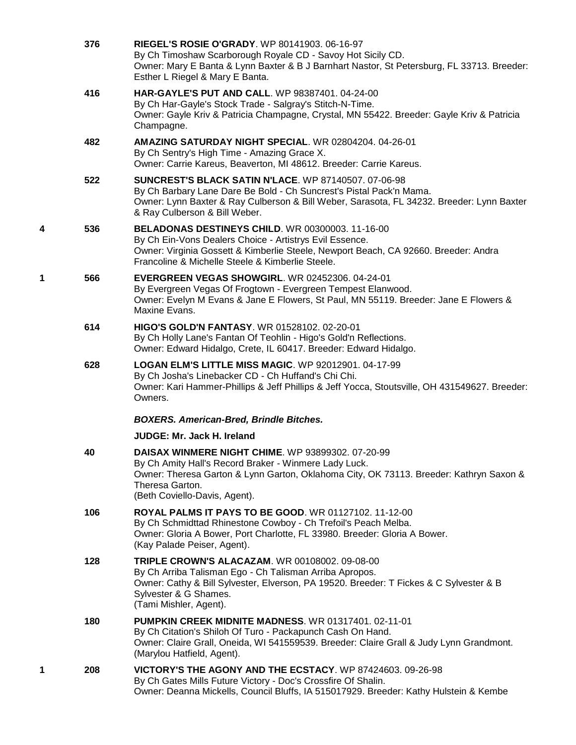376 **RIEGEL'S ROSIE O'GRADY**. WP 80141903. 06-16-97
By Ch Timoshaw Scarborough Royale CD - Savoy Hot Sicily CD.
Owner: Mary E Banta & Lynn Baxter & B J Barnhart Nastor, St Petersburg, FL 33713. Breeder: Esther L Riegel & Mary E Banta.

416 **HAR-GAYLE'S PUT AND CALL**. WP 98387401. 04-24-00
By Ch Har-Gayle's Stock Trade - Salgray's Stitch-N-Time.
Owner: Gayle Kriv & Patricia Champagne, Crystal, MN 55422. Breeder: Gayle Kriv & Patricia Champagne.

482 **AMAZING SATURDAY NIGHT SPECIAL**. WR 02804204. 04-26-01
By Ch Sentry's High Time - Amazing Grace X.
Owner: Carrie Kareus, Beaverton, MI 48612. Breeder: Carrie Kareus.

522 **SUNCREST'S BLACK SATIN N'LACE**. WP 87140507. 07-06-98
By Ch Barbary Lane Dare Be Bold - Ch Suncrest's Pistal Pack'n Mama.
Owner: Lynn Baxter & Ray Culberson & Bill Weber, Sarasota, FL 34232. Breeder: Lynn Baxter & Ray Culberson & Bill Weber.

4 536 **BELADONAS DESTINEYS CHILD**. WR 00300003. 11-16-00
By Ch Ein-Vons Dealers Choice - Artistrys Evil Essence.
Owner: Virginia Gossett & Kimberlie Steele, Newport Beach, CA 92660. Breeder: Andra Francoline & Michelle Steele & Kimberlie Steele.

1 566 **EVERGREEN VEGAS SHOWGIRL**. WR 02452306. 04-24-01
By Evergreen Vegas Of Frogtown - Evergreen Tempest Elanwood.
Owner: Evelyn M Evans & Jane E Flowers, St Paul, MN 55119. Breeder: Jane E Flowers & Maxine Evans.

614 **HIGO'S GOLD'N FANTASY**. WR 01528102. 02-20-01
By Ch Holly Lane's Fantan Of Teohlin - Higo's Gold'n Reflections.
Owner: Edward Hidalgo, Crete, IL 60417. Breeder: Edward Hidalgo.

628 **LOGAN ELM'S LITTLE MISS MAGIC**. WP 92012901. 04-17-99
By Ch Josha's Linebacker CD - Ch Huffand's Chi Chi.
Owner: Kari Hammer-Phillips & Jeff Phillips & Jeff Yocca, Stoutsville, OH 431549627. Breeder: Owners.

***BOXERS. American-Bred, Brindle Bitches.***

**JUDGE: Mr. Jack H. Ireland**

40 **DAISAX WINMERE NIGHT CHIME**. WP 93899302. 07-20-99
By Ch Amity Hall's Record Braker - Winmere Lady Luck.
Owner: Theresa Garton & Lynn Garton, Oklahoma City, OK 73113. Breeder: Kathryn Saxon & Theresa Garton.
(Beth Coviello-Davis, Agent).

106 **ROYAL PALMS IT PAYS TO BE GOOD**. WR 01127102. 11-12-00
By Ch Schmidttad Rhinestone Cowboy - Ch Trefoil's Peach Melba.
Owner: Gloria A Bower, Port Charlotte, FL 33980. Breeder: Gloria A Bower.
(Kay Palade Peiser, Agent).

128 **TRIPLE CROWN'S ALACAZAM**. WR 00108002. 09-08-00
By Ch Arriba Talisman Ego - Ch Talisman Arriba Apropos.
Owner: Cathy & Bill Sylvester, Elverson, PA 19520. Breeder: T Fickes & C Sylvester & B Sylvester & G Shames.
(Tami Mishler, Agent).

180 **PUMPKIN CREEK MIDNITE MADNESS**. WR 01317401. 02-11-01
By Ch Citation's Shiloh Of Turo - Packapunch Cash On Hand.
Owner: Claire Grall, Oneida, WI 541559539. Breeder: Claire Grall & Judy Lynn Grandmont.
(Marylou Hatfield, Agent).

1 208 **VICTORY'S THE AGONY AND THE ECSTACY**. WP 87424603. 09-26-98
By Ch Gates Mills Future Victory - Doc's Crossfire Of Shalin.
Owner: Deanna Mickells, Council Bluffs, IA 515017929. Breeder: Kathy Hulstein & Kembe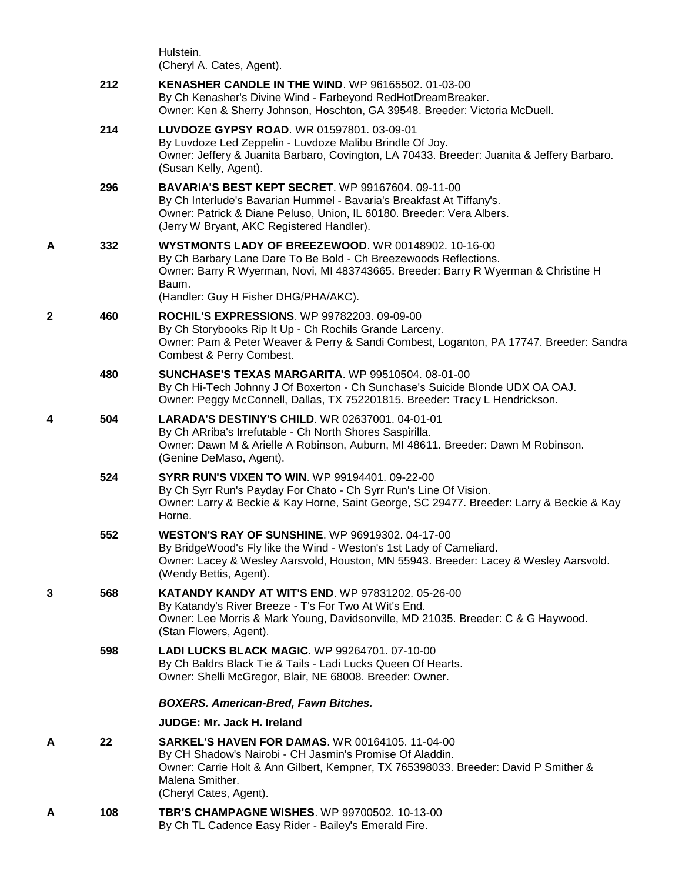Hulstein.
(Cheryl A. Cates, Agent).

212 **KENASHER CANDLE IN THE WIND**. WP 96165502. 01-03-00
By Ch Kenasher's Divine Wind - Farbeyond RedHotDreamBreaker.
Owner: Ken & Sherry Johnson, Hoschton, GA 39548. Breeder: Victoria McDuell.

214 **LUVDOZE GYPSY ROAD**. WR 01597801. 03-09-01
By Luvdoze Led Zeppelin - Luvdoze Malibu Brindle Of Joy.
Owner: Jeffery & Juanita Barbaro, Covington, LA 70433. Breeder: Juanita & Jeffery Barbaro.
(Susan Kelly, Agent).

296 **BAVARIA'S BEST KEPT SECRET**. WP 99167604. 09-11-00
By Ch Interlude's Bavarian Hummel - Bavaria's Breakfast At Tiffany's.
Owner: Patrick & Diane Peluso, Union, IL 60180. Breeder: Vera Albers.
(Jerry W Bryant, AKC Registered Handler).

A 332 **WYSTMONTS LADY OF BREEZEWOOD**. WR 00148902. 10-16-00
By Ch Barbary Lane Dare To Be Bold - Ch Breezewoods Reflections.
Owner: Barry R Wyerman, Novi, MI 483743665. Breeder: Barry R Wyerman & Christine H Baum.
(Handler: Guy H Fisher DHG/PHA/AKC).

2 460 **ROCHIL'S EXPRESSIONS**. WP 99782203. 09-09-00
By Ch Storybooks Rip It Up - Ch Rochils Grande Larceny.
Owner: Pam & Peter Weaver & Perry & Sandi Combest, Loganton, PA 17747. Breeder: Sandra Combest & Perry Combest.

480 **SUNCHASE'S TEXAS MARGARITA**. WP 99510504. 08-01-00
By Ch Hi-Tech Johnny J Of Boxerton - Ch Sunchase's Suicide Blonde UDX OA OAJ.
Owner: Peggy McConnell, Dallas, TX 752201815. Breeder: Tracy L Hendrickson.

4 504 **LARADA'S DESTINY'S CHILD**. WR 02637001. 04-01-01
By Ch ARriba's Irrefutable - Ch North Shores Saspirilla.
Owner: Dawn M & Arielle A Robinson, Auburn, MI 48611. Breeder: Dawn M Robinson.
(Genine DeMaso, Agent).

524 **SYRR RUN'S VIXEN TO WIN**. WP 99194401. 09-22-00
By Ch Syrr Run's Payday For Chato - Ch Syrr Run's Line Of Vision.
Owner: Larry & Beckie & Kay Horne, Saint George, SC 29477. Breeder: Larry & Beckie & Kay Horne.

552 **WESTON'S RAY OF SUNSHINE**. WP 96919302. 04-17-00
By BridgeWood's Fly like the Wind - Weston's 1st Lady of Cameliard.
Owner: Lacey & Wesley Aarsvold, Houston, MN 55943. Breeder: Lacey & Wesley Aarsvold.
(Wendy Bettis, Agent).

3 568 **KATANDY KANDY AT WIT'S END**. WP 97831202. 05-26-00
By Katandy's River Breeze - T's For Two At Wit's End.
Owner: Lee Morris & Mark Young, Davidsonville, MD 21035. Breeder: C & G Haywood.
(Stan Flowers, Agent).

598 **LADI LUCKS BLACK MAGIC**. WP 99264701. 07-10-00
By Ch Baldrs Black Tie & Tails - Ladi Lucks Queen Of Hearts.
Owner: Shelli McGregor, Blair, NE 68008. Breeder: Owner.

***BOXERS. American-Bred, Fawn Bitches.***

**JUDGE: Mr. Jack H. Ireland**

A 22 **SARKEL'S HAVEN FOR DAMAS**. WR 00164105. 11-04-00
By CH Shadow's Nairobi - CH Jasmin's Promise Of Aladdin.
Owner: Carrie Holt & Ann Gilbert, Kempner, TX 765398033. Breeder: David P Smither & Malena Smither.
(Cheryl Cates, Agent).

A 108 **TBR'S CHAMPAGNE WISHES**. WP 99700502. 10-13-00
By Ch TL Cadence Easy Rider - Bailey's Emerald Fire.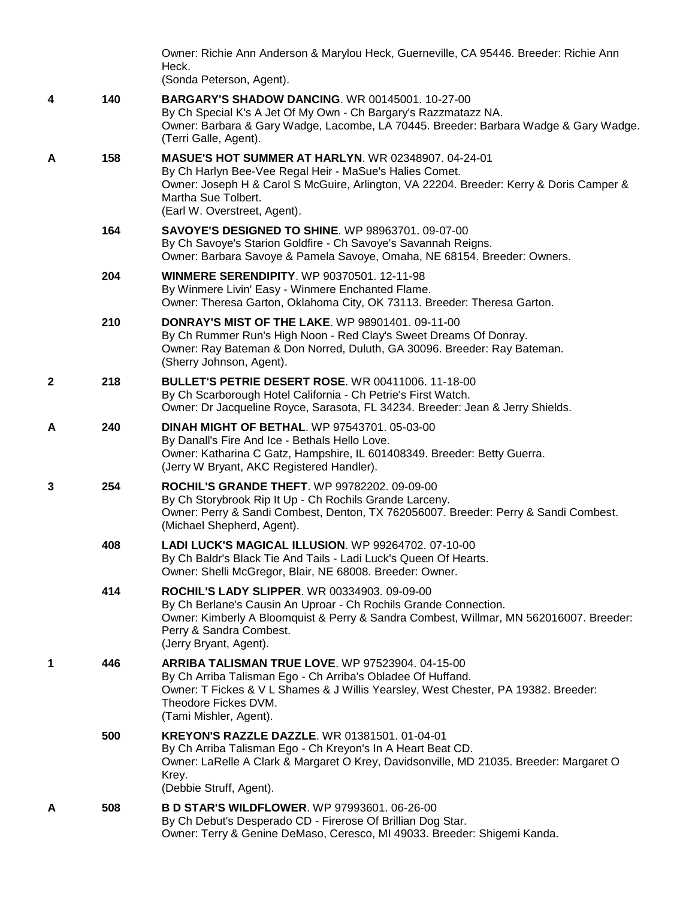Owner: Richie Ann Anderson & Marylou Heck, Guerneville, CA 95446. Breeder: Richie Ann Heck.
(Sonda Peterson, Agent).

**4** 140 **BARGARY'S SHADOW DANCING**. WR 00145001. 10-27-00
By Ch Special K's A Jet Of My Own - Ch Bargary's Razzmatazz NA.
Owner: Barbara & Gary Wadge, Lacombe, LA 70445. Breeder: Barbara Wadge & Gary Wadge.
(Terri Galle, Agent).

**A** 158 **MASUE'S HOT SUMMER AT HARLYN**. WR 02348907. 04-24-01
By Ch Harlyn Bee-Vee Regal Heir - MaSue's Halies Comet.
Owner: Joseph H & Carol S McGuire, Arlington, VA 22204. Breeder: Kerry & Doris Camper & Martha Sue Tolbert.
(Earl W. Overstreet, Agent).

164 **SAVOYE'S DESIGNED TO SHINE**. WP 98963701. 09-07-00
By Ch Savoye's Starion Goldfire - Ch Savoye's Savannah Reigns.
Owner: Barbara Savoye & Pamela Savoye, Omaha, NE 68154. Breeder: Owners.

204 **WINMERE SERENDIPITY**. WP 90370501. 12-11-98
By Winmere Livin' Easy - Winmere Enchanted Flame.
Owner: Theresa Garton, Oklahoma City, OK 73113. Breeder: Theresa Garton.

210 **DONRAY'S MIST OF THE LAKE**. WP 98901401. 09-11-00
By Ch Rummer Run's High Noon - Red Clay's Sweet Dreams Of Donray.
Owner: Ray Bateman & Don Norred, Duluth, GA 30096. Breeder: Ray Bateman.
(Sherry Johnson, Agent).

**2** 218 **BULLET'S PETRIE DESERT ROSE**. WR 00411006. 11-18-00
By Ch Scarborough Hotel California - Ch Petrie's First Watch.
Owner: Dr Jacqueline Royce, Sarasota, FL 34234. Breeder: Jean & Jerry Shields.

**A** 240 **DINAH MIGHT OF BETHAL**. WP 97543701. 05-03-00
By Danall's Fire And Ice - Bethals Hello Love.
Owner: Katharina C Gatz, Hampshire, IL 601408349. Breeder: Betty Guerra.
(Jerry W Bryant, AKC Registered Handler).

**3** 254 **ROCHIL'S GRANDE THEFT**. WP 99782202. 09-09-00
By Ch Storybrook Rip It Up - Ch Rochils Grande Larceny.
Owner: Perry & Sandi Combest, Denton, TX 762056007. Breeder: Perry & Sandi Combest.
(Michael Shepherd, Agent).

408 **LADI LUCK'S MAGICAL ILLUSION**. WP 99264702. 07-10-00
By Ch Baldr's Black Tie And Tails - Ladi Luck's Queen Of Hearts.
Owner: Shelli McGregor, Blair, NE 68008. Breeder: Owner.

414 **ROCHIL'S LADY SLIPPER**. WR 00334903. 09-09-00
By Ch Berlane's Causin An Uproar - Ch Rochils Grande Connection.
Owner: Kimberly A Bloomquist & Perry & Sandra Combest, Willmar, MN 562016007. Breeder: Perry & Sandra Combest.
(Jerry Bryant, Agent).

**1** 446 **ARRIBA TALISMAN TRUE LOVE**. WP 97523904. 04-15-00
By Ch Arriba Talisman Ego - Ch Arriba's Obladee Of Huffand.
Owner: T Fickes & V L Shames & J Willis Yearsley, West Chester, PA 19382. Breeder: Theodore Fickes DVM.
(Tami Mishler, Agent).

500 **KREYON'S RAZZLE DAZZLE**. WR 01381501. 01-04-01
By Ch Arriba Talisman Ego - Ch Kreyon's In A Heart Beat CD.
Owner: LaRelle A Clark & Margaret O Krey, Davidsonville, MD 21035. Breeder: Margaret O Krey.
(Debbie Struff, Agent).

**A** 508 **B D STAR'S WILDFLOWER**. WP 97993601. 06-26-00
By Ch Debut's Desperado CD - Firerose Of Brillian Dog Star.
Owner: Terry & Genine DeMaso, Ceresco, MI 49033. Breeder: Shigemi Kanda.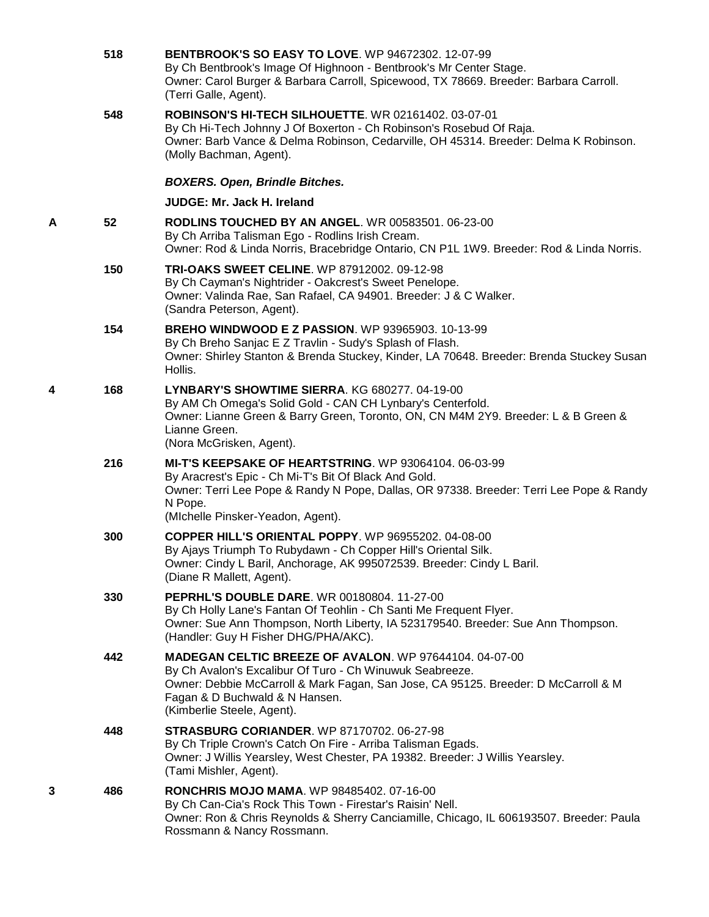518 **BENTBROOK'S SO EASY TO LOVE**. WP 94672302. 12-07-99
By Ch Bentbrook's Image Of Highnoon - Bentbrook's Mr Center Stage.
Owner: Carol Burger & Barbara Carroll, Spicewood, TX 78669. Breeder: Barbara Carroll.
(Terri Galle, Agent).

548 **ROBINSON'S HI-TECH SILHOUETTE**. WR 02161402. 03-07-01
By Ch Hi-Tech Johnny J Of Boxerton - Ch Robinson's Rosebud Of Raja.
Owner: Barb Vance & Delma Robinson, Cedarville, OH 45314. Breeder: Delma K Robinson.
(Molly Bachman, Agent).

***BOXERS. Open, Brindle Bitches.***

**JUDGE: Mr. Jack H. Ireland**

A 52 **RODLINS TOUCHED BY AN ANGEL**. WR 00583501. 06-23-00
By Ch Arriba Talisman Ego - Rodlins Irish Cream.
Owner: Rod & Linda Norris, Bracebridge Ontario, CN P1L 1W9. Breeder: Rod & Linda Norris.

150 **TRI-OAKS SWEET CELINE**. WP 87912002. 09-12-98
By Ch Cayman's Nightrider - Oakcrest's Sweet Penelope.
Owner: Valinda Rae, San Rafael, CA 94901. Breeder: J & C Walker.
(Sandra Peterson, Agent).

154 **BREHO WINDWOOD E Z PASSION**. WP 93965903. 10-13-99
By Ch Breho Sanjac E Z Travlin - Sudy's Splash of Flash.
Owner: Shirley Stanton & Brenda Stuckey, Kinder, LA 70648. Breeder: Brenda Stuckey Susan Hollis.

4 168 **LYNBARY'S SHOWTIME SIERRA**. KG 680277. 04-19-00
By AM Ch Omega's Solid Gold - CAN CH Lynbary's Centerfold.
Owner: Lianne Green & Barry Green, Toronto, ON, CN M4M 2Y9. Breeder: L & B Green & Lianne Green.
(Nora McGrisken, Agent).

216 **MI-T'S KEEPSAKE OF HEARTSTRING**. WP 93064104. 06-03-99
By Aracrest's Epic - Ch Mi-T's Bit Of Black And Gold.
Owner: Terri Lee Pope & Randy N Pope, Dallas, OR 97338. Breeder: Terri Lee Pope & Randy N Pope.
(MIchelle Pinsker-Yeadon, Agent).

300 **COPPER HILL'S ORIENTAL POPPY**. WP 96955202. 04-08-00
By Ajays Triumph To Rubydawn - Ch Copper Hill's Oriental Silk.
Owner: Cindy L Baril, Anchorage, AK 995072539. Breeder: Cindy L Baril.
(Diane R Mallett, Agent).

330 **PEPRHL'S DOUBLE DARE**. WR 00180804. 11-27-00
By Ch Holly Lane's Fantan Of Teohlin - Ch Santi Me Frequent Flyer.
Owner: Sue Ann Thompson, North Liberty, IA 523179540. Breeder: Sue Ann Thompson.
(Handler: Guy H Fisher DHG/PHA/AKC).

442 **MADEGAN CELTIC BREEZE OF AVALON**. WP 97644104. 04-07-00
By Ch Avalon's Excalibur Of Turo - Ch Winuwuk Seabreeze.
Owner: Debbie McCarroll & Mark Fagan, San Jose, CA 95125. Breeder: D McCarroll & M Fagan & D Buchwald & N Hansen.
(Kimberlie Steele, Agent).

448 **STRASBURG CORIANDER**. WP 87170702. 06-27-98
By Ch Triple Crown's Catch On Fire - Arriba Talisman Egads.
Owner: J Willis Yearsley, West Chester, PA 19382. Breeder: J Willis Yearsley.
(Tami Mishler, Agent).

3 486 **RONCHRIS MOJO MAMA**. WP 98485402. 07-16-00
By Ch Can-Cia's Rock This Town - Firestar's Raisin' Nell.
Owner: Ron & Chris Reynolds & Sherry Canciamille, Chicago, IL 606193507. Breeder: Paula Rossmann & Nancy Rossmann.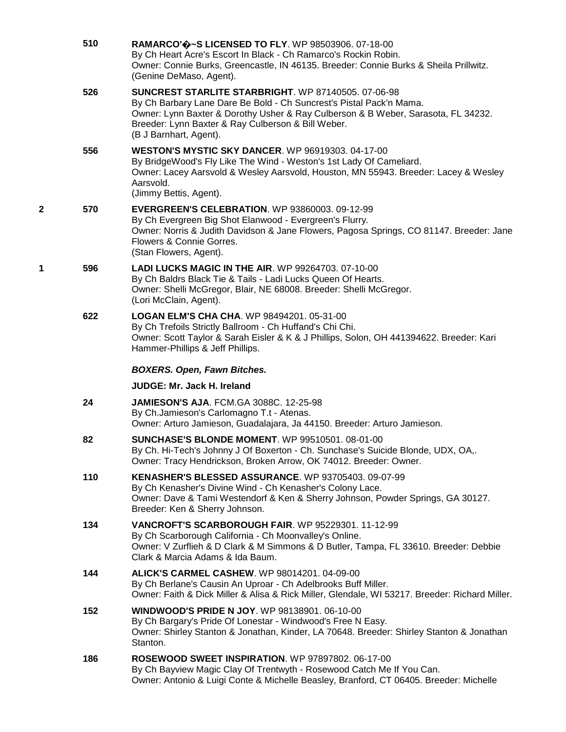510 **RAMARCO'�~S LICENSED TO FLY**. WP 98503906. 07-18-00
By Ch Heart Acre's Escort In Black - Ch Ramarco's Rockin Robin.
Owner: Connie Burks, Greencastle, IN 46135. Breeder: Connie Burks & Sheila Prillwitz.
(Genine DeMaso, Agent).

526 **SUNCREST STARLITE STARBRIGHT**. WP 87140505. 07-06-98
By Ch Barbary Lane Dare Be Bold - Ch Suncrest's Pistal Pack'n Mama.
Owner: Lynn Baxter & Dorothy Usher & Ray Culberson & B Weber, Sarasota, FL 34232.
Breeder: Lynn Baxter & Ray Culberson & Bill Weber.
(B J Barnhart, Agent).

556 **WESTON'S MYSTIC SKY DANCER**. WP 96919303. 04-17-00
By BridgeWood's Fly Like The Wind - Weston's 1st Lady Of Cameliard.
Owner: Lacey Aarsvold & Wesley Aarsvold, Houston, MN 55943. Breeder: Lacey & Wesley Aarsvold.
(Jimmy Bettis, Agent).

2 570 **EVERGREEN'S CELEBRATION**. WP 93860003. 09-12-99
By Ch Evergreen Big Shot Elanwood - Evergreen's Flurry.
Owner: Norris & Judith Davidson & Jane Flowers, Pagosa Springs, CO 81147. Breeder: Jane Flowers & Connie Gorres.
(Stan Flowers, Agent).

1 596 **LADI LUCKS MAGIC IN THE AIR**. WP 99264703. 07-10-00
By Ch Baldrs Black Tie & Tails - Ladi Lucks Queen Of Hearts.
Owner: Shelli McGregor, Blair, NE 68008. Breeder: Shelli McGregor.
(Lori McClain, Agent).

622 **LOGAN ELM'S CHA CHA**. WP 98494201. 05-31-00
By Ch Trefoils Strictly Ballroom - Ch Huffand's Chi Chi.
Owner: Scott Taylor & Sarah Eisler & K & J Phillips, Solon, OH 441394622. Breeder: Kari Hammer-Phillips & Jeff Phillips.

***BOXERS. Open, Fawn Bitches.***

**JUDGE: Mr. Jack H. Ireland**

24 **JAMIESON'S AJA**. FCM.GA 3088C. 12-25-98
By Ch.Jamieson's Carlomagno T.t - Atenas.
Owner: Arturo Jamieson, Guadalajara, Ja 44150. Breeder: Arturo Jamieson.

82 **SUNCHASE'S BLONDE MOMENT**. WP 99510501. 08-01-00
By Ch. Hi-Tech's Johnny J Of Boxerton - Ch. Sunchase's Suicide Blonde, UDX, OA,.
Owner: Tracy Hendrickson, Broken Arrow, OK 74012. Breeder: Owner.

110 **KENASHER'S BLESSED ASSURANCE**. WP 93705403. 09-07-99
By Ch Kenasher's Divine Wind - Ch Kenasher's Colony Lace.
Owner: Dave & Tami Westendorf & Ken & Sherry Johnson, Powder Springs, GA 30127.
Breeder: Ken & Sherry Johnson.

134 **VANCROFT'S SCARBOROUGH FAIR**. WP 95229301. 11-12-99
By Ch Scarborough California - Ch Moonvalley's Online.
Owner: V Zurflieh & D Clark & M Simmons & D Butler, Tampa, FL 33610. Breeder: Debbie Clark & Marcia Adams & Ida Baum.

144 **ALICK'S CARMEL CASHEW**. WP 98014201. 04-09-00
By Ch Berlane's Causin An Uproar - Ch Adelbrooks Buff Miller.
Owner: Faith & Dick Miller & Alisa & Rick Miller, Glendale, WI 53217. Breeder: Richard Miller.

152 **WINDWOOD'S PRIDE N JOY**. WP 98138901. 06-10-00
By Ch Bargary's Pride Of Lonestar - Windwood's Free N Easy.
Owner: Shirley Stanton & Jonathan, Kinder, LA 70648. Breeder: Shirley Stanton & Jonathan Stanton.

186 **ROSEWOOD SWEET INSPIRATION**. WP 97897802. 06-17-00
By Ch Bayview Magic Clay Of Trentwyth - Rosewood Catch Me If You Can.
Owner: Antonio & Luigi Conte & Michelle Beasley, Branford, CT 06405. Breeder: Michelle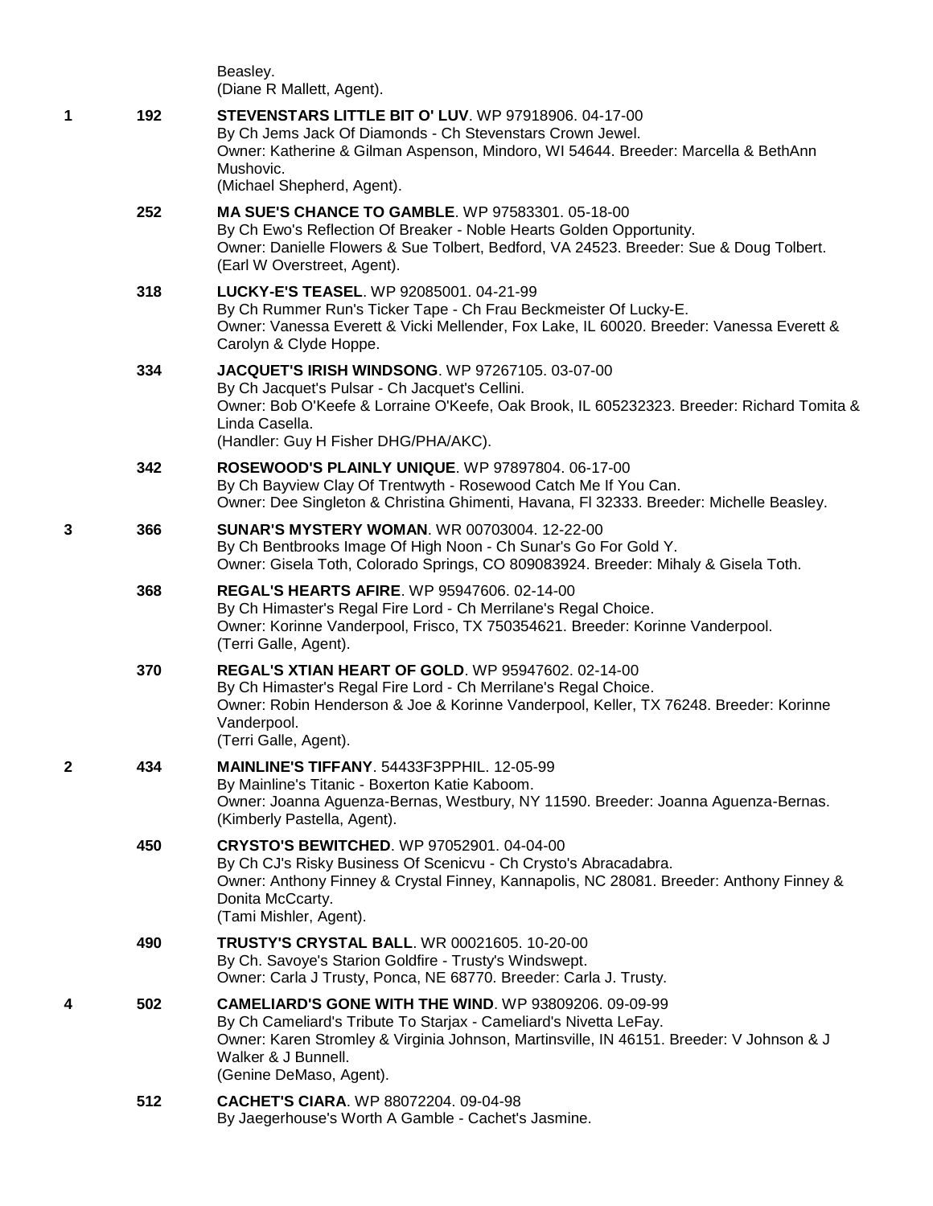Beasley.
(Diane R Mallett, Agent).

**1** 192 **STEVENSTARS LITTLE BIT O' LUV**. WP 97918906. 04-17-00
By Ch Jems Jack Of Diamonds - Ch Stevenstars Crown Jewel.
Owner: Katherine & Gilman Aspenson, Mindoro, WI 54644. Breeder: Marcella & BethAnn Mushovic.
(Michael Shepherd, Agent).

252 **MA SUE'S CHANCE TO GAMBLE**. WP 97583301. 05-18-00
By Ch Ewo's Reflection Of Breaker - Noble Hearts Golden Opportunity.
Owner: Danielle Flowers & Sue Tolbert, Bedford, VA 24523. Breeder: Sue & Doug Tolbert.
(Earl W Overstreet, Agent).

318 **LUCKY-E'S TEASEL**. WP 92085001. 04-21-99
By Ch Rummer Run's Ticker Tape - Ch Frau Beckmeister Of Lucky-E.
Owner: Vanessa Everett & Vicki Mellender, Fox Lake, IL 60020. Breeder: Vanessa Everett & Carolyn & Clyde Hoppe.

334 **JACQUET'S IRISH WINDSONG**. WP 97267105. 03-07-00
By Ch Jacquet's Pulsar - Ch Jacquet's Cellini.
Owner: Bob O'Keefe & Lorraine O'Keefe, Oak Brook, IL 605232323. Breeder: Richard Tomita & Linda Casella.
(Handler: Guy H Fisher DHG/PHA/AKC).

342 **ROSEWOOD'S PLAINLY UNIQUE**. WP 97897804. 06-17-00
By Ch Bayview Clay Of Trentwyth - Rosewood Catch Me If You Can.
Owner: Dee Singleton & Christina Ghimenti, Havana, Fl 32333. Breeder: Michelle Beasley.

**3** 366 **SUNAR'S MYSTERY WOMAN**. WR 00703004. 12-22-00
By Ch Bentbrooks Image Of High Noon - Ch Sunar's Go For Gold Y.
Owner: Gisela Toth, Colorado Springs, CO 809083924. Breeder: Mihaly & Gisela Toth.

368 **REGAL'S HEARTS AFIRE**. WP 95947606. 02-14-00
By Ch Himaster's Regal Fire Lord - Ch Merrilane's Regal Choice.
Owner: Korinne Vanderpool, Frisco, TX 750354621. Breeder: Korinne Vanderpool.
(Terri Galle, Agent).

370 **REGAL'S XTIAN HEART OF GOLD**. WP 95947602. 02-14-00
By Ch Himaster's Regal Fire Lord - Ch Merrilane's Regal Choice.
Owner: Robin Henderson & Joe & Korinne Vanderpool, Keller, TX 76248. Breeder: Korinne Vanderpool.
(Terri Galle, Agent).

**2** 434 **MAINLINE'S TIFFANY**. 54433F3PPHIL. 12-05-99
By Mainline's Titanic - Boxerton Katie Kaboom.
Owner: Joanna Aguenza-Bernas, Westbury, NY 11590. Breeder: Joanna Aguenza-Bernas.
(Kimberly Pastella, Agent).

450 **CRYSTO'S BEWITCHED**. WP 97052901. 04-04-00
By Ch CJ's Risky Business Of Scenicvu - Ch Crysto's Abracadabra.
Owner: Anthony Finney & Crystal Finney, Kannapolis, NC 28081. Breeder: Anthony Finney & Donita McCcarty.
(Tami Mishler, Agent).

490 **TRUSTY'S CRYSTAL BALL**. WR 00021605. 10-20-00
By Ch. Savoye's Starion Goldfire - Trusty's Windswept.
Owner: Carla J Trusty, Ponca, NE 68770. Breeder: Carla J. Trusty.

**4** 502 **CAMELIARD'S GONE WITH THE WIND**. WP 93809206. 09-09-99
By Ch Cameliard's Tribute To Starjax - Cameliard's Nivetta LeFay.
Owner: Karen Stromley & Virginia Johnson, Martinsville, IN 46151. Breeder: V Johnson & J Walker & J Bunnell.
(Genine DeMaso, Agent).

512 **CACHET'S CIARA**. WP 88072204. 09-04-98
By Jaegerhouse's Worth A Gamble - Cachet's Jasmine.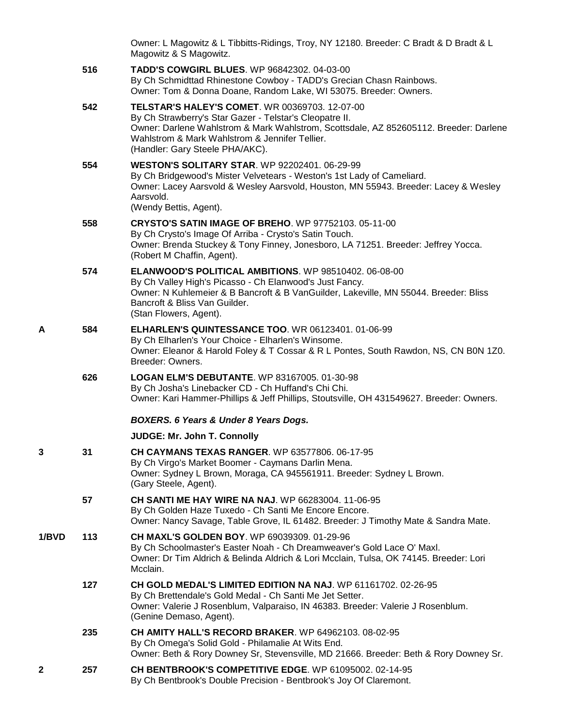Owner: L Magowitz & L Tibbitts-Ridings, Troy, NY 12180. Breeder: C Bradt & D Bradt & L Magowitz & S Magowitz.

516 **TADD'S COWGIRL BLUES**. WP 96842302. 04-03-00
By Ch Schmidttad Rhinestone Cowboy - TADD's Grecian Chasn Rainbows.
Owner: Tom & Donna Doane, Random Lake, WI 53075. Breeder: Owners.

542 **TELSTAR'S HALEY'S COMET**. WR 00369703. 12-07-00
By Ch Strawberry's Star Gazer - Telstar's Cleopatre II.
Owner: Darlene Wahlstrom & Mark Wahlstrom, Scottsdale, AZ 852605112. Breeder: Darlene Wahlstrom & Mark Wahlstrom & Jennifer Tellier.
(Handler: Gary Steele PHA/AKC).

554 **WESTON'S SOLITARY STAR**. WP 92202401. 06-29-99
By Ch Bridgewood's Mister Velvetears - Weston's 1st Lady of Cameliard.
Owner: Lacey Aarsvold & Wesley Aarsvold, Houston, MN 55943. Breeder: Lacey & Wesley Aarsvold.
(Wendy Bettis, Agent).

558 **CRYSTO'S SATIN IMAGE OF BREHO**. WP 97752103. 05-11-00
By Ch Crysto's Image Of Arriba - Crysto's Satin Touch.
Owner: Brenda Stuckey & Tony Finney, Jonesboro, LA 71251. Breeder: Jeffrey Yocca.
(Robert M Chaffin, Agent).

574 **ELANWOOD'S POLITICAL AMBITIONS**. WP 98510402. 06-08-00
By Ch Valley High's Picasso - Ch Elanwood's Just Fancy.
Owner: N Kuhlemeier & B Bancroft & B VanGuilder, Lakeville, MN 55044. Breeder: Bliss Bancroft & Bliss Van Guilder.
(Stan Flowers, Agent).

A 584 **ELHARLEN'S QUINTESSANCE TOO**. WR 06123401. 01-06-99
By Ch Elharlen's Your Choice - Elharlen's Winsome.
Owner: Eleanor & Harold Foley & T Cossar & R L Pontes, South Rawdon, NS, CN B0N 1Z0. Breeder: Owners.

626 **LOGAN ELM'S DEBUTANTE**. WP 83167005. 01-30-98
By Ch Josha's Linebacker CD - Ch Huffand's Chi Chi.
Owner: Kari Hammer-Phillips & Jeff Phillips, Stoutsville, OH 431549627. Breeder: Owners.

***BOXERS. 6 Years & Under 8 Years Dogs.***

**JUDGE: Mr. John T. Connolly**

3 31 **CH CAYMANS TEXAS RANGER**. WP 63577806. 06-17-95
By Ch Virgo's Market Boomer - Caymans Darlin Mena.
Owner: Sydney L Brown, Moraga, CA 945561911. Breeder: Sydney L Brown.
(Gary Steele, Agent).

57 **CH SANTI ME HAY WIRE NA NAJ**. WP 66283004. 11-06-95
By Ch Golden Haze Tuxedo - Ch Santi Me Encore Encore.
Owner: Nancy Savage, Table Grove, IL 61482. Breeder: J Timothy Mate & Sandra Mate.

1/BVD 113 **CH MAXL'S GOLDEN BOY**. WP 69039309. 01-29-96
By Ch Schoolmaster's Easter Noah - Ch Dreamweaver's Gold Lace O' Maxl.
Owner: Dr Tim Aldrich & Belinda Aldrich & Lori Mcclain, Tulsa, OK 74145. Breeder: Lori Mcclain.

127 **CH GOLD MEDAL'S LIMITED EDITION NA NAJ**. WP 61161702. 02-26-95
By Ch Brettendale's Gold Medal - Ch Santi Me Jet Setter.
Owner: Valerie J Rosenblum, Valparaiso, IN 46383. Breeder: Valerie J Rosenblum.
(Genine Demaso, Agent).

235 **CH AMITY HALL'S RECORD BRAKER**. WP 64962103. 08-02-95
By Ch Omega's Solid Gold - Philamalie At Wits End.
Owner: Beth & Rory Downey Sr, Stevensville, MD 21666. Breeder: Beth & Rory Downey Sr.

2 257 **CH BENTBROOK'S COMPETITIVE EDGE**. WP 61095002. 02-14-95
By Ch Bentbrook's Double Precision - Bentbrook's Joy Of Claremont.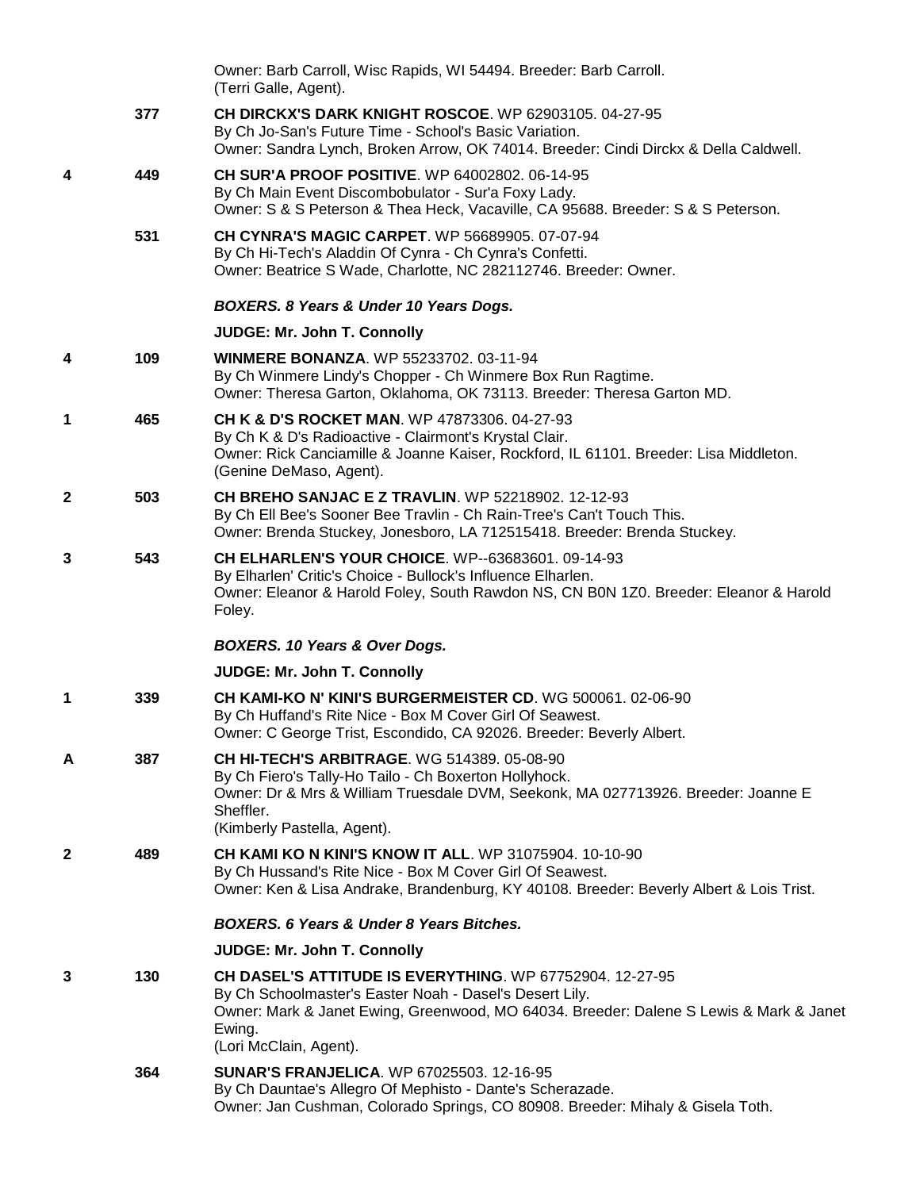Owner: Barb Carroll, Wisc Rapids, WI 54494. Breeder: Barb Carroll.
(Terri Galle, Agent).

377 **CH DIRCKX'S DARK KNIGHT ROSCOE**. WP 62903105. 04-27-95
By Ch Jo-San's Future Time - School's Basic Variation.
Owner: Sandra Lynch, Broken Arrow, OK 74014. Breeder: Cindi Dirckx & Della Caldwell.

4 449 **CH SUR'A PROOF POSITIVE**. WP 64002802. 06-14-95
By Ch Main Event Discombobulator - Sur'a Foxy Lady.
Owner: S & S Peterson & Thea Heck, Vacaville, CA 95688. Breeder: S & S Peterson.

531 **CH CYNRA'S MAGIC CARPET**. WP 56689905. 07-07-94
By Ch Hi-Tech's Aladdin Of Cynra - Ch Cynra's Confetti.
Owner: Beatrice S Wade, Charlotte, NC 282112746. Breeder: Owner.

***BOXERS. 8 Years & Under 10 Years Dogs.***

**JUDGE: Mr. John T. Connolly**

4 109 **WINMERE BONANZA**. WP 55233702. 03-11-94
By Ch Winmere Lindy's Chopper - Ch Winmere Box Run Ragtime.
Owner: Theresa Garton, Oklahoma, OK 73113. Breeder: Theresa Garton MD.

1 465 **CH K & D'S ROCKET MAN**. WP 47873306. 04-27-93
By Ch K & D's Radioactive - Clairmont's Krystal Clair.
Owner: Rick Canciamille & Joanne Kaiser, Rockford, IL 61101. Breeder: Lisa Middleton.
(Genine DeMaso, Agent).

2 503 **CH BREHO SANJAC E Z TRAVLIN**. WP 52218902. 12-12-93
By Ch Ell Bee's Sooner Bee Travlin - Ch Rain-Tree's Can't Touch This.
Owner: Brenda Stuckey, Jonesboro, LA 712515418. Breeder: Brenda Stuckey.

3 543 **CH ELHARLEN'S YOUR CHOICE**. WP--63683601. 09-14-93
By Elharlen' Critic's Choice - Bullock's Influence Elharlen.
Owner: Eleanor & Harold Foley, South Rawdon NS, CN B0N 1Z0. Breeder: Eleanor & Harold Foley.

***BOXERS. 10 Years & Over Dogs.***

**JUDGE: Mr. John T. Connolly**

1 339 **CH KAMI-KO N' KINI'S BURGERMEISTER CD**. WG 500061. 02-06-90
By Ch Huffand's Rite Nice - Box M Cover Girl Of Seawest.
Owner: C George Trist, Escondido, CA 92026. Breeder: Beverly Albert.

A 387 **CH HI-TECH'S ARBITRAGE**. WG 514389. 05-08-90
By Ch Fiero's Tally-Ho Tailo - Ch Boxerton Hollyhock.
Owner: Dr & Mrs & William Truesdale DVM, Seekonk, MA 027713926. Breeder: Joanne E Sheffler.
(Kimberly Pastella, Agent).

2 489 **CH KAMI KO N KINI'S KNOW IT ALL**. WP 31075904. 10-10-90
By Ch Hussand's Rite Nice - Box M Cover Girl Of Seawest.
Owner: Ken & Lisa Andrake, Brandenburg, KY 40108. Breeder: Beverly Albert & Lois Trist.

***BOXERS. 6 Years & Under 8 Years Bitches.***

**JUDGE: Mr. John T. Connolly**

3 130 **CH DASEL'S ATTITUDE IS EVERYTHING**. WP 67752904. 12-27-95
By Ch Schoolmaster's Easter Noah - Dasel's Desert Lily.
Owner: Mark & Janet Ewing, Greenwood, MO 64034. Breeder: Dalene S Lewis & Mark & Janet Ewing.
(Lori McClain, Agent).

364 **SUNAR'S FRANJELICA**. WP 67025503. 12-16-95
By Ch Dauntae's Allegro Of Mephisto - Dante's Scherazade.
Owner: Jan Cushman, Colorado Springs, CO 80908. Breeder: Mihaly & Gisela Toth.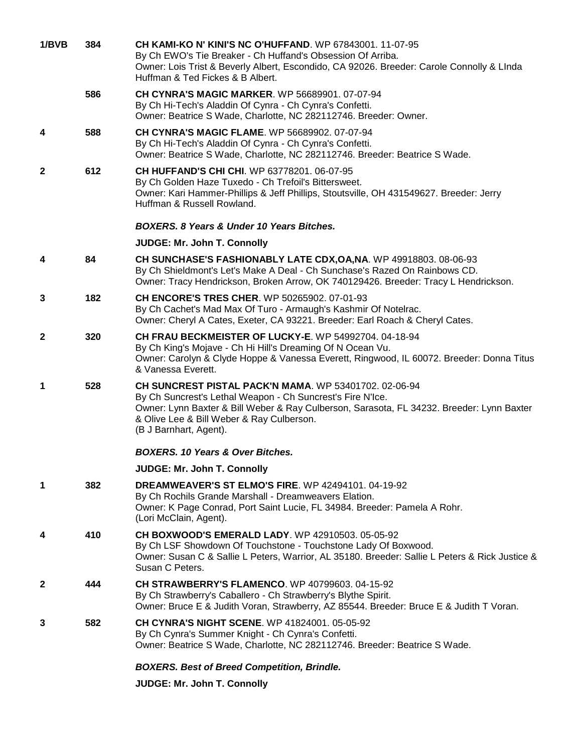**1/BVB** 384 **CH KAMI-KO N' KINI'S NC O'HUFFAND**. WP 67843001. 11-07-95
By Ch EWO's Tie Breaker - Ch Huffand's Obsession Of Arriba.
Owner: Lois Trist & Beverly Albert, Escondido, CA 92026. Breeder: Carole Connolly & LInda Huffman & Ted Fickes & B Albert.

586 **CH CYNRA'S MAGIC MARKER**. WP 56689901. 07-07-94
By Ch Hi-Tech's Aladdin Of Cynra - Ch Cynra's Confetti.
Owner: Beatrice S Wade, Charlotte, NC 282112746. Breeder: Owner.

**4** 588 **CH CYNRA'S MAGIC FLAME**. WP 56689902. 07-07-94
By Ch Hi-Tech's Aladdin Of Cynra - Ch Cynra's Confetti.
Owner: Beatrice S Wade, Charlotte, NC 282112746. Breeder: Beatrice S Wade.

**2** 612 **CH HUFFAND'S CHI CHI**. WP 63778201. 06-07-95
By Ch Golden Haze Tuxedo - Ch Trefoil's Bittersweet.
Owner: Kari Hammer-Phillips & Jeff Phillips, Stoutsville, OH 431549627. Breeder: Jerry Huffman & Russell Rowland.

***BOXERS. 8 Years & Under 10 Years Bitches.***

**JUDGE: Mr. John T. Connolly**

**4** 84 **CH SUNCHASE'S FASHIONABLY LATE CDX,OA,NA**. WP 49918803. 08-06-93
By Ch Shieldmont's Let's Make A Deal - Ch Sunchase's Razed On Rainbows CD.
Owner: Tracy Hendrickson, Broken Arrow, OK 740129426. Breeder: Tracy L Hendrickson.

**3** 182 **CH ENCORE'S TRES CHER**. WP 50265902. 07-01-93
By Ch Cachet's Mad Max Of Turo - Armaugh's Kashmir Of Notelrac.
Owner: Cheryl A Cates, Exeter, CA 93221. Breeder: Earl Roach & Cheryl Cates.

**2** 320 **CH FRAU BECKMEISTER OF LUCKY-E**. WP 54992704. 04-18-94
By Ch King's Mojave - Ch Hi Hill's Dreaming Of N Ocean Vu.
Owner: Carolyn & Clyde Hoppe & Vanessa Everett, Ringwood, IL 60072. Breeder: Donna Titus & Vanessa Everett.

**1** 528 **CH SUNCREST PISTAL PACK'N MAMA**. WP 53401702. 02-06-94
By Ch Suncrest's Lethal Weapon - Ch Suncrest's Fire N'Ice.
Owner: Lynn Baxter & Bill Weber & Ray Culberson, Sarasota, FL 34232. Breeder: Lynn Baxter & Olive Lee & Bill Weber & Ray Culberson.
(B J Barnhart, Agent).

***BOXERS. 10 Years & Over Bitches.***

**JUDGE: Mr. John T. Connolly**

**1** 382 **DREAMWEAVER'S ST ELMO'S FIRE**. WP 42494101. 04-19-92
By Ch Rochils Grande Marshall - Dreamweavers Elation.
Owner: K Page Conrad, Port Saint Lucie, FL 34984. Breeder: Pamela A Rohr.
(Lori McClain, Agent).

**4** 410 **CH BOXWOOD'S EMERALD LADY**. WP 42910503. 05-05-92
By Ch LSF Showdown Of Touchstone - Touchstone Lady Of Boxwood.
Owner: Susan C & Sallie L Peters, Warrior, AL 35180. Breeder: Sallie L Peters & Rick Justice & Susan C Peters.

**2** 444 **CH STRAWBERRY'S FLAMENCO**. WP 40799603. 04-15-92
By Ch Strawberry's Caballero - Ch Strawberry's Blythe Spirit.
Owner: Bruce E & Judith Voran, Strawberry, AZ 85544. Breeder: Bruce E & Judith T Voran.

**3** 582 **CH CYNRA'S NIGHT SCENE**. WP 41824001. 05-05-92
By Ch Cynra's Summer Knight - Ch Cynra's Confetti.
Owner: Beatrice S Wade, Charlotte, NC 282112746. Breeder: Beatrice S Wade.

***BOXERS. Best of Breed Competition, Brindle.***

**JUDGE: Mr. John T. Connolly**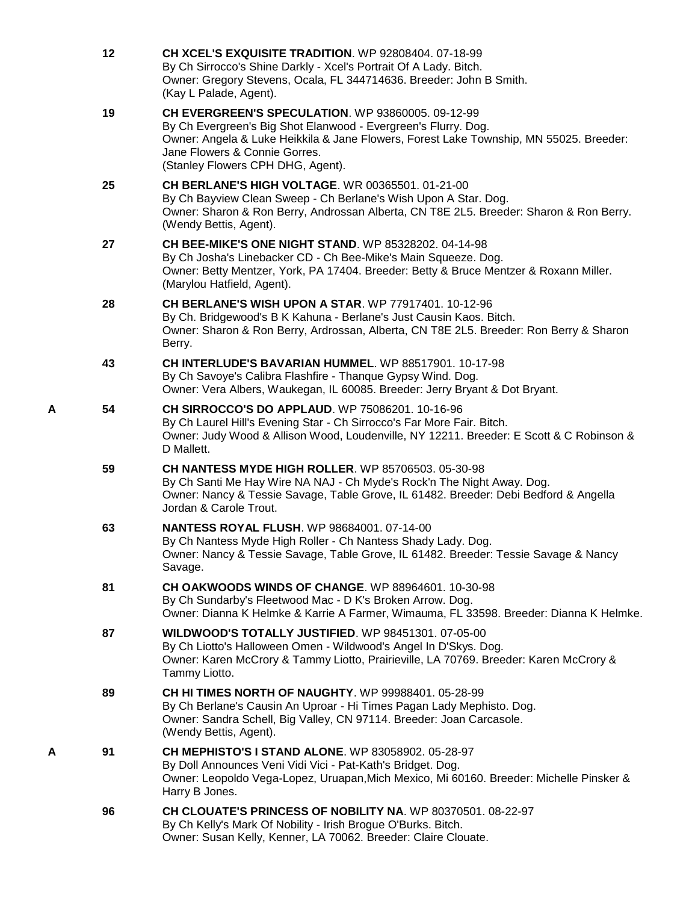12 **CH XCEL'S EXQUISITE TRADITION**. WP 92808404. 07-18-99
By Ch Sirrocco's Shine Darkly - Xcel's Portrait Of A Lady. Bitch.
Owner: Gregory Stevens, Ocala, FL 344714636. Breeder: John B Smith.
(Kay L Palade, Agent).

19 **CH EVERGREEN'S SPECULATION**. WP 93860005. 09-12-99
By Ch Evergreen's Big Shot Elanwood - Evergreen's Flurry. Dog.
Owner: Angela & Luke Heikkila & Jane Flowers, Forest Lake Township, MN 55025. Breeder: Jane Flowers & Connie Gorres.
(Stanley Flowers CPH DHG, Agent).

25 **CH BERLANE'S HIGH VOLTAGE**. WR 00365501. 01-21-00
By Ch Bayview Clean Sweep - Ch Berlane's Wish Upon A Star. Dog.
Owner: Sharon & Ron Berry, Androssan Alberta, CN T8E 2L5. Breeder: Sharon & Ron Berry.
(Wendy Bettis, Agent).

27 **CH BEE-MIKE'S ONE NIGHT STAND**. WP 85328202. 04-14-98
By Ch Josha's Linebacker CD - Ch Bee-Mike's Main Squeeze. Dog.
Owner: Betty Mentzer, York, PA 17404. Breeder: Betty & Bruce Mentzer & Roxann Miller.
(Marylou Hatfield, Agent).

28 **CH BERLANE'S WISH UPON A STAR**. WP 77917401. 10-12-96
By Ch. Bridgewood's B K Kahuna - Berlane's Just Causin Kaos. Bitch.
Owner: Sharon & Ron Berry, Ardrossan, Alberta, CN T8E 2L5. Breeder: Ron Berry & Sharon Berry.

43 **CH INTERLUDE'S BAVARIAN HUMMEL**. WP 88517901. 10-17-98
By Ch Savoye's Calibra Flashfire - Thanque Gypsy Wind. Dog.
Owner: Vera Albers, Waukegan, IL 60085. Breeder: Jerry Bryant & Dot Bryant.

A 54 **CH SIRROCCO'S DO APPLAUD**. WP 75086201. 10-16-96
By Ch Laurel Hill's Evening Star - Ch Sirrocco's Far More Fair. Bitch.
Owner: Judy Wood & Allison Wood, Loudenville, NY 12211. Breeder: E Scott & C Robinson & D Mallett.

59 **CH NANTESS MYDE HIGH ROLLER**. WP 85706503. 05-30-98
By Ch Santi Me Hay Wire NA NAJ - Ch Myde's Rock'n The Night Away. Dog.
Owner: Nancy & Tessie Savage, Table Grove, IL 61482. Breeder: Debi Bedford & Angella Jordan & Carole Trout.

63 **NANTESS ROYAL FLUSH**. WP 98684001. 07-14-00
By Ch Nantess Myde High Roller - Ch Nantess Shady Lady. Dog.
Owner: Nancy & Tessie Savage, Table Grove, IL 61482. Breeder: Tessie Savage & Nancy Savage.

81 **CH OAKWOODS WINDS OF CHANGE**. WP 88964601. 10-30-98
By Ch Sundarby's Fleetwood Mac - D K's Broken Arrow. Dog.
Owner: Dianna K Helmke & Karrie A Farmer, Wimauma, FL 33598. Breeder: Dianna K Helmke.

87 **WILDWOOD'S TOTALLY JUSTIFIED**. WP 98451301. 07-05-00
By Ch Liotto's Halloween Omen - Wildwood's Angel In D'Skys. Dog.
Owner: Karen McCrory & Tammy Liotto, Prairieville, LA 70769. Breeder: Karen McCrory & Tammy Liotto.

89 **CH HI TIMES NORTH OF NAUGHTY**. WP 99988401. 05-28-99
By Ch Berlane's Causin An Uproar - Hi Times Pagan Lady Mephisto. Dog.
Owner: Sandra Schell, Big Valley, CN 97114. Breeder: Joan Carcasole.
(Wendy Bettis, Agent).

A 91 **CH MEPHISTO'S I STAND ALONE**. WP 83058902. 05-28-97
By Doll Announces Veni Vidi Vici - Pat-Kath's Bridget. Dog.
Owner: Leopoldo Vega-Lopez, Uruapan,Mich Mexico, Mi 60160. Breeder: Michelle Pinsker & Harry B Jones.

96 **CH CLOUATE'S PRINCESS OF NOBILITY NA**. WP 80370501. 08-22-97
By Ch Kelly's Mark Of Nobility - Irish Brogue O'Burks. Bitch.
Owner: Susan Kelly, Kenner, LA 70062. Breeder: Claire Clouate.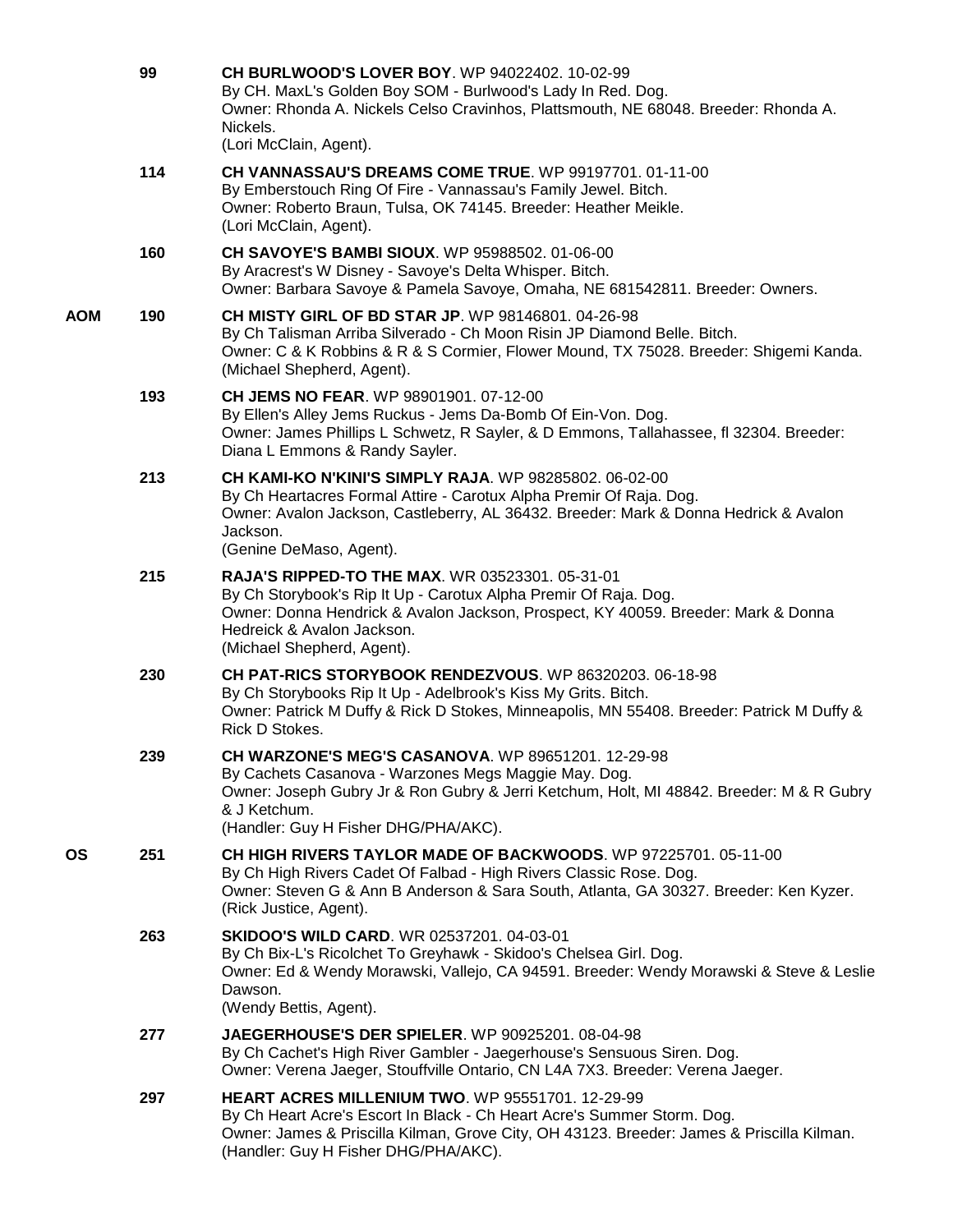99 **CH BURLWOOD'S LOVER BOY**. WP 94022402. 10-02-99
By CH. MaxL's Golden Boy SOM - Burlwood's Lady In Red. Dog.
Owner: Rhonda A. Nickels Celso Cravinhos, Plattsmouth, NE 68048. Breeder: Rhonda A. Nickels.
(Lori McClain, Agent).

114 **CH VANNASSAU'S DREAMS COME TRUE**. WP 99197701. 01-11-00
By Emberstouch Ring Of Fire - Vannassau's Family Jewel. Bitch.
Owner: Roberto Braun, Tulsa, OK 74145. Breeder: Heather Meikle.
(Lori McClain, Agent).

160 **CH SAVOYE'S BAMBI SIOUX**. WP 95988502. 01-06-00
By Aracrest's W Disney - Savoye's Delta Whisper. Bitch.
Owner: Barbara Savoye & Pamela Savoye, Omaha, NE 681542811. Breeder: Owners.

**AOM** 190 **CH MISTY GIRL OF BD STAR JP**. WP 98146801. 04-26-98
By Ch Talisman Arriba Silverado - Ch Moon Risin JP Diamond Belle. Bitch.
Owner: C & K Robbins & R & S Cormier, Flower Mound, TX 75028. Breeder: Shigemi Kanda.
(Michael Shepherd, Agent).

193 **CH JEMS NO FEAR**. WP 98901901. 07-12-00
By Ellen's Alley Jems Ruckus - Jems Da-Bomb Of Ein-Von. Dog.
Owner: James Phillips L Schwetz, R Sayler, & D Emmons, Tallahassee, fl 32304. Breeder: Diana L Emmons & Randy Sayler.

213 **CH KAMI-KO N'KINI'S SIMPLY RAJA**. WP 98285802. 06-02-00
By Ch Heartacres Formal Attire - Carotux Alpha Premir Of Raja. Dog.
Owner: Avalon Jackson, Castleberry, AL 36432. Breeder: Mark & Donna Hedrick & Avalon Jackson.
(Genine DeMaso, Agent).

215 **RAJA'S RIPPED-TO THE MAX**. WR 03523301. 05-31-01
By Ch Storybook's Rip It Up - Carotux Alpha Premir Of Raja. Dog.
Owner: Donna Hendrick & Avalon Jackson, Prospect, KY 40059. Breeder: Mark & Donna Hedreick & Avalon Jackson.
(Michael Shepherd, Agent).

230 **CH PAT-RICS STORYBOOK RENDEZVOUS**. WP 86320203. 06-18-98
By Ch Storybooks Rip It Up - Adelbrook's Kiss My Grits. Bitch.
Owner: Patrick M Duffy & Rick D Stokes, Minneapolis, MN 55408. Breeder: Patrick M Duffy & Rick D Stokes.

239 **CH WARZONE'S MEG'S CASANOVA**. WP 89651201. 12-29-98
By Cachets Casanova - Warzones Megs Maggie May. Dog.
Owner: Joseph Gubry Jr & Ron Gubry & Jerri Ketchum, Holt, MI 48842. Breeder: M & R Gubry & J Ketchum.
(Handler: Guy H Fisher DHG/PHA/AKC).

**OS** 251 **CH HIGH RIVERS TAYLOR MADE OF BACKWOODS**. WP 97225701. 05-11-00
By Ch High Rivers Cadet Of Falbad - High Rivers Classic Rose. Dog.
Owner: Steven G & Ann B Anderson & Sara South, Atlanta, GA 30327. Breeder: Ken Kyzer.
(Rick Justice, Agent).

263 **SKIDOO'S WILD CARD**. WR 02537201. 04-03-01
By Ch Bix-L's Ricolchet To Greyhawk - Skidoo's Chelsea Girl. Dog.
Owner: Ed & Wendy Morawski, Vallejo, CA 94591. Breeder: Wendy Morawski & Steve & Leslie Dawson.
(Wendy Bettis, Agent).

277 **JAEGERHOUSE'S DER SPIELER**. WP 90925201. 08-04-98
By Ch Cachet's High River Gambler - Jaegerhouse's Sensuous Siren. Dog.
Owner: Verena Jaeger, Stouffville Ontario, CN L4A 7X3. Breeder: Verena Jaeger.

297 **HEART ACRES MILLENIUM TWO**. WP 95551701. 12-29-99
By Ch Heart Acre's Escort In Black - Ch Heart Acre's Summer Storm. Dog.
Owner: James & Priscilla Kilman, Grove City, OH 43123. Breeder: James & Priscilla Kilman.
(Handler: Guy H Fisher DHG/PHA/AKC).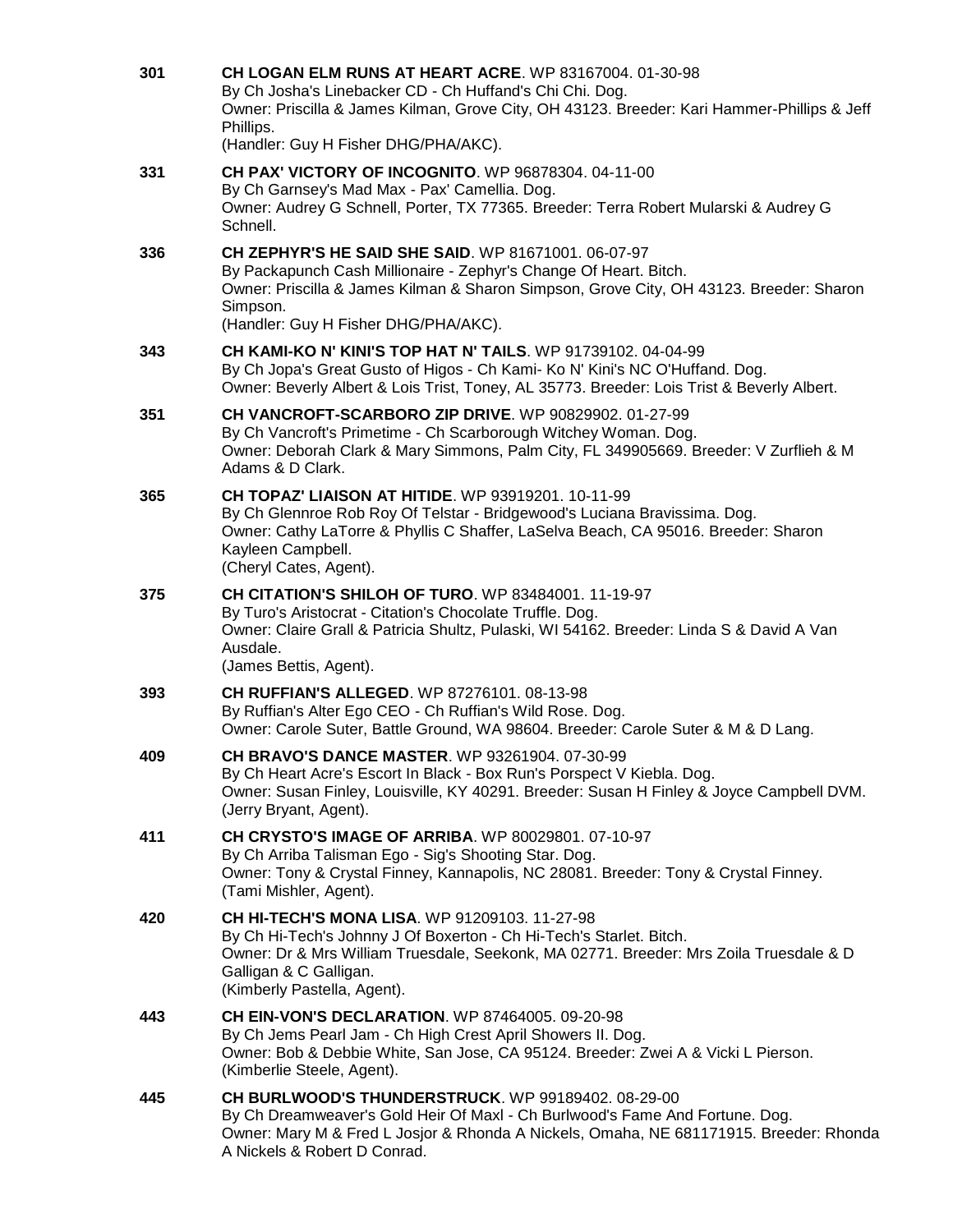**301** **CH LOGAN ELM RUNS AT HEART ACRE**. WP 83167004. 01-30-98
By Ch Josha's Linebacker CD - Ch Huffand's Chi Chi. Dog.
Owner: Priscilla & James Kilman, Grove City, OH 43123. Breeder: Kari Hammer-Phillips & Jeff Phillips.
(Handler: Guy H Fisher DHG/PHA/AKC).

**331** **CH PAX' VICTORY OF INCOGNITO**. WP 96878304. 04-11-00
By Ch Garnsey's Mad Max - Pax' Camellia. Dog.
Owner: Audrey G Schnell, Porter, TX 77365. Breeder: Terra Robert Mularski & Audrey G Schnell.

**336** **CH ZEPHYR'S HE SAID SHE SAID**. WP 81671001. 06-07-97
By Packapunch Cash Millionaire - Zephyr's Change Of Heart. Bitch.
Owner: Priscilla & James Kilman & Sharon Simpson, Grove City, OH 43123. Breeder: Sharon Simpson.
(Handler: Guy H Fisher DHG/PHA/AKC).

**343** **CH KAMI-KO N' KINI'S TOP HAT N' TAILS**. WP 91739102. 04-04-99
By Ch Jopa's Great Gusto of Higos - Ch Kami- Ko N' Kini's NC O'Huffand. Dog.
Owner: Beverly Albert & Lois Trist, Toney, AL 35773. Breeder: Lois Trist & Beverly Albert.

**351** **CH VANCROFT-SCARBORO ZIP DRIVE**. WP 90829902. 01-27-99
By Ch Vancroft's Primetime - Ch Scarborough Witchey Woman. Dog.
Owner: Deborah Clark & Mary Simmons, Palm City, FL 349905669. Breeder: V Zurflieh & M Adams & D Clark.

**365** **CH TOPAZ' LIAISON AT HITIDE**. WP 93919201. 10-11-99
By Ch Glennroe Rob Roy Of Telstar - Bridgewood's Luciana Bravissima. Dog.
Owner: Cathy LaTorre & Phyllis C Shaffer, LaSelva Beach, CA 95016. Breeder: Sharon Kayleen Campbell.
(Cheryl Cates, Agent).

**375** **CH CITATION'S SHILOH OF TURO**. WP 83484001. 11-19-97
By Turo's Aristocrat - Citation's Chocolate Truffle. Dog.
Owner: Claire Grall & Patricia Shultz, Pulaski, WI 54162. Breeder: Linda S & David A Van Ausdale.
(James Bettis, Agent).

**393** **CH RUFFIAN'S ALLEGED**. WP 87276101. 08-13-98
By Ruffian's Alter Ego CEO - Ch Ruffian's Wild Rose. Dog.
Owner: Carole Suter, Battle Ground, WA 98604. Breeder: Carole Suter & M & D Lang.

**409** **CH BRAVO'S DANCE MASTER**. WP 93261904. 07-30-99
By Ch Heart Acre's Escort In Black - Box Run's Porspect V Kiebla. Dog.
Owner: Susan Finley, Louisville, KY 40291. Breeder: Susan H Finley & Joyce Campbell DVM.
(Jerry Bryant, Agent).

**411** **CH CRYSTO'S IMAGE OF ARRIBA**. WP 80029801. 07-10-97
By Ch Arriba Talisman Ego - Sig's Shooting Star. Dog.
Owner: Tony & Crystal Finney, Kannapolis, NC 28081. Breeder: Tony & Crystal Finney.
(Tami Mishler, Agent).

**420** **CH HI-TECH'S MONA LISA**. WP 91209103. 11-27-98
By Ch Hi-Tech's Johnny J Of Boxerton - Ch Hi-Tech's Starlet. Bitch.
Owner: Dr & Mrs William Truesdale, Seekonk, MA 02771. Breeder: Mrs Zoila Truesdale & D Galligan & C Galligan.
(Kimberly Pastella, Agent).

**443** **CH EIN-VON'S DECLARATION**. WP 87464005. 09-20-98
By Ch Jems Pearl Jam - Ch High Crest April Showers II. Dog.
Owner: Bob & Debbie White, San Jose, CA 95124. Breeder: Zwei A & Vicki L Pierson.
(Kimberlie Steele, Agent).

**445** **CH BURLWOOD'S THUNDERSTRUCK**. WP 99189402. 08-29-00
By Ch Dreamweaver's Gold Heir Of Maxl - Ch Burlwood's Fame And Fortune. Dog.
Owner: Mary M & Fred L Josjor & Rhonda A Nickels, Omaha, NE 681171915. Breeder: Rhonda A Nickels & Robert D Conrad.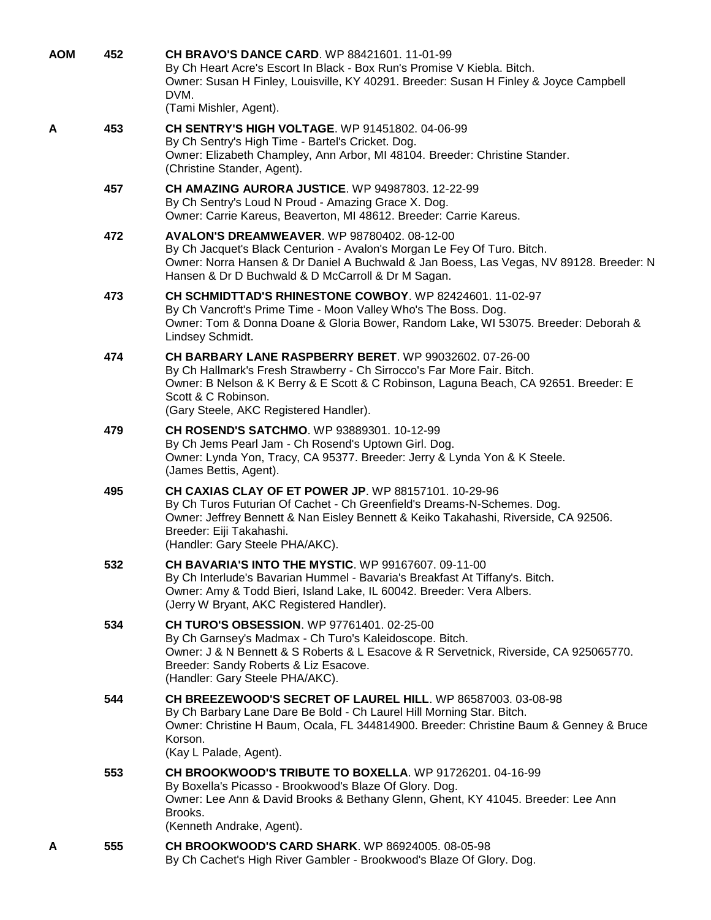**AOM** 452 **CH BRAVO'S DANCE CARD**. WP 88421601. 11-01-99
By Ch Heart Acre's Escort In Black - Box Run's Promise V Kiebla. Bitch.
Owner: Susan H Finley, Louisville, KY 40291. Breeder: Susan H Finley & Joyce Campbell DVM.
(Tami Mishler, Agent).

**A** 453 **CH SENTRY'S HIGH VOLTAGE**. WP 91451802. 04-06-99
By Ch Sentry's High Time - Bartel's Cricket. Dog.
Owner: Elizabeth Champley, Ann Arbor, MI 48104. Breeder: Christine Stander.
(Christine Stander, Agent).

457 **CH AMAZING AURORA JUSTICE**. WP 94987803. 12-22-99
By Ch Sentry's Loud N Proud - Amazing Grace X. Dog.
Owner: Carrie Kareus, Beaverton, MI 48612. Breeder: Carrie Kareus.

472 **AVALON'S DREAMWEAVER**. WP 98780402. 08-12-00
By Ch Jacquet's Black Centurion - Avalon's Morgan Le Fey Of Turo. Bitch.
Owner: Norra Hansen & Dr Daniel A Buchwald & Jan Boess, Las Vegas, NV 89128. Breeder: N Hansen & Dr D Buchwald & D McCarroll & Dr M Sagan.

473 **CH SCHMIDTTAD'S RHINESTONE COWBOY**. WP 82424601. 11-02-97
By Ch Vancroft's Prime Time - Moon Valley Who's The Boss. Dog.
Owner: Tom & Donna Doane & Gloria Bower, Random Lake, WI 53075. Breeder: Deborah & Lindsey Schmidt.

474 **CH BARBARY LANE RASPBERRY BERET**. WP 99032602. 07-26-00
By Ch Hallmark's Fresh Strawberry - Ch Sirrocco's Far More Fair. Bitch.
Owner: B Nelson & K Berry & E Scott & C Robinson, Laguna Beach, CA 92651. Breeder: E Scott & C Robinson.
(Gary Steele, AKC Registered Handler).

479 **CH ROSEND'S SATCHMO**. WP 93889301. 10-12-99
By Ch Jems Pearl Jam - Ch Rosend's Uptown Girl. Dog.
Owner: Lynda Yon, Tracy, CA 95377. Breeder: Jerry & Lynda Yon & K Steele.
(James Bettis, Agent).

495 **CH CAXIAS CLAY OF ET POWER JP**. WP 88157101. 10-29-96
By Ch Turos Futurian Of Cachet - Ch Greenfield's Dreams-N-Schemes. Dog.
Owner: Jeffrey Bennett & Nan Eisley Bennett & Keiko Takahashi, Riverside, CA 92506.
Breeder: Eiji Takahashi.
(Handler: Gary Steele PHA/AKC).

532 **CH BAVARIA'S INTO THE MYSTIC**. WP 99167607. 09-11-00
By Ch Interlude's Bavarian Hummel - Bavaria's Breakfast At Tiffany's. Bitch.
Owner: Amy & Todd Bieri, Island Lake, IL 60042. Breeder: Vera Albers.
(Jerry W Bryant, AKC Registered Handler).

534 **CH TURO'S OBSESSION**. WP 97761401. 02-25-00
By Ch Garnsey's Madmax - Ch Turo's Kaleidoscope. Bitch.
Owner: J & N Bennett & S Roberts & L Esacove & R Servetnick, Riverside, CA 925065770.
Breeder: Sandy Roberts & Liz Esacove.
(Handler: Gary Steele PHA/AKC).

544 **CH BREEZEWOOD'S SECRET OF LAUREL HILL**. WP 86587003. 03-08-98
By Ch Barbary Lane Dare Be Bold - Ch Laurel Hill Morning Star. Bitch.
Owner: Christine H Baum, Ocala, FL 344814900. Breeder: Christine Baum & Genney & Bruce Korson.
(Kay L Palade, Agent).

553 **CH BROOKWOOD'S TRIBUTE TO BOXELLA**. WP 91726201. 04-16-99
By Boxella's Picasso - Brookwood's Blaze Of Glory. Dog.
Owner: Lee Ann & David Brooks & Bethany Glenn, Ghent, KY 41045. Breeder: Lee Ann Brooks.
(Kenneth Andrake, Agent).

**A** 555 **CH BROOKWOOD'S CARD SHARK**. WP 86924005. 08-05-98
By Ch Cachet's High River Gambler - Brookwood's Blaze Of Glory. Dog.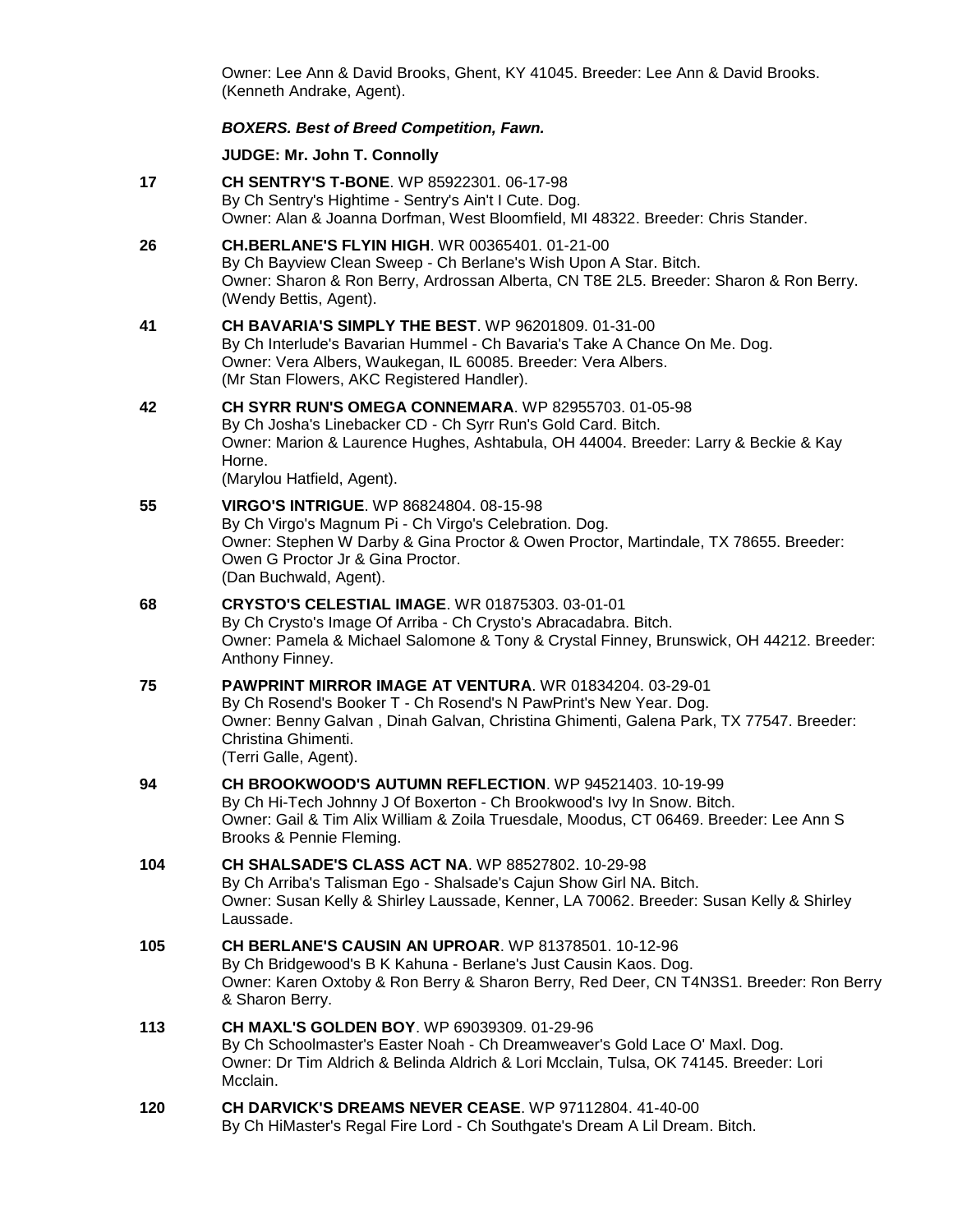Owner: Lee Ann & David Brooks, Ghent, KY 41045. Breeder: Lee Ann & David Brooks.
(Kenneth Andrake, Agent).

***BOXERS. Best of Breed Competition, Fawn.***

**JUDGE: Mr. John T. Connolly**

**17** **CH SENTRY'S T-BONE**. WP 85922301. 06-17-98
By Ch Sentry's Hightime - Sentry's Ain't I Cute. Dog.
Owner: Alan & Joanna Dorfman, West Bloomfield, MI 48322. Breeder: Chris Stander.

**26** **CH.BERLANE'S FLYIN HIGH**. WR 00365401. 01-21-00
By Ch Bayview Clean Sweep - Ch Berlane's Wish Upon A Star. Bitch.
Owner: Sharon & Ron Berry, Ardrossan Alberta, CN T8E 2L5. Breeder: Sharon & Ron Berry.
(Wendy Bettis, Agent).

**41** **CH BAVARIA'S SIMPLY THE BEST**. WP 96201809. 01-31-00
By Ch Interlude's Bavarian Hummel - Ch Bavaria's Take A Chance On Me. Dog.
Owner: Vera Albers, Waukegan, IL 60085. Breeder: Vera Albers.
(Mr Stan Flowers, AKC Registered Handler).

**42** **CH SYRR RUN'S OMEGA CONNEMARA**. WP 82955703. 01-05-98
By Ch Josha's Linebacker CD - Ch Syrr Run's Gold Card. Bitch.
Owner: Marion & Laurence Hughes, Ashtabula, OH 44004. Breeder: Larry & Beckie & Kay Horne.
(Marylou Hatfield, Agent).

**55** **VIRGO'S INTRIGUE**. WP 86824804. 08-15-98
By Ch Virgo's Magnum Pi - Ch Virgo's Celebration. Dog.
Owner: Stephen W Darby & Gina Proctor & Owen Proctor, Martindale, TX 78655. Breeder: Owen G Proctor Jr & Gina Proctor.
(Dan Buchwald, Agent).

**68** **CRYSTO'S CELESTIAL IMAGE**. WR 01875303. 03-01-01
By Ch Crysto's Image Of Arriba - Ch Crysto's Abracadabra. Bitch.
Owner: Pamela & Michael Salomone & Tony & Crystal Finney, Brunswick, OH 44212. Breeder: Anthony Finney.

**75** **PAWPRINT MIRROR IMAGE AT VENTURA**. WR 01834204. 03-29-01
By Ch Rosend's Booker T - Ch Rosend's N PawPrint's New Year. Dog.
Owner: Benny Galvan , Dinah Galvan, Christina Ghimenti, Galena Park, TX 77547. Breeder: Christina Ghimenti.
(Terri Galle, Agent).

**94** **CH BROOKWOOD'S AUTUMN REFLECTION**. WP 94521403. 10-19-99
By Ch Hi-Tech Johnny J Of Boxerton - Ch Brookwood's Ivy In Snow. Bitch.
Owner: Gail & Tim Alix William & Zoila Truesdale, Moodus, CT 06469. Breeder: Lee Ann S Brooks & Pennie Fleming.

**104** **CH SHALSADE'S CLASS ACT NA**. WP 88527802. 10-29-98
By Ch Arriba's Talisman Ego - Shalsade's Cajun Show Girl NA. Bitch.
Owner: Susan Kelly & Shirley Laussade, Kenner, LA 70062. Breeder: Susan Kelly & Shirley Laussade.

**105** **CH BERLANE'S CAUSIN AN UPROAR**. WP 81378501. 10-12-96
By Ch Bridgewood's B K Kahuna - Berlane's Just Causin Kaos. Dog.
Owner: Karen Oxtoby & Ron Berry & Sharon Berry, Red Deer, CN T4N3S1. Breeder: Ron Berry & Sharon Berry.

**113** **CH MAXL'S GOLDEN BOY**. WP 69039309. 01-29-96
By Ch Schoolmaster's Easter Noah - Ch Dreamweaver's Gold Lace O' Maxl. Dog.
Owner: Dr Tim Aldrich & Belinda Aldrich & Lori Mcclain, Tulsa, OK 74145. Breeder: Lori Mcclain.

**120** **CH DARVICK'S DREAMS NEVER CEASE**. WP 97112804. 41-40-00
By Ch HiMaster's Regal Fire Lord - Ch Southgate's Dream A Lil Dream. Bitch.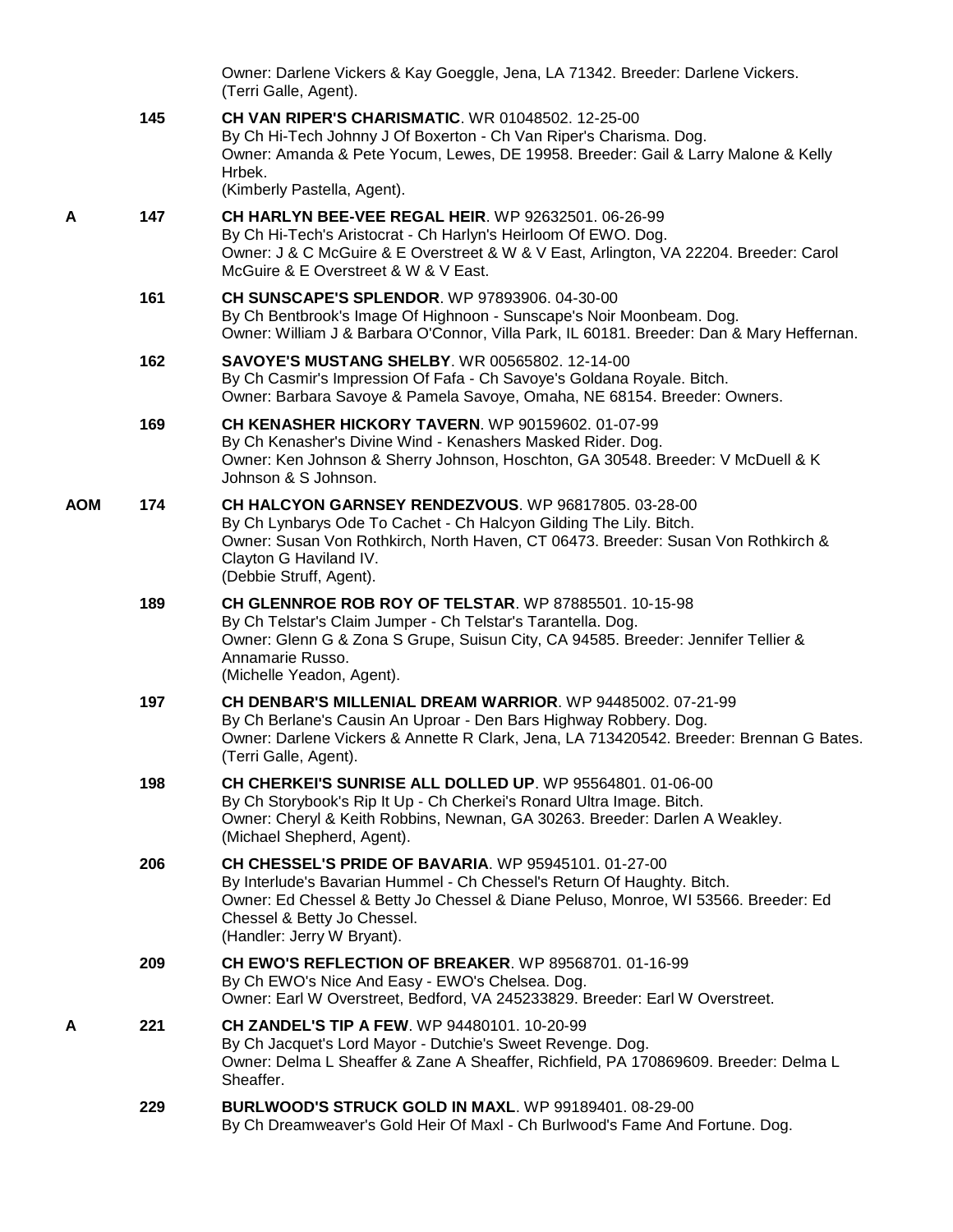Owner: Darlene Vickers & Kay Goeggle, Jena, LA 71342. Breeder: Darlene Vickers.
(Terri Galle, Agent).

145 **CH VAN RIPER'S CHARISMATIC**. WR 01048502. 12-25-00
By Ch Hi-Tech Johnny J Of Boxerton - Ch Van Riper's Charisma. Dog.
Owner: Amanda & Pete Yocum, Lewes, DE 19958. Breeder: Gail & Larry Malone & Kelly Hrbek.
(Kimberly Pastella, Agent).

A 147 **CH HARLYN BEE-VEE REGAL HEIR**. WP 92632501. 06-26-99
By Ch Hi-Tech's Aristocrat - Ch Harlyn's Heirloom Of EWO. Dog.
Owner: J & C McGuire & E Overstreet & W & V East, Arlington, VA 22204. Breeder: Carol McGuire & E Overstreet & W & V East.

161 **CH SUNSCAPE'S SPLENDOR**. WP 97893906. 04-30-00
By Ch Bentbrook's Image Of Highnoon - Sunscape's Noir Moonbeam. Dog.
Owner: William J & Barbara O'Connor, Villa Park, IL 60181. Breeder: Dan & Mary Heffernan.

162 **SAVOYE'S MUSTANG SHELBY**. WR 00565802. 12-14-00
By Ch Casmir's Impression Of Fafa - Ch Savoye's Goldana Royale. Bitch.
Owner: Barbara Savoye & Pamela Savoye, Omaha, NE 68154. Breeder: Owners.

169 **CH KENASHER HICKORY TAVERN**. WP 90159602. 01-07-99
By Ch Kenasher's Divine Wind - Kenashers Masked Rider. Dog.
Owner: Ken Johnson & Sherry Johnson, Hoschton, GA 30548. Breeder: V McDuell & K Johnson & S Johnson.

AOM 174 **CH HALCYON GARNSEY RENDEZVOUS**. WP 96817805. 03-28-00
By Ch Lynbarys Ode To Cachet - Ch Halcyon Gilding The Lily. Bitch.
Owner: Susan Von Rothkirch, North Haven, CT 06473. Breeder: Susan Von Rothkirch & Clayton G Haviland IV.
(Debbie Struff, Agent).

189 **CH GLENNROE ROB ROY OF TELSTAR**. WP 87885501. 10-15-98
By Ch Telstar's Claim Jumper - Ch Telstar's Tarantella. Dog.
Owner: Glenn G & Zona S Grupe, Suisun City, CA 94585. Breeder: Jennifer Tellier & Annamarie Russo.
(Michelle Yeadon, Agent).

197 **CH DENBAR'S MILLENIAL DREAM WARRIOR**. WP 94485002. 07-21-99
By Ch Berlane's Causin An Uproar - Den Bars Highway Robbery. Dog.
Owner: Darlene Vickers & Annette R Clark, Jena, LA 713420542. Breeder: Brennan G Bates.
(Terri Galle, Agent).

198 **CH CHERKEI'S SUNRISE ALL DOLLED UP**. WP 95564801. 01-06-00
By Ch Storybook's Rip It Up - Ch Cherkei's Ronard Ultra Image. Bitch.
Owner: Cheryl & Keith Robbins, Newnan, GA 30263. Breeder: Darlen A Weakley.
(Michael Shepherd, Agent).

206 **CH CHESSEL'S PRIDE OF BAVARIA**. WP 95945101. 01-27-00
By Interlude's Bavarian Hummel - Ch Chessel's Return Of Haughty. Bitch.
Owner: Ed Chessel & Betty Jo Chessel & Diane Peluso, Monroe, WI 53566. Breeder: Ed Chessel & Betty Jo Chessel.
(Handler: Jerry W Bryant).

209 **CH EWO'S REFLECTION OF BREAKER**. WP 89568701. 01-16-99
By Ch EWO's Nice And Easy - EWO's Chelsea. Dog.
Owner: Earl W Overstreet, Bedford, VA 245233829. Breeder: Earl W Overstreet.

A 221 **CH ZANDEL'S TIP A FEW**. WP 94480101. 10-20-99
By Ch Jacquet's Lord Mayor - Dutchie's Sweet Revenge. Dog.
Owner: Delma L Sheaffer & Zane A Sheaffer, Richfield, PA 170869609. Breeder: Delma L Sheaffer.

229 **BURLWOOD'S STRUCK GOLD IN MAXL**. WP 99189401. 08-29-00
By Ch Dreamweaver's Gold Heir Of Maxl - Ch Burlwood's Fame And Fortune. Dog.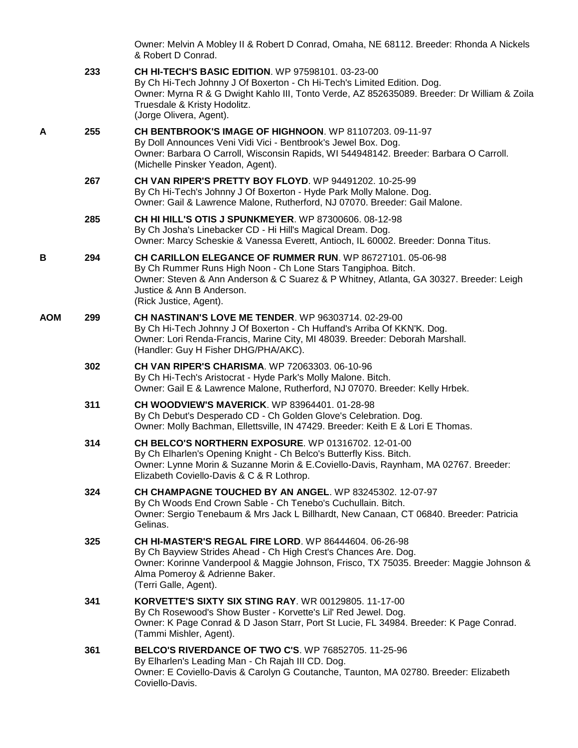Owner: Melvin A Mobley II & Robert D Conrad, Omaha, NE 68112. Breeder: Rhonda A Nickels & Robert D Conrad.

233 **CH HI-TECH'S BASIC EDITION**. WP 97598101. 03-23-00
By Ch Hi-Tech Johnny J Of Boxerton - Ch Hi-Tech's Limited Edition. Dog.
Owner: Myrna R & G Dwight Kahlo III, Tonto Verde, AZ 852635089. Breeder: Dr William & Zoila Truesdale & Kristy Hodolitz.
(Jorge Olivera, Agent).

A 255 **CH BENTBROOK'S IMAGE OF HIGHNOON**. WP 81107203. 09-11-97
By Doll Announces Veni Vidi Vici - Bentbrook's Jewel Box. Dog.
Owner: Barbara O Carroll, Wisconsin Rapids, WI 544948142. Breeder: Barbara O Carroll.
(Michelle Pinsker Yeadon, Agent).

267 **CH VAN RIPER'S PRETTY BOY FLOYD**. WP 94491202. 10-25-99
By Ch Hi-Tech's Johnny J Of Boxerton - Hyde Park Molly Malone. Dog.
Owner: Gail & Lawrence Malone, Rutherford, NJ 07070. Breeder: Gail Malone.

285 **CH HI HILL'S OTIS J SPUNKMEYER**. WP 87300606. 08-12-98
By Ch Josha's Linebacker CD - Hi Hill's Magical Dream. Dog.
Owner: Marcy Scheskie & Vanessa Everett, Antioch, IL 60002. Breeder: Donna Titus.

B 294 **CH CARILLON ELEGANCE OF RUMMER RUN**. WP 86727101. 05-06-98
By Ch Rummer Runs High Noon - Ch Lone Stars Tangiphoa. Bitch.
Owner: Steven & Ann Anderson & C Suarez & P Whitney, Atlanta, GA 30327. Breeder: Leigh Justice & Ann B Anderson.
(Rick Justice, Agent).

AOM 299 **CH NASTINAN'S LOVE ME TENDER**. WP 96303714. 02-29-00
By Ch Hi-Tech Johnny J Of Boxerton - Ch Huffand's Arriba Of KKN'K. Dog.
Owner: Lori Renda-Francis, Marine City, MI 48039. Breeder: Deborah Marshall.
(Handler: Guy H Fisher DHG/PHA/AKC).

302 **CH VAN RIPER'S CHARISMA**. WP 72063303. 06-10-96
By Ch Hi-Tech's Aristocrat - Hyde Park's Molly Malone. Bitch.
Owner: Gail E & Lawrence Malone, Rutherford, NJ 07070. Breeder: Kelly Hrbek.

311 **CH WOODVIEW'S MAVERICK**. WP 83964401. 01-28-98
By Ch Debut's Desperado CD - Ch Golden Glove's Celebration. Dog.
Owner: Molly Bachman, Ellettsville, IN 47429. Breeder: Keith E & Lori E Thomas.

314 **CH BELCO'S NORTHERN EXPOSURE**. WP 01316702. 12-01-00
By Ch Elharlen's Opening Knight - Ch Belco's Butterfly Kiss. Bitch.
Owner: Lynne Morin & Suzanne Morin & E.Coviello-Davis, Raynham, MA 02767. Breeder: Elizabeth Coviello-Davis & C & R Lothrop.

324 **CH CHAMPAGNE TOUCHED BY AN ANGEL**. WP 83245302. 12-07-97
By Ch Woods End Crown Sable - Ch Tenebo's Cuchullain. Bitch.
Owner: Sergio Tenebaum & Mrs Jack L Billhardt, New Canaan, CT 06840. Breeder: Patricia Gelinas.

325 **CH HI-MASTER'S REGAL FIRE LORD**. WP 86444604. 06-26-98
By Ch Bayview Strides Ahead - Ch High Crest's Chances Are. Dog.
Owner: Korinne Vanderpool & Maggie Johnson, Frisco, TX 75035. Breeder: Maggie Johnson & Alma Pomeroy & Adrienne Baker.
(Terri Galle, Agent).

341 **KORVETTE'S SIXTY SIX STING RAY**. WR 00129805. 11-17-00
By Ch Rosewood's Show Buster - Korvette's Lil' Red Jewel. Dog.
Owner: K Page Conrad & D Jason Starr, Port St Lucie, FL 34984. Breeder: K Page Conrad.
(Tammi Mishler, Agent).

361 **BELCO'S RIVERDANCE OF TWO C'S**. WP 76852705. 11-25-96
By Elharlen's Leading Man - Ch Rajah III CD. Dog.
Owner: E Coviello-Davis & Carolyn G Coutanche, Taunton, MA 02780. Breeder: Elizabeth Coviello-Davis.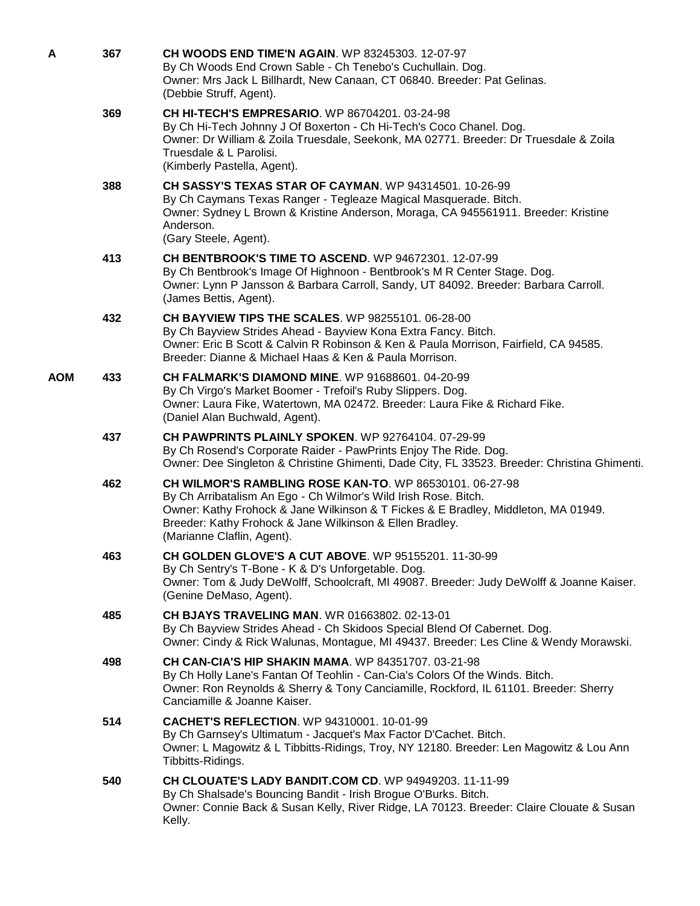**A** 367 **CH WOODS END TIME'N AGAIN**. WP 83245303. 12-07-97
By Ch Woods End Crown Sable - Ch Tenebo's Cuchullain. Dog.
Owner: Mrs Jack L Billhardt, New Canaan, CT 06840. Breeder: Pat Gelinas.
(Debbie Struff, Agent).

369 **CH HI-TECH'S EMPRESARIO**. WP 86704201. 03-24-98
By Ch Hi-Tech Johnny J Of Boxerton - Ch Hi-Tech's Coco Chanel. Dog.
Owner: Dr William & Zoila Truesdale, Seekonk, MA 02771. Breeder: Dr Truesdale & Zoila Truesdale & L Parolisi.
(Kimberly Pastella, Agent).

388 **CH SASSY'S TEXAS STAR OF CAYMAN**. WP 94314501. 10-26-99
By Ch Caymans Texas Ranger - Tegleaze Magical Masquerade. Bitch.
Owner: Sydney L Brown & Kristine Anderson, Moraga, CA 945561911. Breeder: Kristine Anderson.
(Gary Steele, Agent).

413 **CH BENTBROOK'S TIME TO ASCEND**. WP 94672301. 12-07-99
By Ch Bentbrook's Image Of Highnoon - Bentbrook's M R Center Stage. Dog.
Owner: Lynn P Jansson & Barbara Carroll, Sandy, UT 84092. Breeder: Barbara Carroll.
(James Bettis, Agent).

432 **CH BAYVIEW TIPS THE SCALES**. WP 98255101. 06-28-00
By Ch Bayview Strides Ahead - Bayview Kona Extra Fancy. Bitch.
Owner: Eric B Scott & Calvin R Robinson & Ken & Paula Morrison, Fairfield, CA 94585.
Breeder: Dianne & Michael Haas & Ken & Paula Morrison.

**AOM** 433 **CH FALMARK'S DIAMOND MINE**. WP 91688601. 04-20-99
By Ch Virgo's Market Boomer - Trefoil's Ruby Slippers. Dog.
Owner: Laura Fike, Watertown, MA 02472. Breeder: Laura Fike & Richard Fike.
(Daniel Alan Buchwald, Agent).

437 **CH PAWPRINTS PLAINLY SPOKEN**. WP 92764104. 07-29-99
By Ch Rosend's Corporate Raider - PawPrints Enjoy The Ride. Dog.
Owner: Dee Singleton & Christine Ghimenti, Dade City, FL 33523. Breeder: Christina Ghimenti.

462 **CH WILMOR'S RAMBLING ROSE KAN-TO**. WP 86530101. 06-27-98
By Ch Arribatalism An Ego - Ch Wilmor's Wild Irish Rose. Bitch.
Owner: Kathy Frohock & Jane Wilkinson & T Fickes & E Bradley, Middleton, MA 01949.
Breeder: Kathy Frohock & Jane Wilkinson & Ellen Bradley.
(Marianne Claflin, Agent).

463 **CH GOLDEN GLOVE'S A CUT ABOVE**. WP 95155201. 11-30-99
By Ch Sentry's T-Bone - K & D's Unforgetable. Dog.
Owner: Tom & Judy DeWolff, Schoolcraft, MI 49087. Breeder: Judy DeWolff & Joanne Kaiser.
(Genine DeMaso, Agent).

485 **CH BJAYS TRAVELING MAN**. WR 01663802. 02-13-01
By Ch Bayview Strides Ahead - Ch Skidoos Special Blend Of Cabernet. Dog.
Owner: Cindy & Rick Walunas, Montague, MI 49437. Breeder: Les Cline & Wendy Morawski.

498 **CH CAN-CIA'S HIP SHAKIN MAMA**. WP 84351707. 03-21-98
By Ch Holly Lane's Fantan Of Teohlin - Can-Cia's Colors Of the Winds. Bitch.
Owner: Ron Reynolds & Sherry & Tony Canciamille, Rockford, IL 61101. Breeder: Sherry Canciamille & Joanne Kaiser.

514 **CACHET'S REFLECTION**. WP 94310001. 10-01-99
By Ch Garnsey's Ultimatum - Jacquet's Max Factor D'Cachet. Bitch.
Owner: L Magowitz & L Tibbitts-Ridings, Troy, NY 12180. Breeder: Len Magowitz & Lou Ann Tibbitts-Ridings.

540 **CH CLOUATE'S LADY BANDIT.COM CD**. WP 94949203. 11-11-99
By Ch Shalsade's Bouncing Bandit - Irish Brogue O'Burks. Bitch.
Owner: Connie Back & Susan Kelly, River Ridge, LA 70123. Breeder: Claire Clouate & Susan Kelly.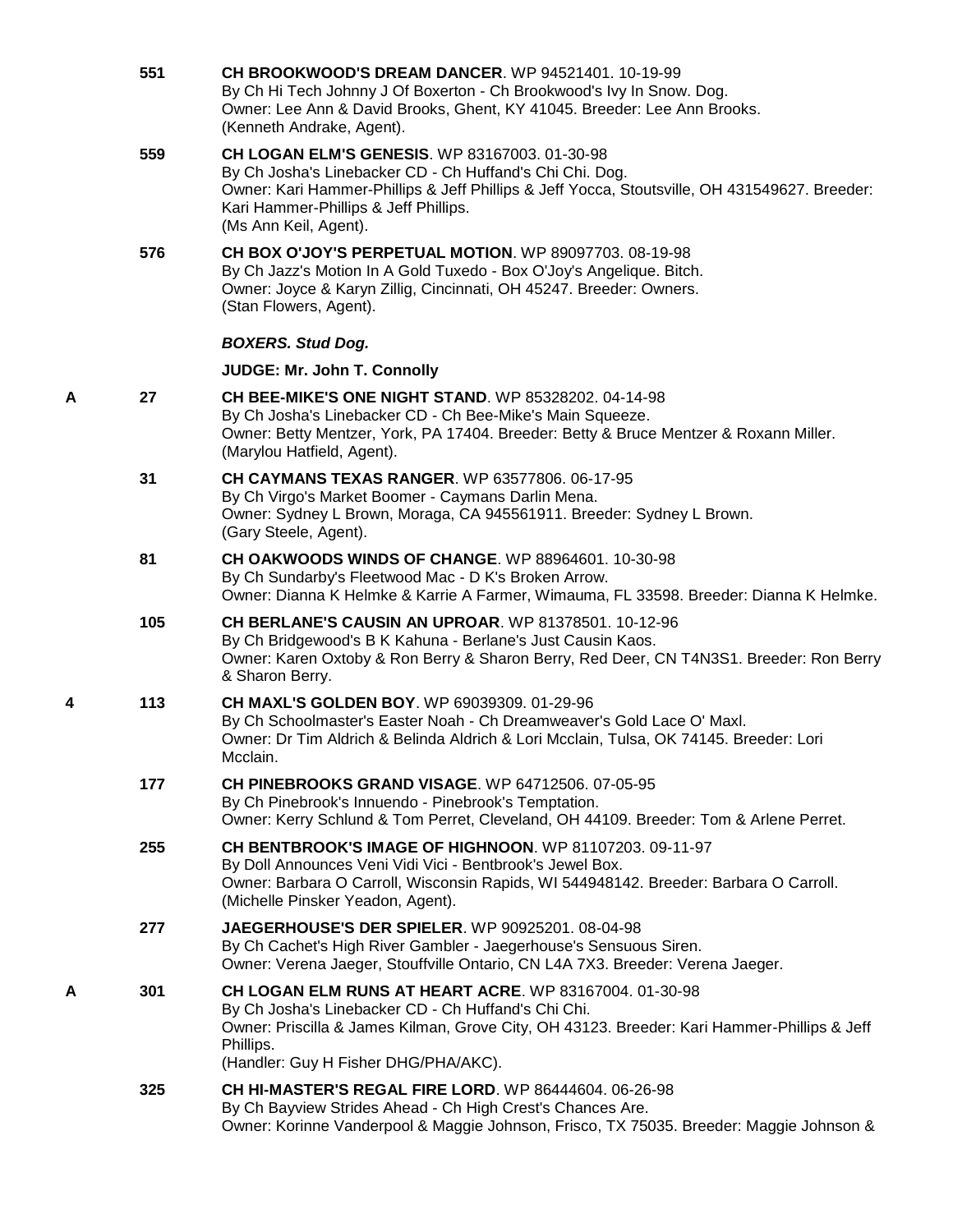551 **CH BROOKWOOD'S DREAM DANCER**. WP 94521401. 10-19-99
By Ch Hi Tech Johnny J Of Boxerton - Ch Brookwood's Ivy In Snow. Dog.
Owner: Lee Ann & David Brooks, Ghent, KY 41045. Breeder: Lee Ann Brooks.
(Kenneth Andrake, Agent).

559 **CH LOGAN ELM'S GENESIS**. WP 83167003. 01-30-98
By Ch Josha's Linebacker CD - Ch Huffand's Chi Chi. Dog.
Owner: Kari Hammer-Phillips & Jeff Phillips & Jeff Yocca, Stoutsville, OH 431549627. Breeder: Kari Hammer-Phillips & Jeff Phillips.
(Ms Ann Keil, Agent).

576 **CH BOX O'JOY'S PERPETUAL MOTION**. WP 89097703. 08-19-98
By Ch Jazz's Motion In A Gold Tuxedo - Box O'Joy's Angelique. Bitch.
Owner: Joyce & Karyn Zillig, Cincinnati, OH 45247. Breeder: Owners.
(Stan Flowers, Agent).

***BOXERS. Stud Dog.***

**JUDGE: Mr. John T. Connolly**

A 27 **CH BEE-MIKE'S ONE NIGHT STAND**. WP 85328202. 04-14-98
By Ch Josha's Linebacker CD - Ch Bee-Mike's Main Squeeze.
Owner: Betty Mentzer, York, PA 17404. Breeder: Betty & Bruce Mentzer & Roxann Miller.
(Marylou Hatfield, Agent).

31 **CH CAYMANS TEXAS RANGER**. WP 63577806. 06-17-95
By Ch Virgo's Market Boomer - Caymans Darlin Mena.
Owner: Sydney L Brown, Moraga, CA 945561911. Breeder: Sydney L Brown.
(Gary Steele, Agent).

81 **CH OAKWOODS WINDS OF CHANGE**. WP 88964601. 10-30-98
By Ch Sundarby's Fleetwood Mac - D K's Broken Arrow.
Owner: Dianna K Helmke & Karrie A Farmer, Wimauma, FL 33598. Breeder: Dianna K Helmke.

105 **CH BERLANE'S CAUSIN AN UPROAR**. WP 81378501. 10-12-96
By Ch Bridgewood's B K Kahuna - Berlane's Just Causin Kaos.
Owner: Karen Oxtoby & Ron Berry & Sharon Berry, Red Deer, CN T4N3S1. Breeder: Ron Berry & Sharon Berry.

4 113 **CH MAXL'S GOLDEN BOY**. WP 69039309. 01-29-96
By Ch Schoolmaster's Easter Noah - Ch Dreamweaver's Gold Lace O' Maxl.
Owner: Dr Tim Aldrich & Belinda Aldrich & Lori Mcclain, Tulsa, OK 74145. Breeder: Lori Mcclain.

177 **CH PINEBROOKS GRAND VISAGE**. WP 64712506. 07-05-95
By Ch Pinebrook's Innuendo - Pinebrook's Temptation.
Owner: Kerry Schlund & Tom Perret, Cleveland, OH 44109. Breeder: Tom & Arlene Perret.

255 **CH BENTBROOK'S IMAGE OF HIGHNOON**. WP 81107203. 09-11-97
By Doll Announces Veni Vidi Vici - Bentbrook's Jewel Box.
Owner: Barbara O Carroll, Wisconsin Rapids, WI 544948142. Breeder: Barbara O Carroll.
(Michelle Pinsker Yeadon, Agent).

277 **JAEGERHOUSE'S DER SPIELER**. WP 90925201. 08-04-98
By Ch Cachet's High River Gambler - Jaegerhouse's Sensuous Siren.
Owner: Verena Jaeger, Stouffville Ontario, CN L4A 7X3. Breeder: Verena Jaeger.

A 301 **CH LOGAN ELM RUNS AT HEART ACRE**. WP 83167004. 01-30-98
By Ch Josha's Linebacker CD - Ch Huffand's Chi Chi.
Owner: Priscilla & James Kilman, Grove City, OH 43123. Breeder: Kari Hammer-Phillips & Jeff Phillips.
(Handler: Guy H Fisher DHG/PHA/AKC).

325 **CH HI-MASTER'S REGAL FIRE LORD**. WP 86444604. 06-26-98
By Ch Bayview Strides Ahead - Ch High Crest's Chances Are.
Owner: Korinne Vanderpool & Maggie Johnson, Frisco, TX 75035. Breeder: Maggie Johnson &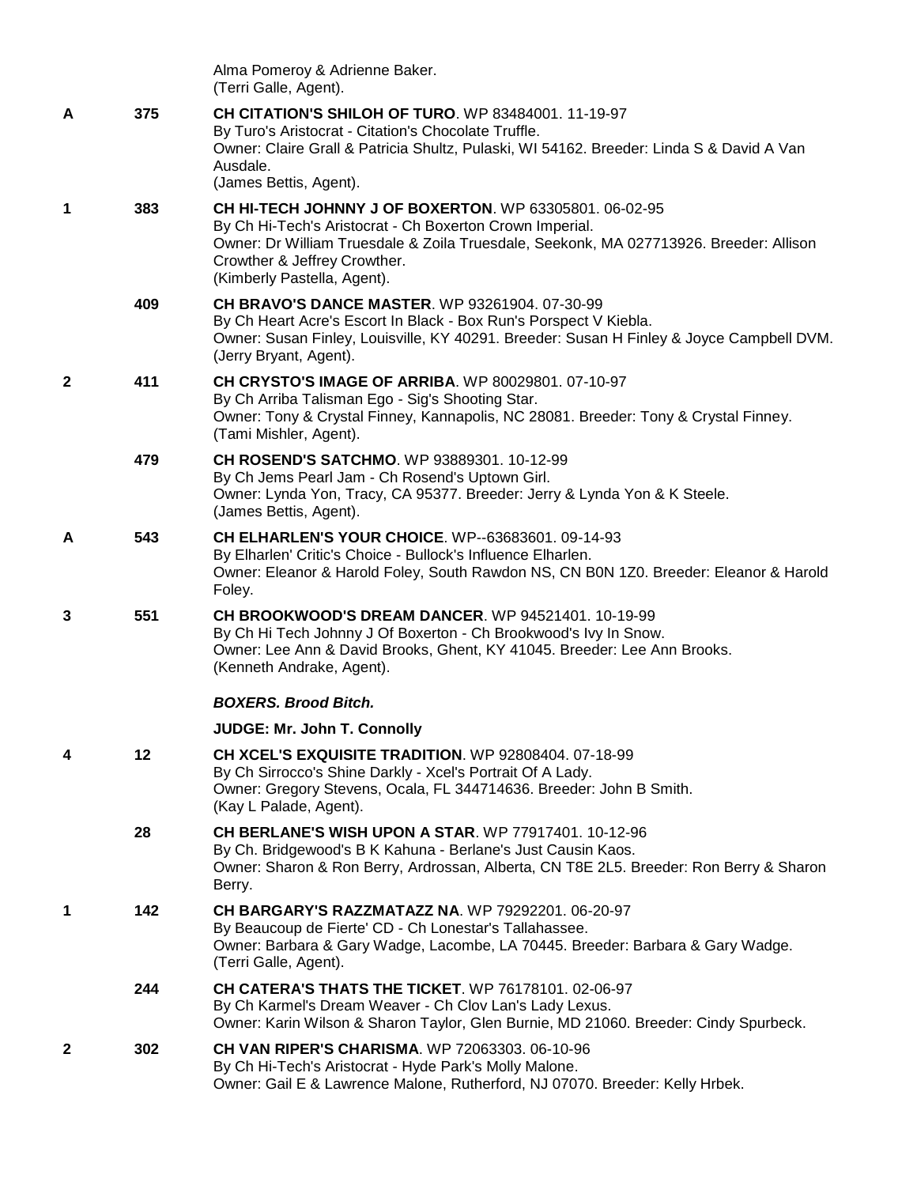Alma Pomeroy & Adrienne Baker.
(Terri Galle, Agent).

A 375 **CH CITATION'S SHILOH OF TURO**. WP 83484001. 11-19-97
By Turo's Aristocrat - Citation's Chocolate Truffle.
Owner: Claire Grall & Patricia Shultz, Pulaski, WI 54162. Breeder: Linda S & David A Van Ausdale.
(James Bettis, Agent).

1 383 **CH HI-TECH JOHNNY J OF BOXERTON**. WP 63305801. 06-02-95
By Ch Hi-Tech's Aristocrat - Ch Boxerton Crown Imperial.
Owner: Dr William Truesdale & Zoila Truesdale, Seekonk, MA 027713926. Breeder: Allison Crowther & Jeffrey Crowther.
(Kimberly Pastella, Agent).

409 **CH BRAVO'S DANCE MASTER**. WP 93261904. 07-30-99
By Ch Heart Acre's Escort In Black - Box Run's Porspect V Kiebla.
Owner: Susan Finley, Louisville, KY 40291. Breeder: Susan H Finley & Joyce Campbell DVM.
(Jerry Bryant, Agent).

2 411 **CH CRYSTO'S IMAGE OF ARRIBA**. WP 80029801. 07-10-97
By Ch Arriba Talisman Ego - Sig's Shooting Star.
Owner: Tony & Crystal Finney, Kannapolis, NC 28081. Breeder: Tony & Crystal Finney.
(Tami Mishler, Agent).

479 **CH ROSEND'S SATCHMO**. WP 93889301. 10-12-99
By Ch Jems Pearl Jam - Ch Rosend's Uptown Girl.
Owner: Lynda Yon, Tracy, CA 95377. Breeder: Jerry & Lynda Yon & K Steele.
(James Bettis, Agent).

A 543 **CH ELHARLEN'S YOUR CHOICE**. WP--63683601. 09-14-93
By Elharlen' Critic's Choice - Bullock's Influence Elharlen.
Owner: Eleanor & Harold Foley, South Rawdon NS, CN B0N 1Z0. Breeder: Eleanor & Harold Foley.

3 551 **CH BROOKWOOD'S DREAM DANCER**. WP 94521401. 10-19-99
By Ch Hi Tech Johnny J Of Boxerton - Ch Brookwood's Ivy In Snow.
Owner: Lee Ann & David Brooks, Ghent, KY 41045. Breeder: Lee Ann Brooks.
(Kenneth Andrake, Agent).

***BOXERS. Brood Bitch.***

**JUDGE: Mr. John T. Connolly**

4 12 **CH XCEL'S EXQUISITE TRADITION**. WP 92808404. 07-18-99
By Ch Sirrocco's Shine Darkly - Xcel's Portrait Of A Lady.
Owner: Gregory Stevens, Ocala, FL 344714636. Breeder: John B Smith.
(Kay L Palade, Agent).

28 **CH BERLANE'S WISH UPON A STAR**. WP 77917401. 10-12-96
By Ch. Bridgewood's B K Kahuna - Berlane's Just Causin Kaos.
Owner: Sharon & Ron Berry, Ardrossan, Alberta, CN T8E 2L5. Breeder: Ron Berry & Sharon Berry.

1 142 **CH BARGARY'S RAZZMATAZZ NA**. WP 79292201. 06-20-97
By Beaucoup de Fierte' CD - Ch Lonestar's Tallahassee.
Owner: Barbara & Gary Wadge, Lacombe, LA 70445. Breeder: Barbara & Gary Wadge.
(Terri Galle, Agent).

244 **CH CATERA'S THATS THE TICKET**. WP 76178101. 02-06-97
By Ch Karmel's Dream Weaver - Ch Clov Lan's Lady Lexus.
Owner: Karin Wilson & Sharon Taylor, Glen Burnie, MD 21060. Breeder: Cindy Spurbeck.

2 302 **CH VAN RIPER'S CHARISMA**. WP 72063303. 06-10-96
By Ch Hi-Tech's Aristocrat - Hyde Park's Molly Malone.
Owner: Gail E & Lawrence Malone, Rutherford, NJ 07070. Breeder: Kelly Hrbek.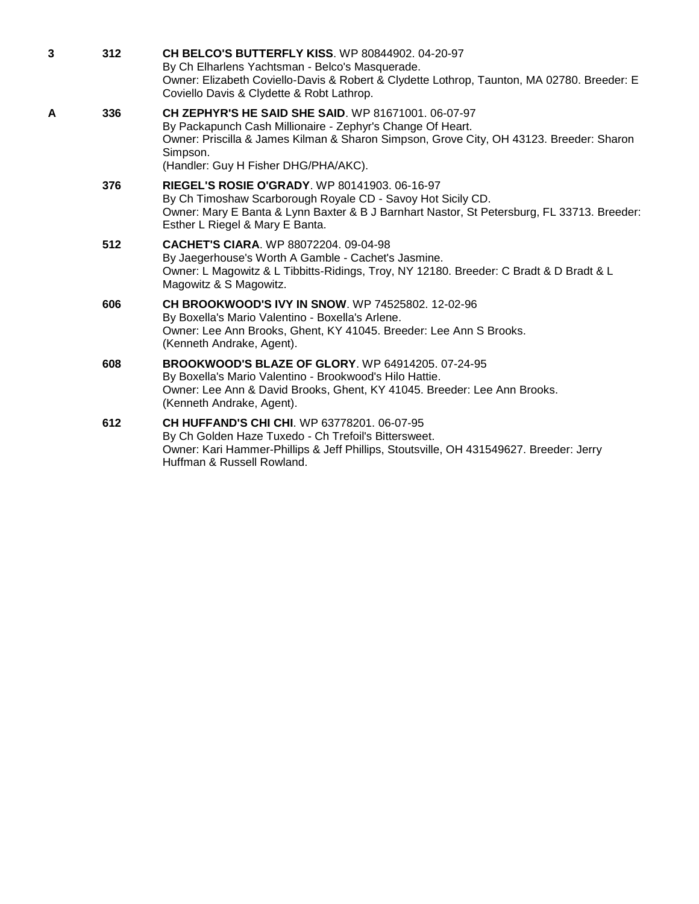**3** **312** **CH BELCO'S BUTTERFLY KISS**. WP 80844902. 04-20-97
By Ch Elharlens Yachtsman - Belco's Masquerade.
Owner: Elizabeth Coviello-Davis & Robert & Clydette Lothrop, Taunton, MA 02780. Breeder: E Coviello Davis & Clydette & Robt Lathrop.

**A** **336** **CH ZEPHYR'S HE SAID SHE SAID**. WP 81671001. 06-07-97
By Packapunch Cash Millionaire - Zephyr's Change Of Heart.
Owner: Priscilla & James Kilman & Sharon Simpson, Grove City, OH 43123. Breeder: Sharon Simpson.
(Handler: Guy H Fisher DHG/PHA/AKC).

**376** **RIEGEL'S ROSIE O'GRADY**. WP 80141903. 06-16-97
By Ch Timoshaw Scarborough Royale CD - Savoy Hot Sicily CD.
Owner: Mary E Banta & Lynn Baxter & B J Barnhart Nastor, St Petersburg, FL 33713. Breeder: Esther L Riegel & Mary E Banta.

**512** **CACHET'S CIARA**. WP 88072204. 09-04-98
By Jaegerhouse's Worth A Gamble - Cachet's Jasmine.
Owner: L Magowitz & L Tibbitts-Ridings, Troy, NY 12180. Breeder: C Bradt & D Bradt & L Magowitz & S Magowitz.

**606** **CH BROOKWOOD'S IVY IN SNOW**. WP 74525802. 12-02-96
By Boxella's Mario Valentino - Boxella's Arlene.
Owner: Lee Ann Brooks, Ghent, KY 41045. Breeder: Lee Ann S Brooks.
(Kenneth Andrake, Agent).

**608** **BROOKWOOD'S BLAZE OF GLORY**. WP 64914205. 07-24-95
By Boxella's Mario Valentino - Brookwood's Hilo Hattie.
Owner: Lee Ann & David Brooks, Ghent, KY 41045. Breeder: Lee Ann Brooks.
(Kenneth Andrake, Agent).

**612** **CH HUFFAND'S CHI CHI**. WP 63778201. 06-07-95
By Ch Golden Haze Tuxedo - Ch Trefoil's Bittersweet.
Owner: Kari Hammer-Phillips & Jeff Phillips, Stoutsville, OH 431549627. Breeder: Jerry Huffman & Russell Rowland.